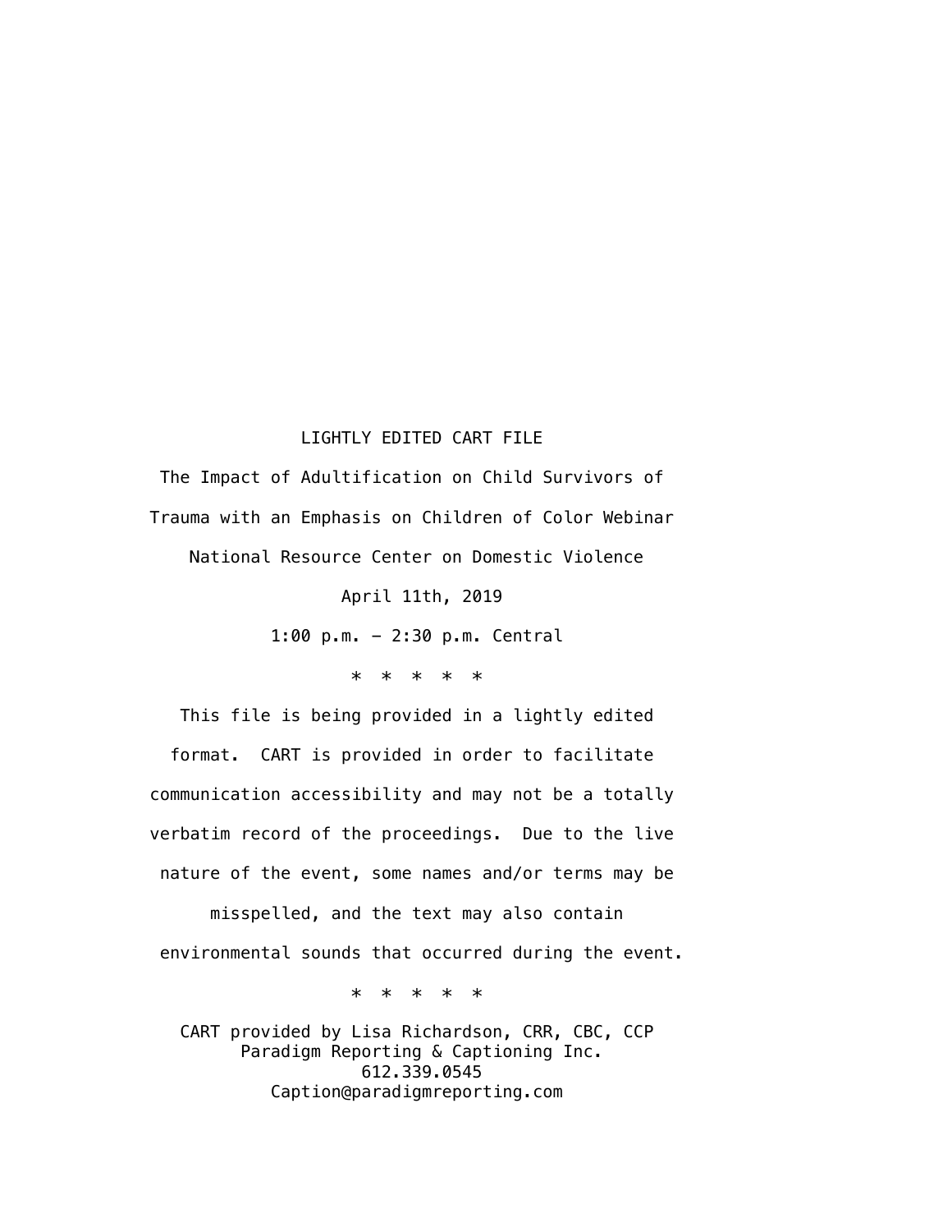# LIGHTLY EDITED CART FILE

The Impact of Adultification on Child Survivors of Trauma with an Emphasis on Children of Color Webinar

National Resource Center on Domestic Violence

April 11th, 2019

1:00 p.m. - 2:30 p.m. Central

\* \* \* \* \*

This file is being provided in a lightly edited format. CART is provided in order to facilitate communication accessibility and may not be a totally verbatim record of the proceedings. Due to the live nature of the event, some names and/or terms may be misspelled, and the text may also contain environmental sounds that occurred during the event.

\* \* \* \* \*

CART provided by Lisa Richardson, CRR, CBC, CCP
Paradigm Reporting & Captioning Inc.
612.339.0545
Caption@paradigmreporting.com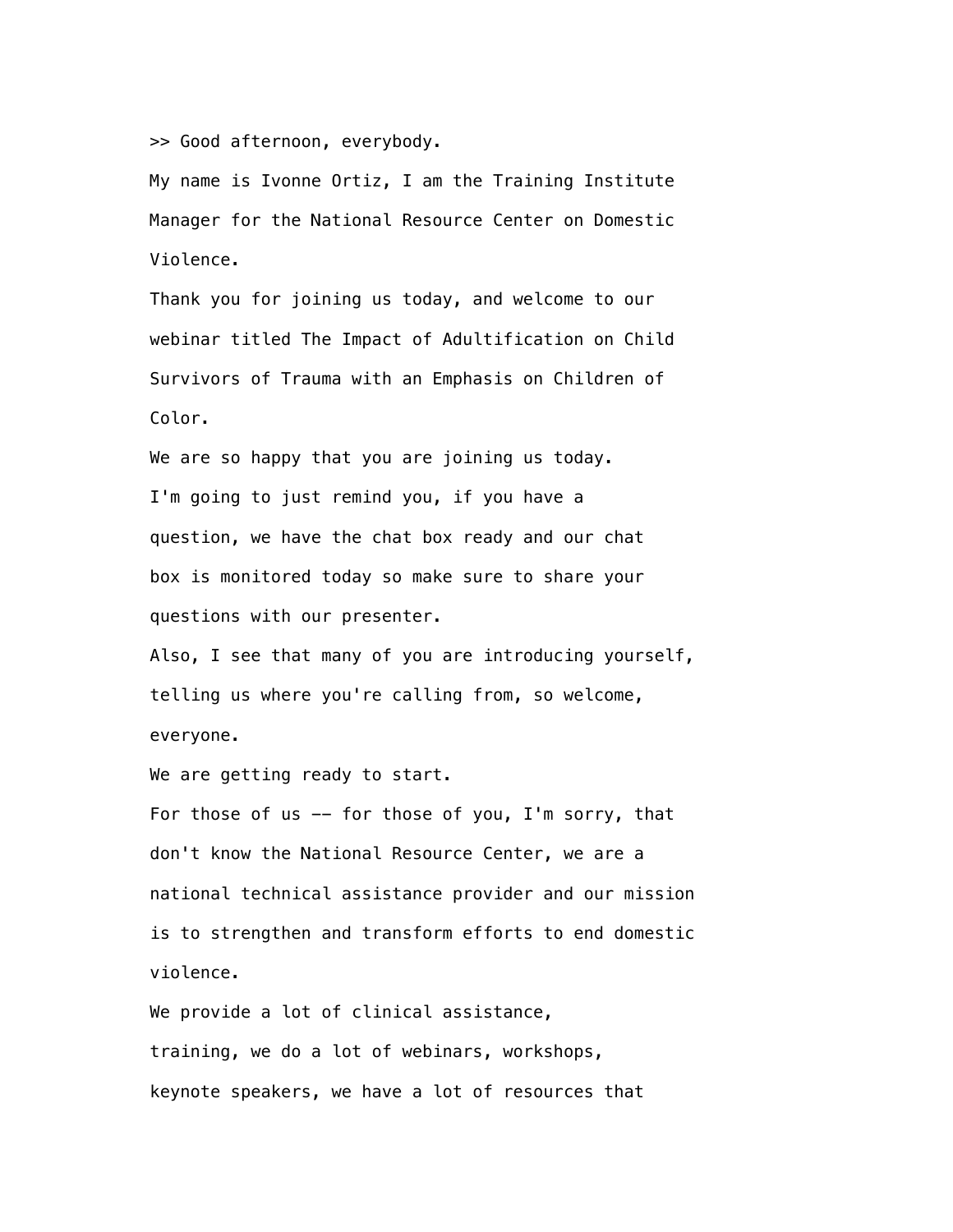>> Good afternoon, everybody.

My name is Ivonne Ortiz, I am the Training Institute Manager for the National Resource Center on Domestic Violence.

Thank you for joining us today, and welcome to our webinar titled The Impact of Adultification on Child Survivors of Trauma with an Emphasis on Children of Color.

We are so happy that you are joining us today.

I'm going to just remind you, if you have a question, we have the chat box ready and our chat box is monitored today so make sure to share your questions with our presenter.

Also, I see that many of you are introducing yourself, telling us where you're calling from, so welcome, everyone.

We are getting ready to start.

For those of us -- for those of you, I'm sorry, that don't know the National Resource Center, we are a national technical assistance provider and our mission is to strengthen and transform efforts to end domestic violence.

We provide a lot of clinical assistance, training, we do a lot of webinars, workshops, keynote speakers, we have a lot of resources that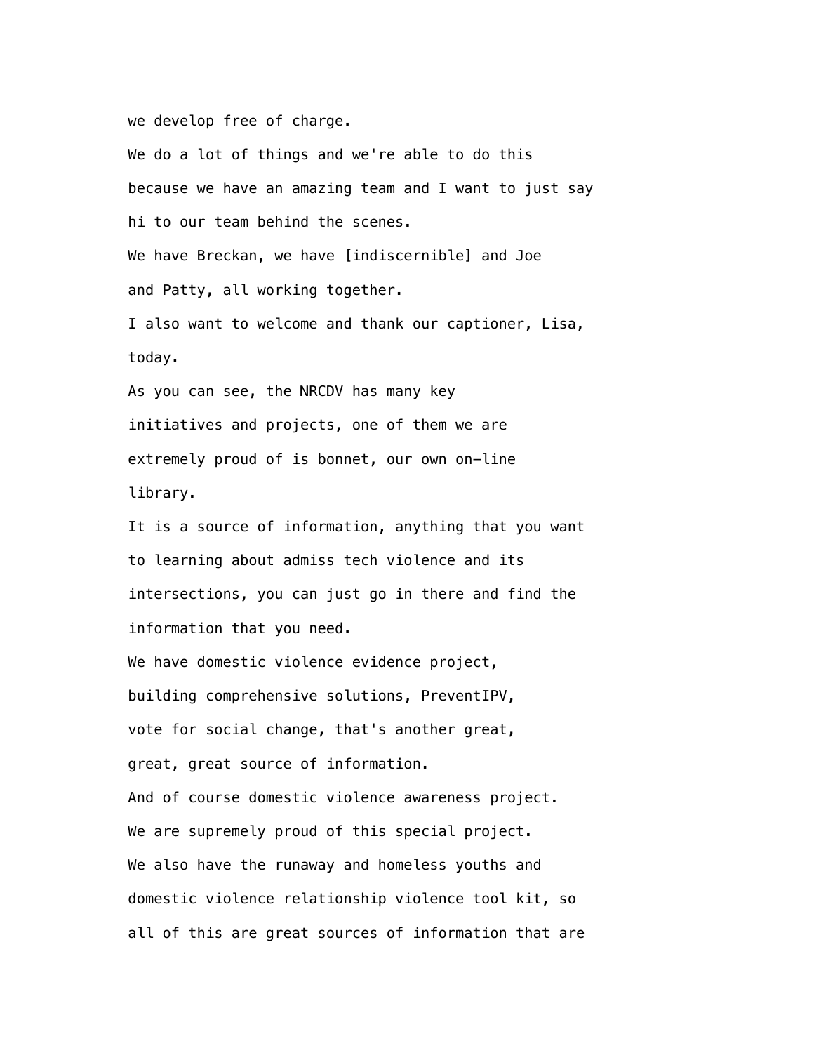we develop free of charge.

We do a lot of things and we're able to do this because we have an amazing team and I want to just say hi to our team behind the scenes.

We have Breckan, we have [indiscernible] and Joe and Patty, all working together.

I also want to welcome and thank our captioner, Lisa, today.

As you can see, the NRCDV has many key initiatives and projects, one of them we are extremely proud of is bonnet, our own on-line library.

It is a source of information, anything that you want to learning about admiss tech violence and its intersections, you can just go in there and find the information that you need.

We have domestic violence evidence project, building comprehensive solutions, PreventIPV, vote for social change, that's another great, great, great source of information.

And of course domestic violence awareness project.

We are supremely proud of this special project.

We also have the runaway and homeless youths and domestic violence relationship violence tool kit, so all of this are great sources of information that are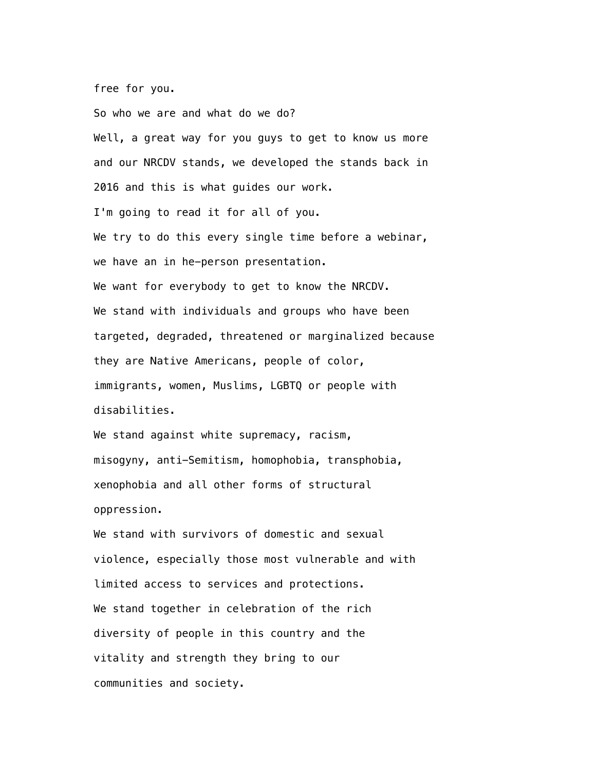free for you.

So who we are and what do we do?

Well, a great way for you guys to get to know us more and our NRCDV stands, we developed the stands back in 2016 and this is what guides our work.

I'm going to read it for all of you.

We try to do this every single time before a webinar, we have an in he-person presentation.

We want for everybody to get to know the NRCDV.

We stand with individuals and groups who have been targeted, degraded, threatened or marginalized because they are Native Americans, people of color, immigrants, women, Muslims, LGBTQ or people with disabilities.

We stand against white supremacy, racism, misogyny, anti-Semitism, homophobia, transphobia, xenophobia and all other forms of structural oppression.

We stand with survivors of domestic and sexual violence, especially those most vulnerable and with limited access to services and protections.

We stand together in celebration of the rich diversity of people in this country and the vitality and strength they bring to our communities and society.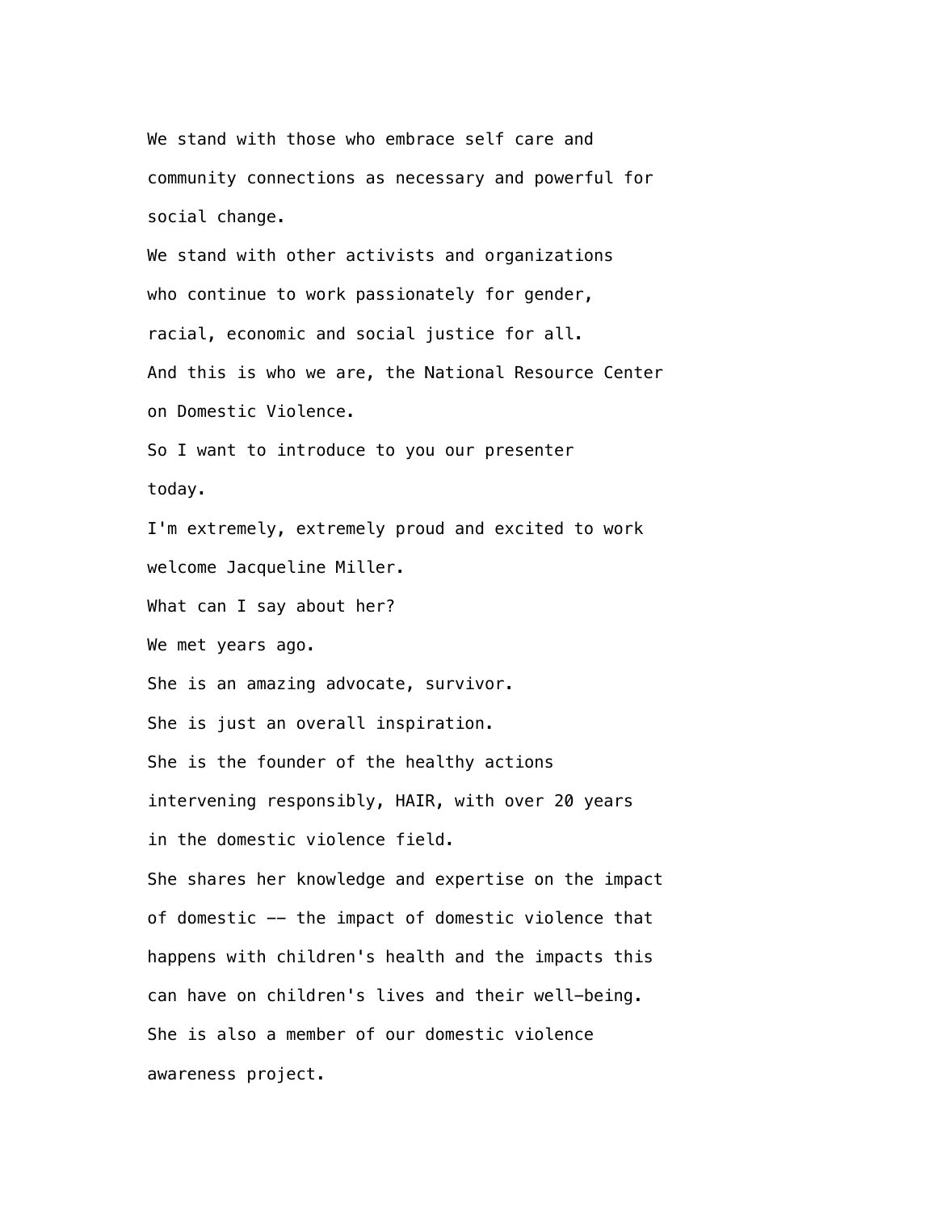We stand with those who embrace self care and community connections as necessary and powerful for social change.

We stand with other activists and organizations who continue to work passionately for gender, racial, economic and social justice for all.

And this is who we are, the National Resource Center on Domestic Violence.

So I want to introduce to you our presenter today.

I'm extremely, extremely proud and excited to work welcome Jacqueline Miller.

What can I say about her?

We met years ago.

She is an amazing advocate, survivor.

She is just an overall inspiration.

She is the founder of the healthy actions intervening responsibly, HAIR, with over 20 years in the domestic violence field.

She shares her knowledge and expertise on the impact of domestic -- the impact of domestic violence that happens with children's health and the impacts this can have on children's lives and their well-being.

She is also a member of our domestic violence awareness project.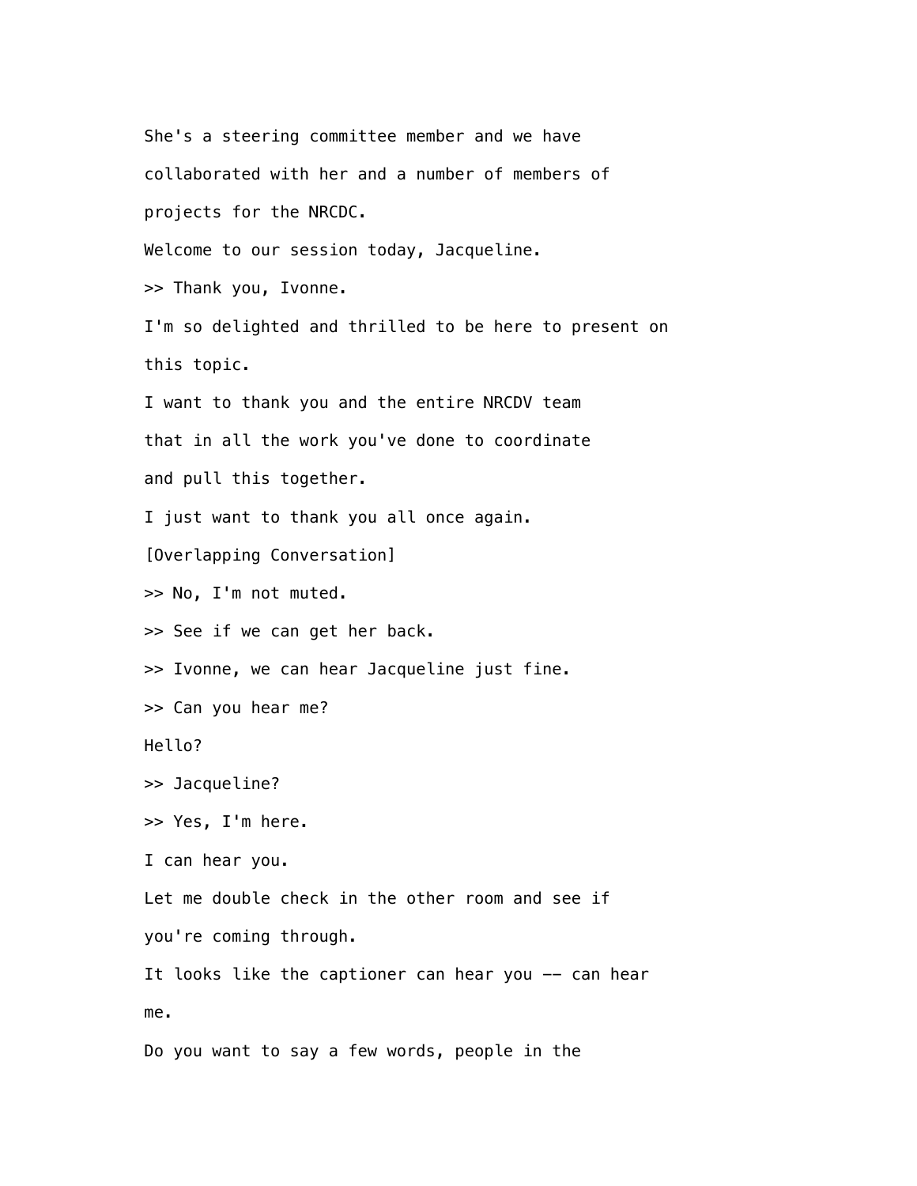She's a steering committee member and we have collaborated with her and a number of members of projects for the NRCDC.

Welcome to our session today, Jacqueline.

>> Thank you, Ivonne.

I'm so delighted and thrilled to be here to present on this topic.

I want to thank you and the entire NRCDV team that in all the work you've done to coordinate and pull this together.

I just want to thank you all once again.

[Overlapping Conversation]

>> No, I'm not muted.

>> See if we can get her back.

>> Ivonne, we can hear Jacqueline just fine.

>> Can you hear me?

Hello?

>> Jacqueline?

>> Yes, I'm here.

I can hear you.

Let me double check in the other room and see if you're coming through.

It looks like the captioner can hear you -- can hear me.

Do you want to say a few words, people in the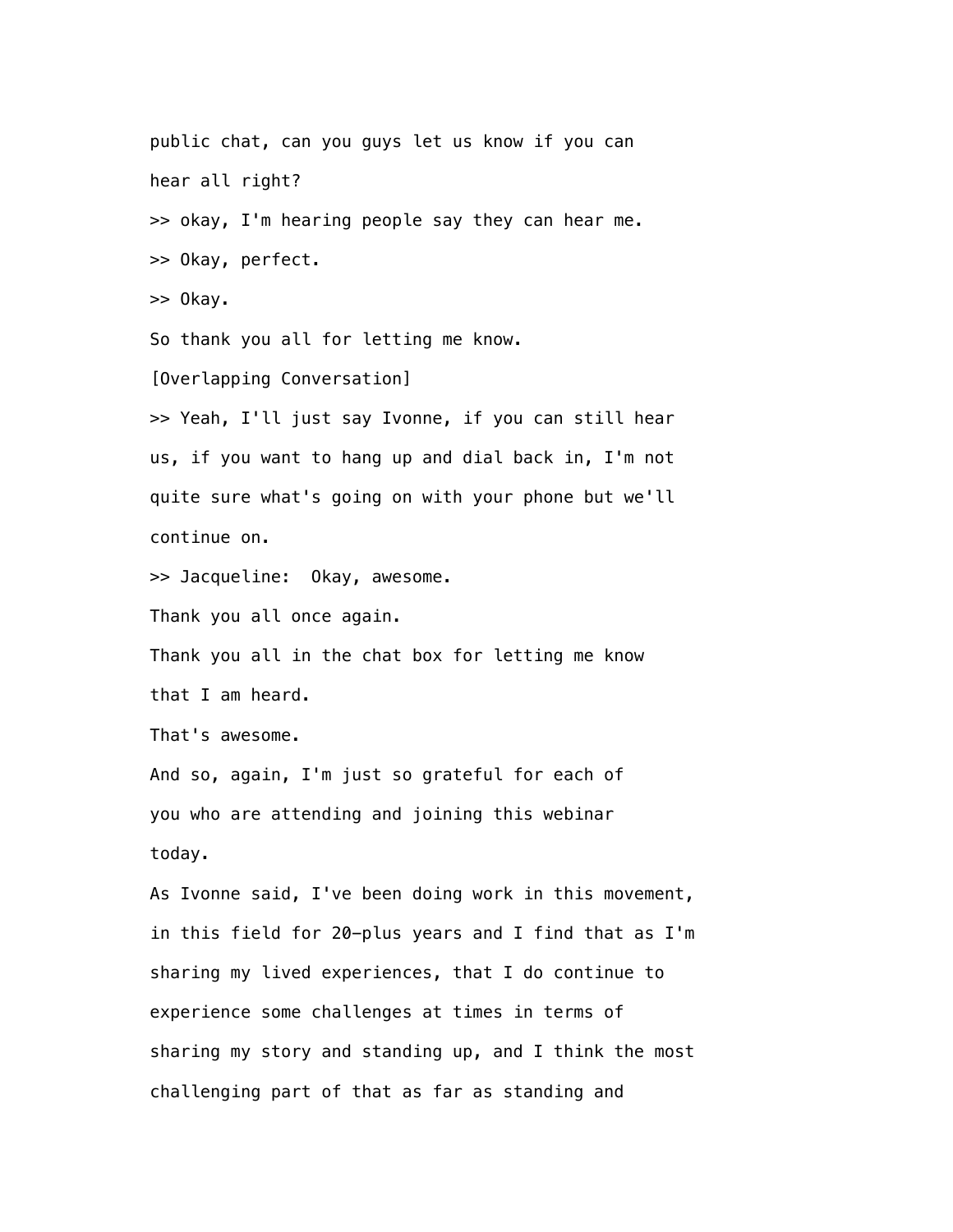public chat, can you guys let us know if you can hear all right?

>> okay, I'm hearing people say they can hear me.

>> Okay, perfect.

>> Okay.

So thank you all for letting me know.

[Overlapping Conversation]

>> Yeah, I'll just say Ivonne, if you can still hear us, if you want to hang up and dial back in, I'm not quite sure what's going on with your phone but we'll continue on.

>> Jacqueline:  Okay, awesome.

Thank you all once again.

Thank you all in the chat box for letting me know that I am heard.

That's awesome.

And so, again, I'm just so grateful for each of you who are attending and joining this webinar today.

As Ivonne said, I've been doing work in this movement, in this field for 20-plus years and I find that as I'm sharing my lived experiences, that I do continue to experience some challenges at times in terms of sharing my story and standing up, and I think the most challenging part of that as far as standing and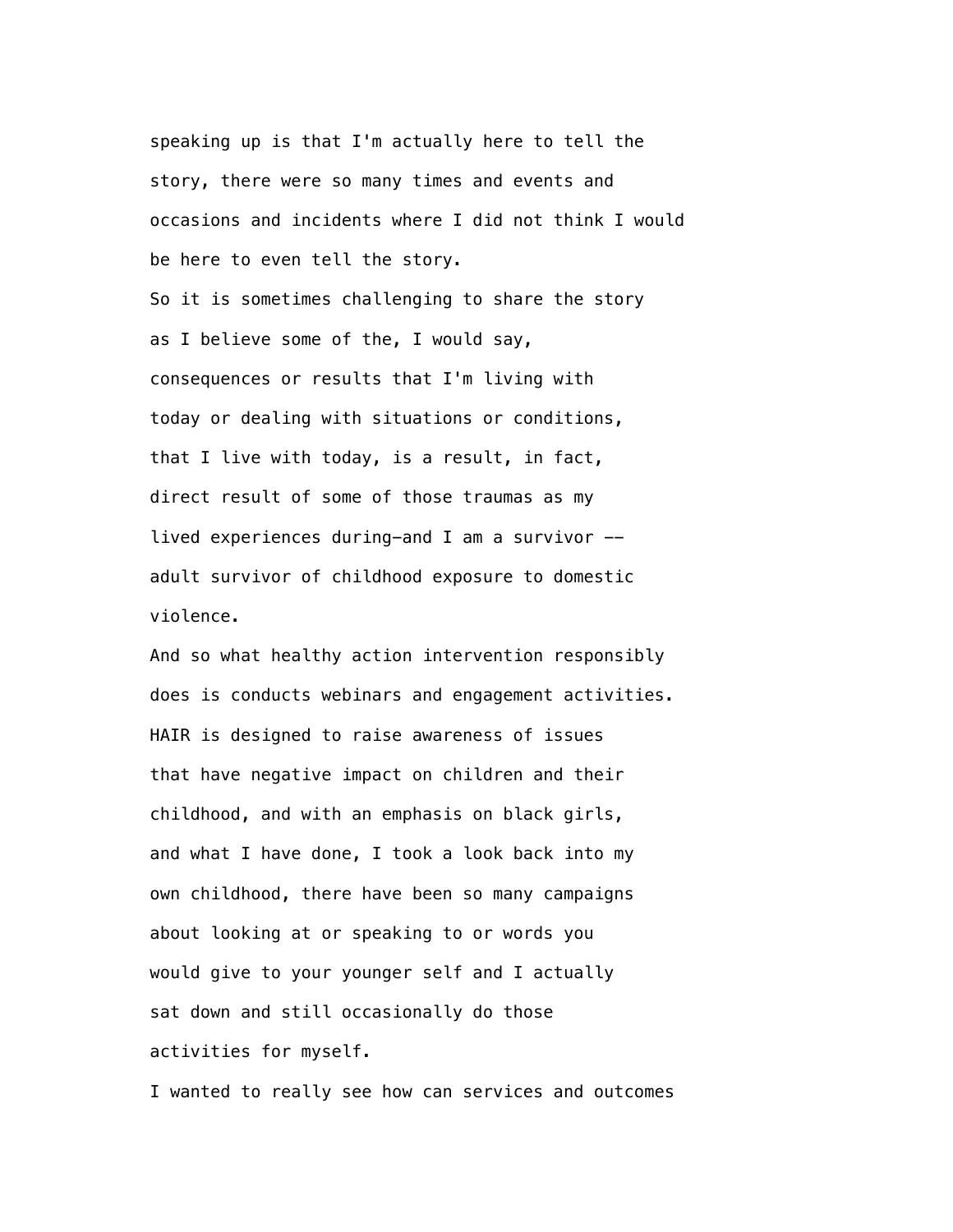speaking up is that I'm actually here to tell the story, there were so many times and events and occasions and incidents where I did not think I would be here to even tell the story.

So it is sometimes challenging to share the story as I believe some of the, I would say, consequences or results that I'm living with today or dealing with situations or conditions, that I live with today, is a result, in fact, direct result of some of those traumas as my lived experiences during—and I am a survivor -- adult survivor of childhood exposure to domestic violence.

And so what healthy action intervention responsibly does is conducts webinars and engagement activities. HAIR is designed to raise awareness of issues that have negative impact on children and their childhood, and with an emphasis on black girls, and what I have done, I took a look back into my own childhood, there have been so many campaigns about looking at or speaking to or words you would give to your younger self and I actually sat down and still occasionally do those activities for myself.

I wanted to really see how can services and outcomes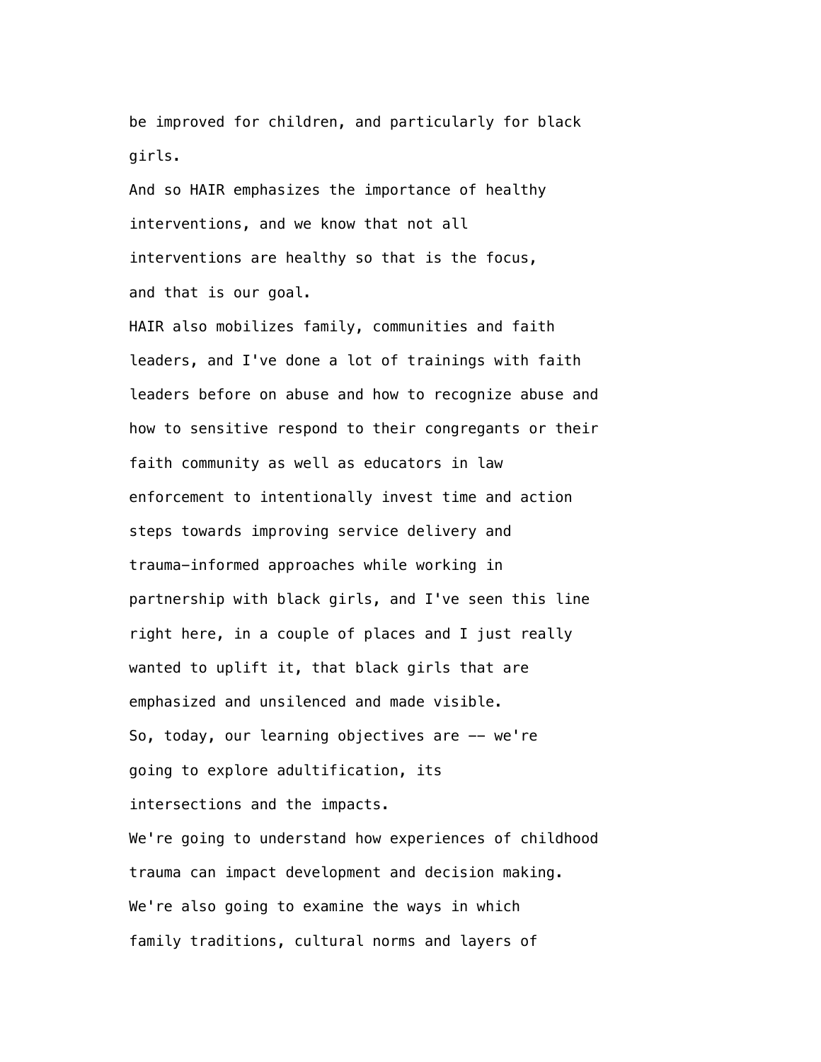be improved for children, and particularly for black girls.

And so HAIR emphasizes the importance of healthy interventions, and we know that not all interventions are healthy so that is the focus, and that is our goal.

HAIR also mobilizes family, communities and faith leaders, and I've done a lot of trainings with faith leaders before on abuse and how to recognize abuse and how to sensitive respond to their congregants or their faith community as well as educators in law enforcement to intentionally invest time and action steps towards improving service delivery and trauma-informed approaches while working in partnership with black girls, and I've seen this line right here, in a couple of places and I just really wanted to uplift it, that black girls that are emphasized and unsilenced and made visible.

So, today, our learning objectives are -- we're going to explore adultification, its intersections and the impacts.

We're going to understand how experiences of childhood trauma can impact development and decision making.

We're also going to examine the ways in which family traditions, cultural norms and layers of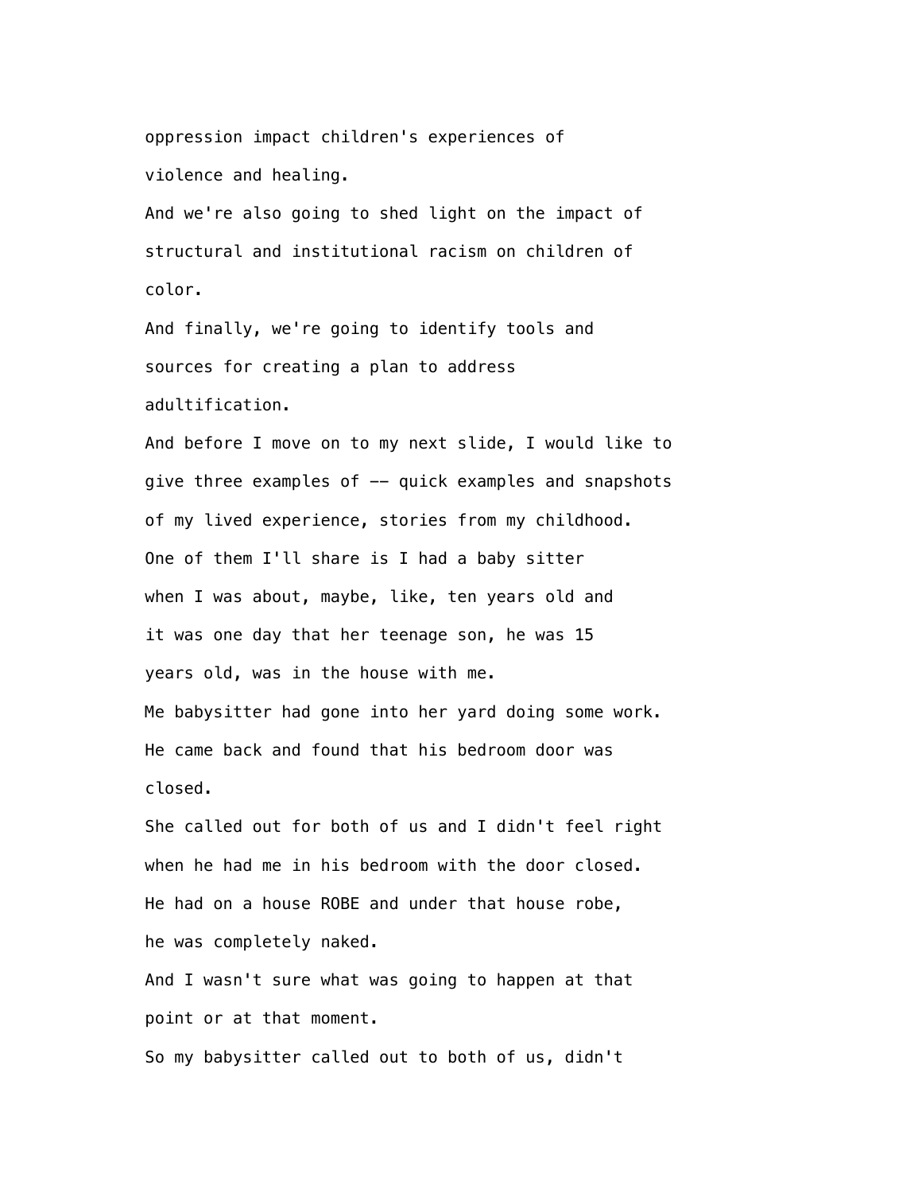oppression impact children's experiences of violence and healing.

And we're also going to shed light on the impact of structural and institutional racism on children of color.

And finally, we're going to identify tools and sources for creating a plan to address adultification.

And before I move on to my next slide, I would like to give three examples of -- quick examples and snapshots of my lived experience, stories from my childhood.

One of them I'll share is I had a baby sitter when I was about, maybe, like, ten years old and it was one day that her teenage son, he was 15 years old, was in the house with me.

Me babysitter had gone into her yard doing some work.

He came back and found that his bedroom door was closed.

She called out for both of us and I didn't feel right when he had me in his bedroom with the door closed.

He had on a house ROBE and under that house robe, he was completely naked.

And I wasn't sure what was going to happen at that point or at that moment.

So my babysitter called out to both of us, didn't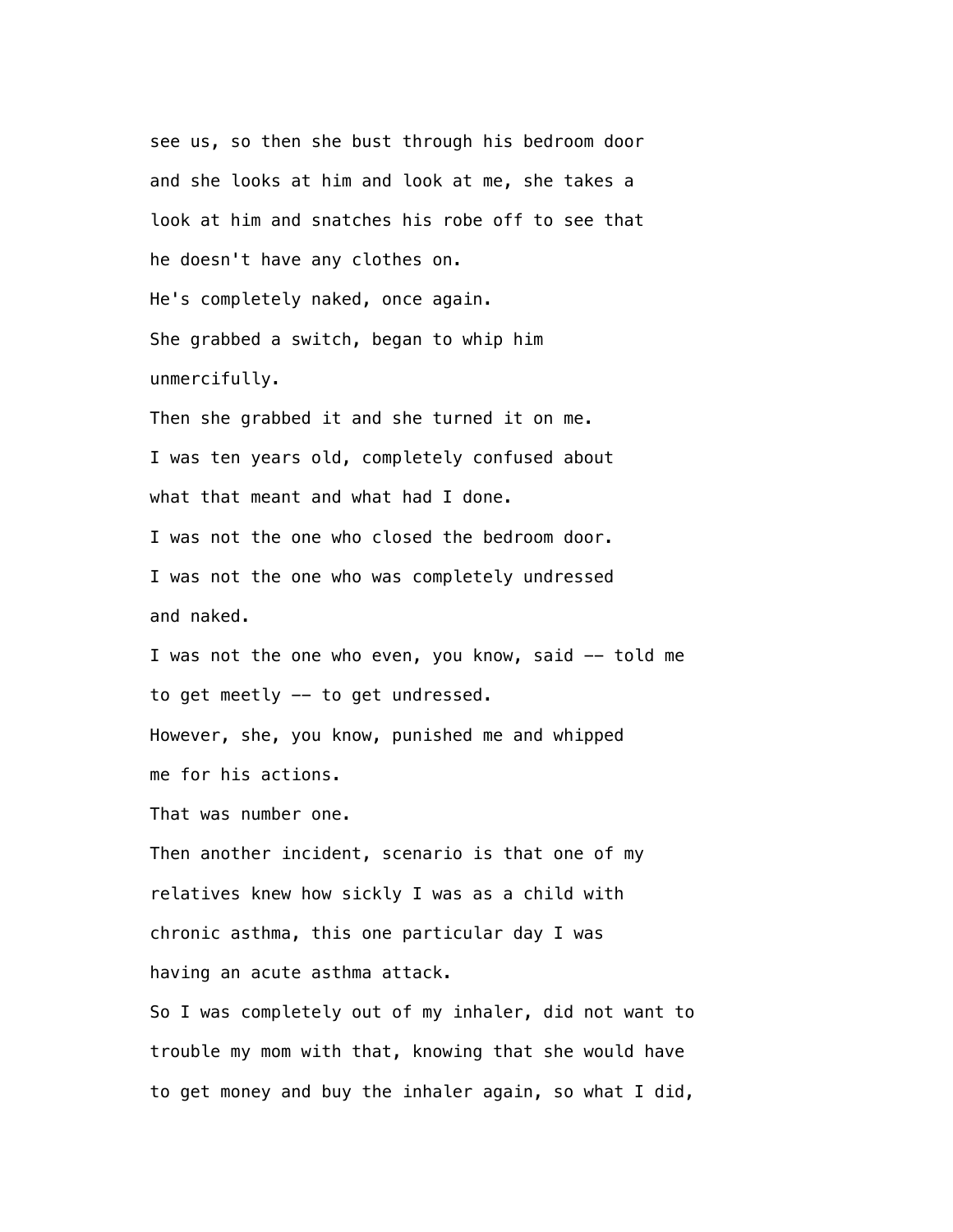see us, so then she bust through his bedroom door and she looks at him and look at me, she takes a look at him and snatches his robe off to see that he doesn't have any clothes on.

He's completely naked, once again.

She grabbed a switch, began to whip him unmercifully.

Then she grabbed it and she turned it on me.

I was ten years old, completely confused about what that meant and what had I done.

I was not the one who closed the bedroom door.

I was not the one who was completely undressed and naked.

I was not the one who even, you know, said -- told me to get meetly -- to get undressed.

However, she, you know, punished me and whipped me for his actions.

That was number one.

Then another incident, scenario is that one of my relatives knew how sickly I was as a child with chronic asthma, this one particular day I was having an acute asthma attack.

So I was completely out of my inhaler, did not want to trouble my mom with that, knowing that she would have to get money and buy the inhaler again, so what I did,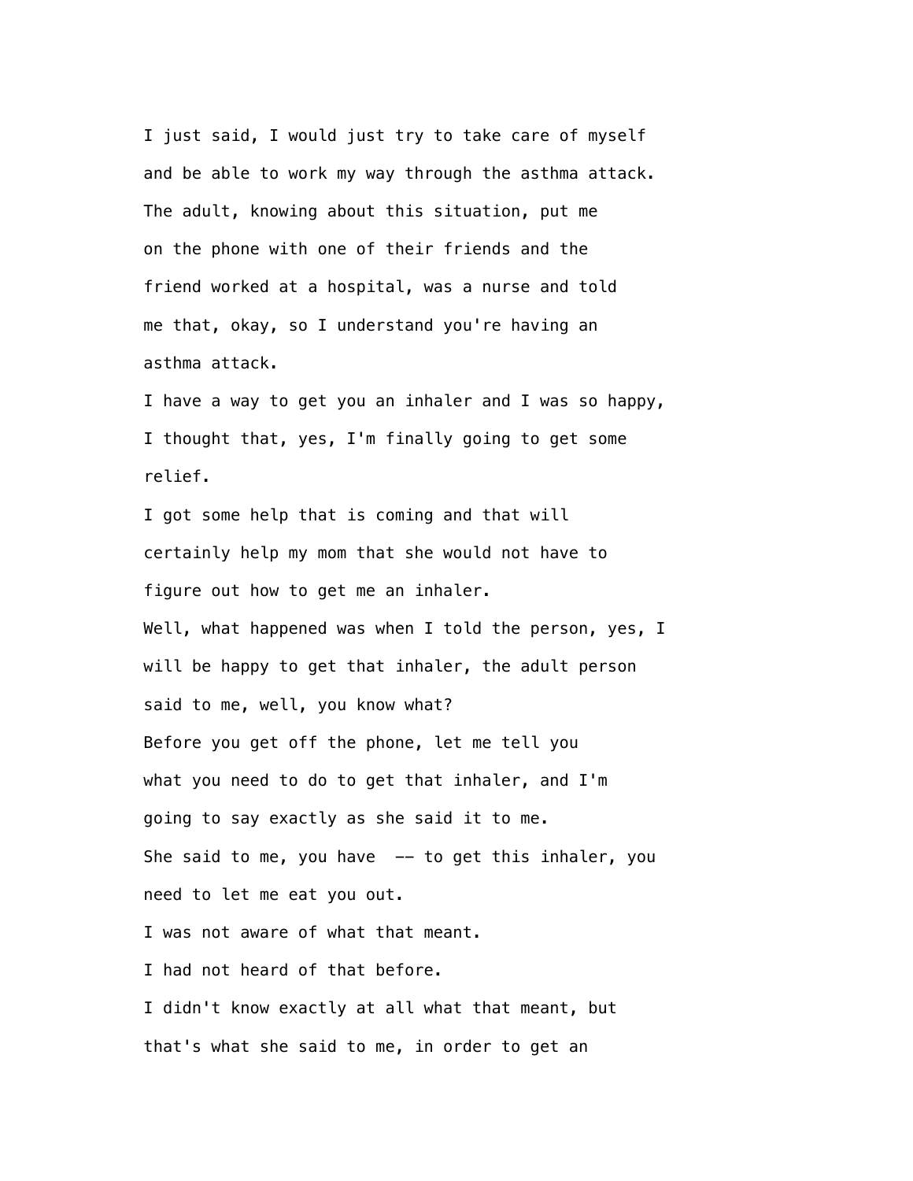I just said, I would just try to take care of myself and be able to work my way through the asthma attack.
The adult, knowing about this situation, put me on the phone with one of their friends and the friend worked at a hospital, was a nurse and told me that, okay, so I understand you're having an asthma attack.
I have a way to get you an inhaler and I was so happy, I thought that, yes, I'm finally going to get some relief.
I got some help that is coming and that will certainly help my mom that she would not have to figure out how to get me an inhaler.
Well, what happened was when I told the person, yes, I will be happy to get that inhaler, the adult person said to me, well, you know what?
Before you get off the phone, let me tell you what you need to do to get that inhaler, and I'm going to say exactly as she said it to me.
She said to me, you have -- to get this inhaler, you need to let me eat you out.
I was not aware of what that meant.
I had not heard of that before.
I didn't know exactly at all what that meant, but that's what she said to me, in order to get an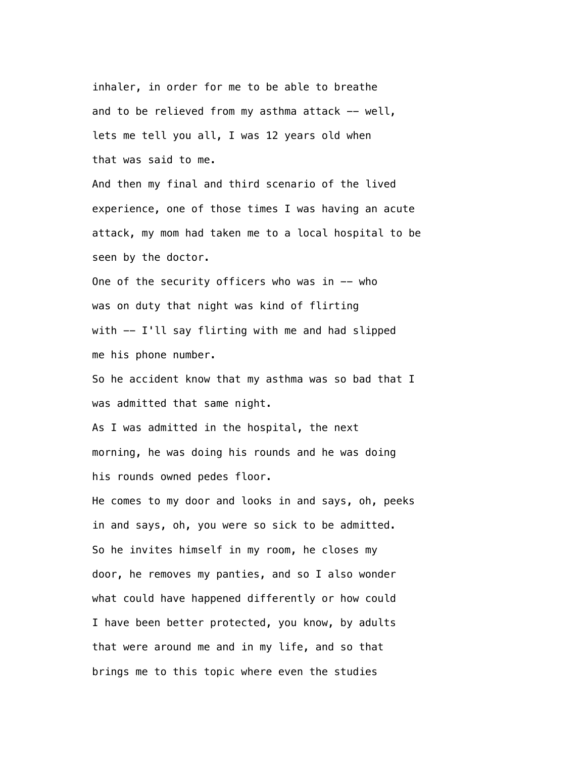inhaler, in order for me to be able to breathe
and to be relieved from my asthma attack -- well,
lets me tell you all, I was 12 years old when
that was said to me.

And then my final and third scenario of the lived
experience, one of those times I was having an acute
attack, my mom had taken me to a local hospital to be
seen by the doctor.

One of the security officers who was in -- who
was on duty that night was kind of flirting
with -- I'll say flirting with me and had slipped
me his phone number.

So he accident know that my asthma was so bad that I
was admitted that same night.

As I was admitted in the hospital, the next
morning, he was doing his rounds and he was doing
his rounds owned pedes floor.

He comes to my door and looks in and says, oh, peeks
in and says, oh, you were so sick to be admitted.

So he invites himself in my room, he closes my
door, he removes my panties, and so I also wonder
what could have happened differently or how could
I have been better protected, you know, by adults
that were around me and in my life, and so that
brings me to this topic where even the studies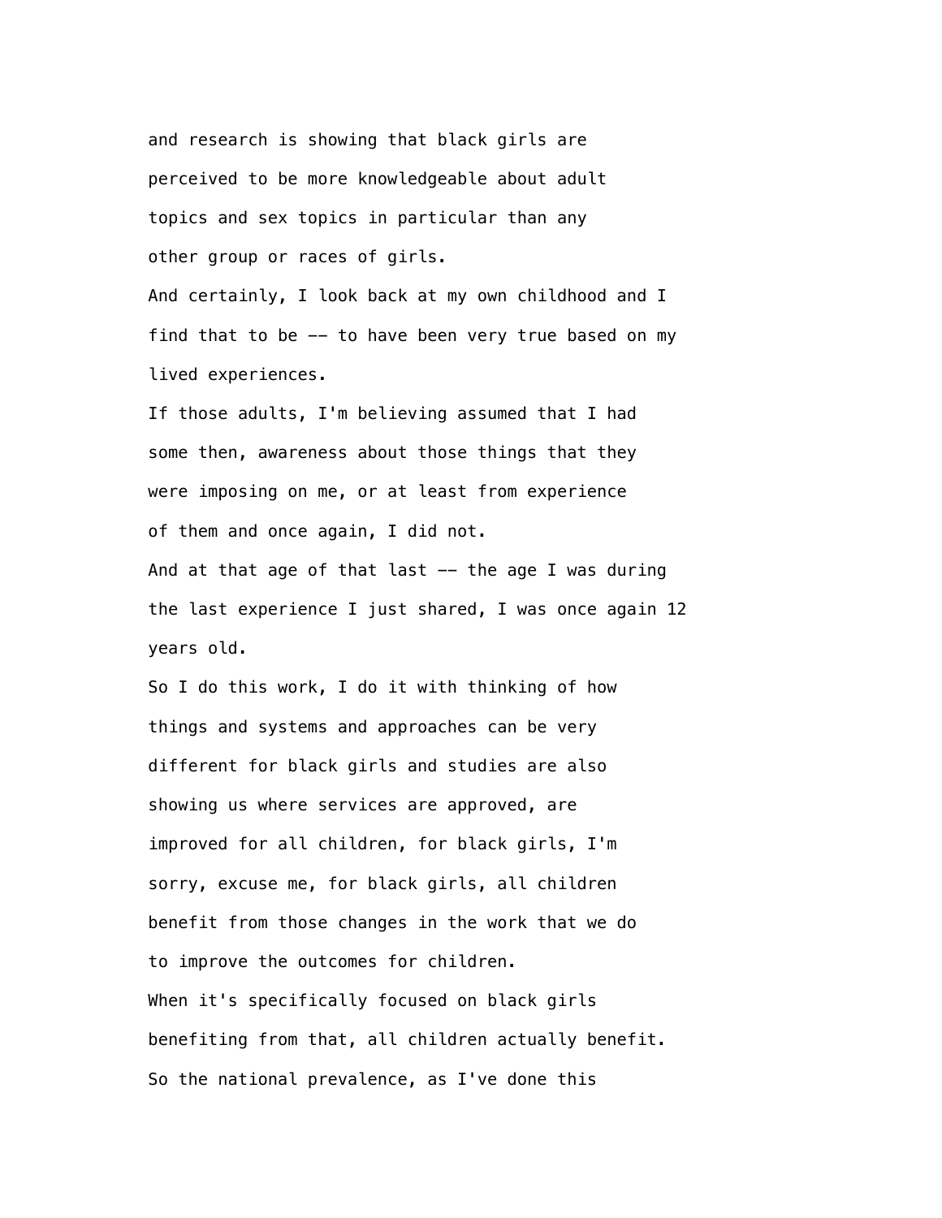and research is showing that black girls are perceived to be more knowledgeable about adult topics and sex topics in particular than any other group or races of girls.

And certainly, I look back at my own childhood and I find that to be -- to have been very true based on my lived experiences.

If those adults, I'm believing assumed that I had some then, awareness about those things that they were imposing on me, or at least from experience of them and once again, I did not.

And at that age of that last -- the age I was during the last experience I just shared, I was once again 12 years old.

So I do this work, I do it with thinking of how things and systems and approaches can be very different for black girls and studies are also showing us where services are approved, are improved for all children, for black girls, I'm sorry, excuse me, for black girls, all children benefit from those changes in the work that we do to improve the outcomes for children.

When it's specifically focused on black girls benefiting from that, all children actually benefit.

So the national prevalence, as I've done this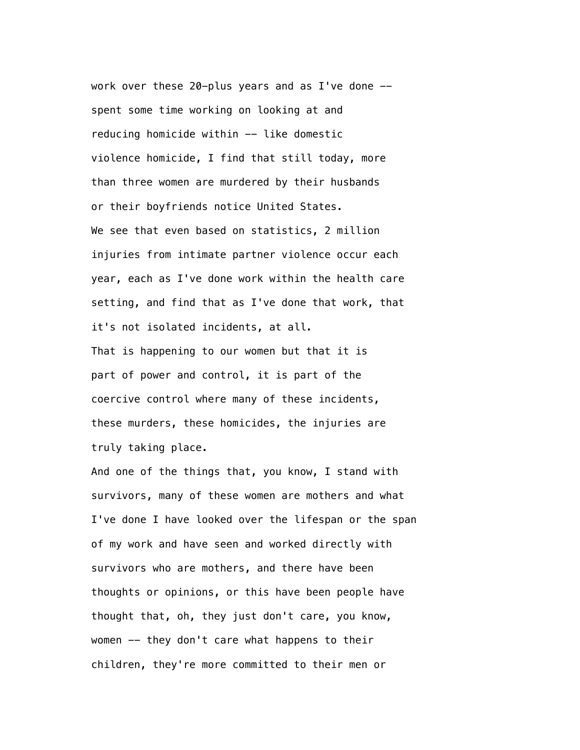work over these 20-plus years and as I've done --
spent some time working on looking at and
reducing homicide within -- like domestic
violence homicide, I find that still today, more
than three women are murdered by their husbands
or their boyfriends notice United States.

We see that even based on statistics, 2 million
injuries from intimate partner violence occur each
year, each as I've done work within the health care
setting, and find that as I've done that work, that
it's not isolated incidents, at all.

That is happening to our women but that it is
part of power and control, it is part of the
coercive control where many of these incidents,
these murders, these homicides, the injuries are
truly taking place.

And one of the things that, you know, I stand with
survivors, many of these women are mothers and what
I've done I have looked over the lifespan or the span
of my work and have seen and worked directly with
survivors who are mothers, and there have been
thoughts or opinions, or this have been people have
thought that, oh, they just don't care, you know,
women -- they don't care what happens to their
children, they're more committed to their men or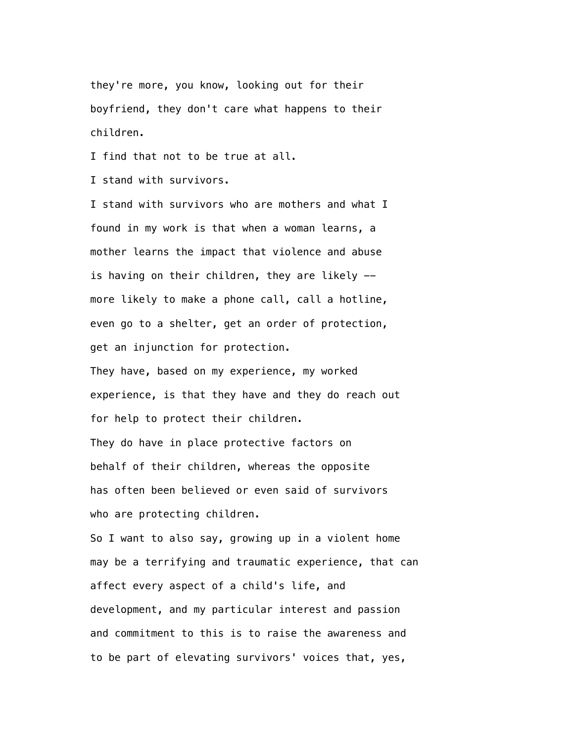they're more, you know, looking out for their boyfriend, they don't care what happens to their children.

I find that not to be true at all.

I stand with survivors.

I stand with survivors who are mothers and what I found in my work is that when a woman learns, a mother learns the impact that violence and abuse is having on their children, they are likely -- more likely to make a phone call, call a hotline, even go to a shelter, get an order of protection, get an injunction for protection.

They have, based on my experience, my worked experience, is that they have and they do reach out for help to protect their children.

They do have in place protective factors on behalf of their children, whereas the opposite has often been believed or even said of survivors who are protecting children.

So I want to also say, growing up in a violent home may be a terrifying and traumatic experience, that can affect every aspect of a child's life, and development, and my particular interest and passion and commitment to this is to raise the awareness and to be part of elevating survivors' voices that, yes,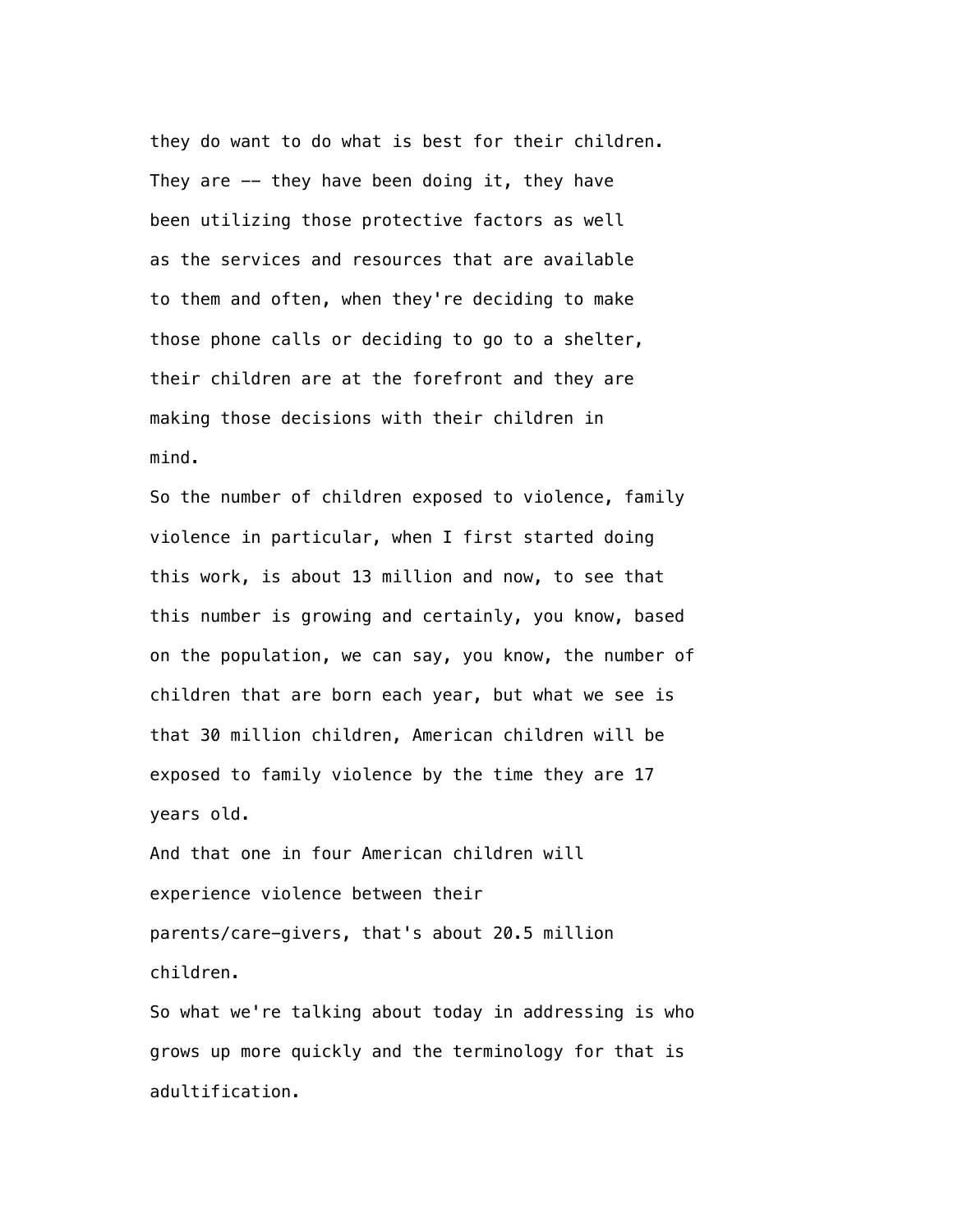they do want to do what is best for their children. They are -- they have been doing it, they have been utilizing those protective factors as well as the services and resources that are available to them and often, when they're deciding to make those phone calls or deciding to go to a shelter, their children are at the forefront and they are making those decisions with their children in mind.

So the number of children exposed to violence, family violence in particular, when I first started doing this work, is about 13 million and now, to see that this number is growing and certainly, you know, based on the population, we can say, you know, the number of children that are born each year, but what we see is that 30 million children, American children will be exposed to family violence by the time they are 17 years old.

And that one in four American children will experience violence between their parents/care-givers, that's about 20.5 million children.

So what we're talking about today in addressing is who grows up more quickly and the terminology for that is adultification.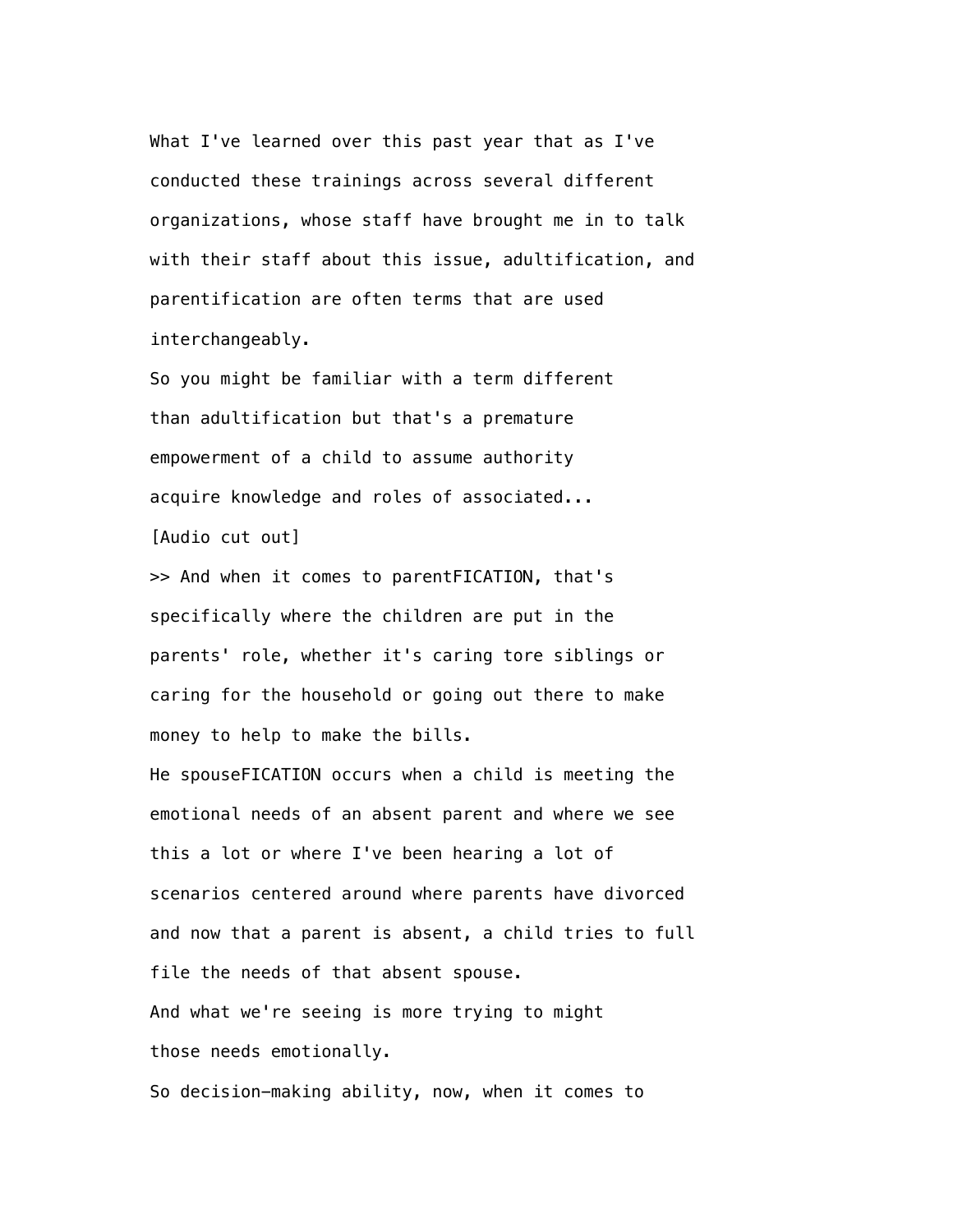What I've learned over this past year that as I've conducted these trainings across several different organizations, whose staff have brought me in to talk with their staff about this issue, adultification, and parentification are often terms that are used interchangeably.

So you might be familiar with a term different than adultification but that's a premature empowerment of a child to assume authority acquire knowledge and roles of associated...

[Audio cut out]

>> And when it comes to parentFICATION, that's specifically where the children are put in the parents' role, whether it's caring tore siblings or caring for the household or going out there to make money to help to make the bills.

He spouseFICATION occurs when a child is meeting the emotional needs of an absent parent and where we see this a lot or where I've been hearing a lot of scenarios centered around where parents have divorced and now that a parent is absent, a child tries to full file the needs of that absent spouse.

And what we're seeing is more trying to might those needs emotionally.

So decision-making ability, now, when it comes to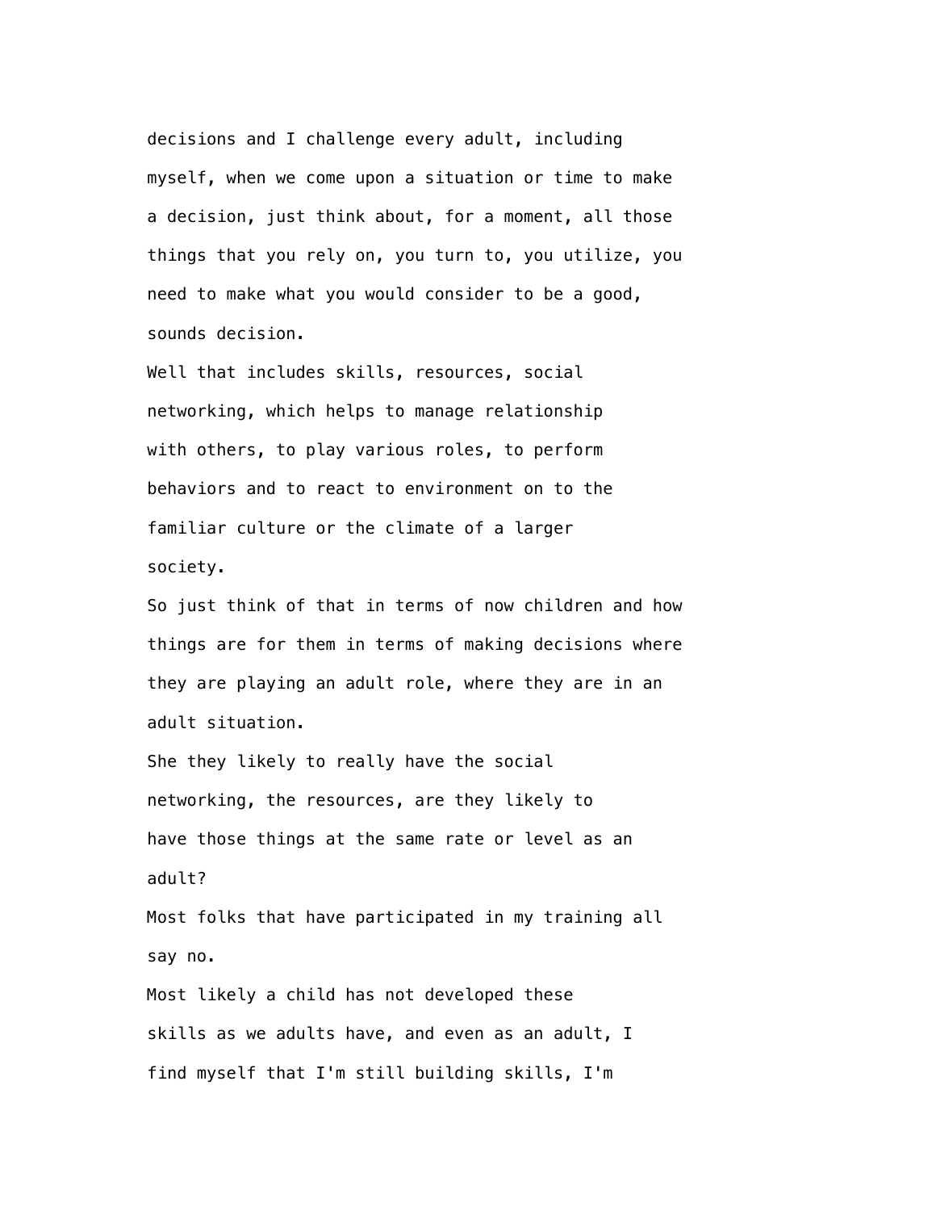decisions and I challenge every adult, including myself, when we come upon a situation or time to make a decision, just think about, for a moment, all those things that you rely on, you turn to, you utilize, you need to make what you would consider to be a good, sounds decision.

Well that includes skills, resources, social networking, which helps to manage relationship with others, to play various roles, to perform behaviors and to react to environment on to the familiar culture or the climate of a larger society.

So just think of that in terms of now children and how things are for them in terms of making decisions where they are playing an adult role, where they are in an adult situation.

She they likely to really have the social networking, the resources, are they likely to have those things at the same rate or level as an adult?

Most folks that have participated in my training all say no.

Most likely a child has not developed these skills as we adults have, and even as an adult, I find myself that I'm still building skills, I'm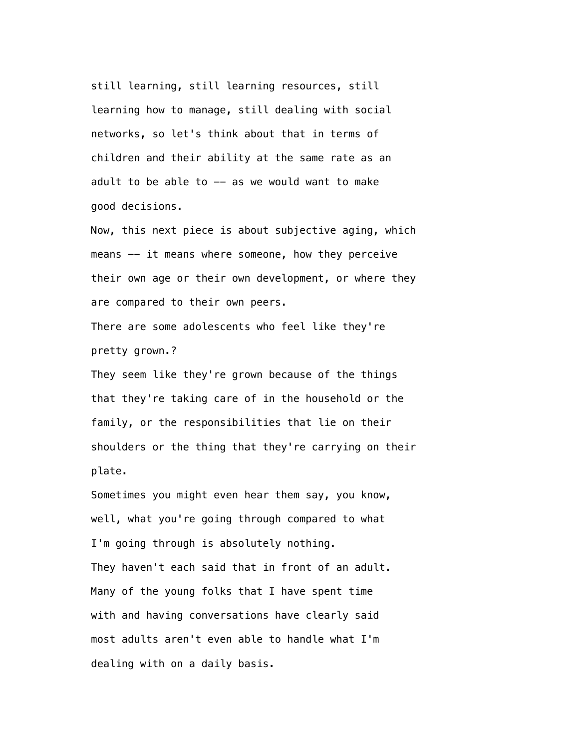still learning, still learning resources, still learning how to manage, still dealing with social networks, so let's think about that in terms of children and their ability at the same rate as an adult to be able to -- as we would want to make good decisions.

Now, this next piece is about subjective aging, which means -- it means where someone, how they perceive their own age or their own development, or where they are compared to their own peers.

There are some adolescents who feel like they're pretty grown.?

They seem like they're grown because of the things that they're taking care of in the household or the family, or the responsibilities that lie on their shoulders or the thing that they're carrying on their plate.

Sometimes you might even hear them say, you know, well, what you're going through compared to what I'm going through is absolutely nothing.

They haven't each said that in front of an adult.

Many of the young folks that I have spent time with and having conversations have clearly said most adults aren't even able to handle what I'm dealing with on a daily basis.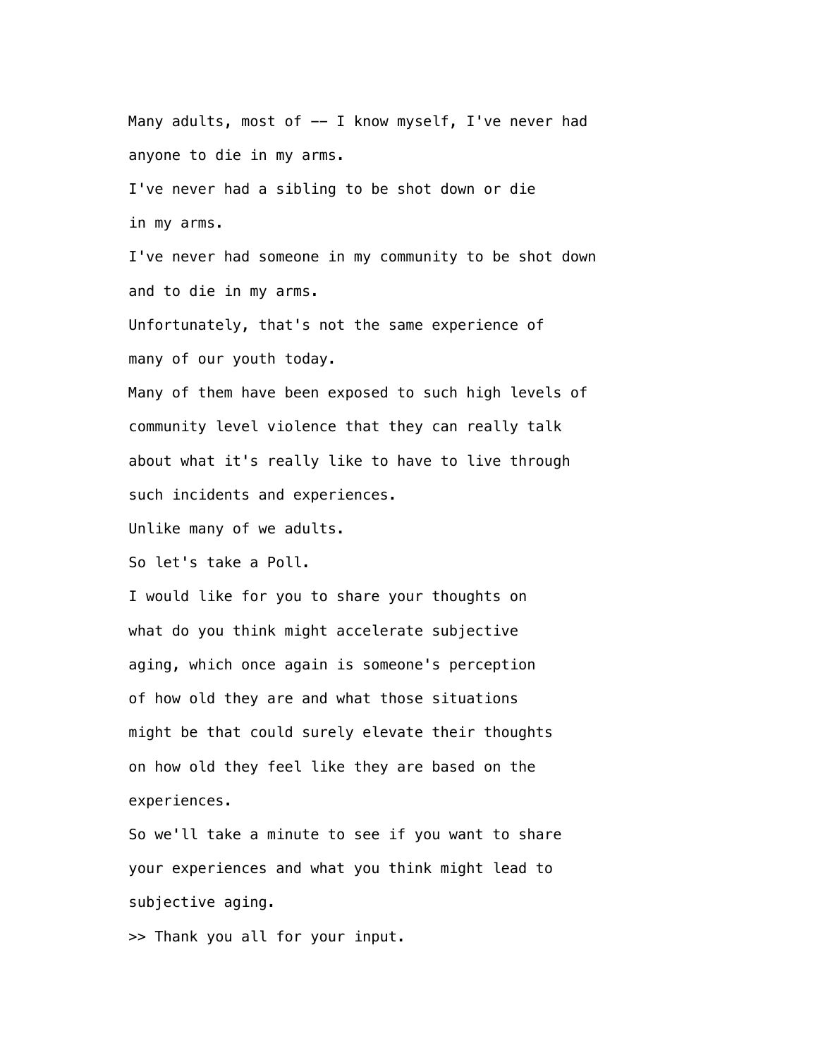Many adults, most of -- I know myself, I've never had anyone to die in my arms.

I've never had a sibling to be shot down or die in my arms.

I've never had someone in my community to be shot down and to die in my arms.

Unfortunately, that's not the same experience of many of our youth today.

Many of them have been exposed to such high levels of community level violence that they can really talk about what it's really like to have to live through such incidents and experiences.

Unlike many of we adults.

So let's take a Poll.

I would like for you to share your thoughts on what do you think might accelerate subjective aging, which once again is someone's perception of how old they are and what those situations might be that could surely elevate their thoughts on how old they feel like they are based on the experiences.

So we'll take a minute to see if you want to share your experiences and what you think might lead to subjective aging.

>> Thank you all for your input.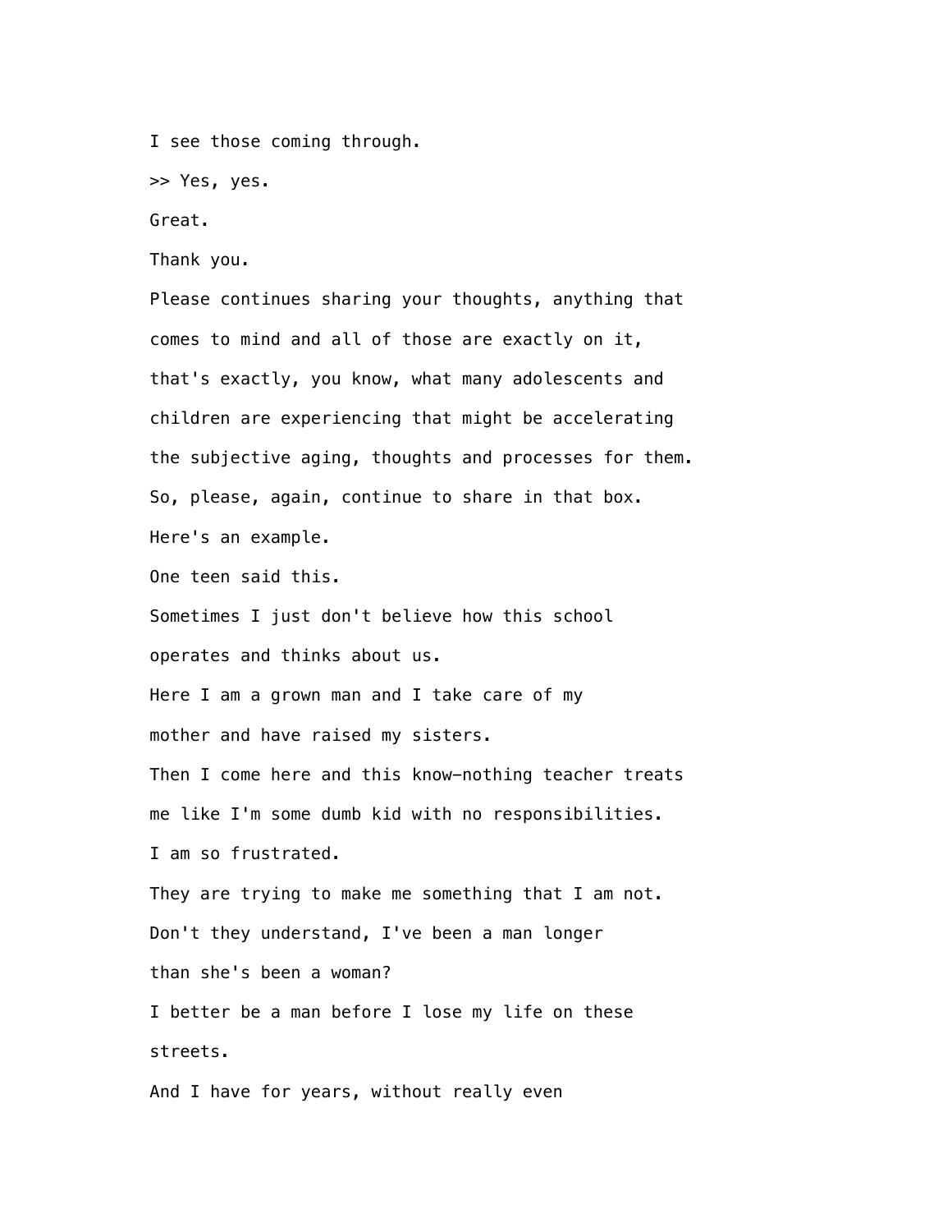I see those coming through.

>> Yes, yes.

Great.

Thank you.

Please continues sharing your thoughts, anything that comes to mind and all of those are exactly on it, that's exactly, you know, what many adolescents and children are experiencing that might be accelerating the subjective aging, thoughts and processes for them.

So, please, again, continue to share in that box.

Here's an example.

One teen said this.

Sometimes I just don't believe how this school operates and thinks about us.

Here I am a grown man and I take care of my mother and have raised my sisters.

Then I come here and this know-nothing teacher treats me like I'm some dumb kid with no responsibilities.

I am so frustrated.

They are trying to make me something that I am not.

Don't they understand, I've been a man longer than she's been a woman?

I better be a man before I lose my life on these streets.

And I have for years, without really even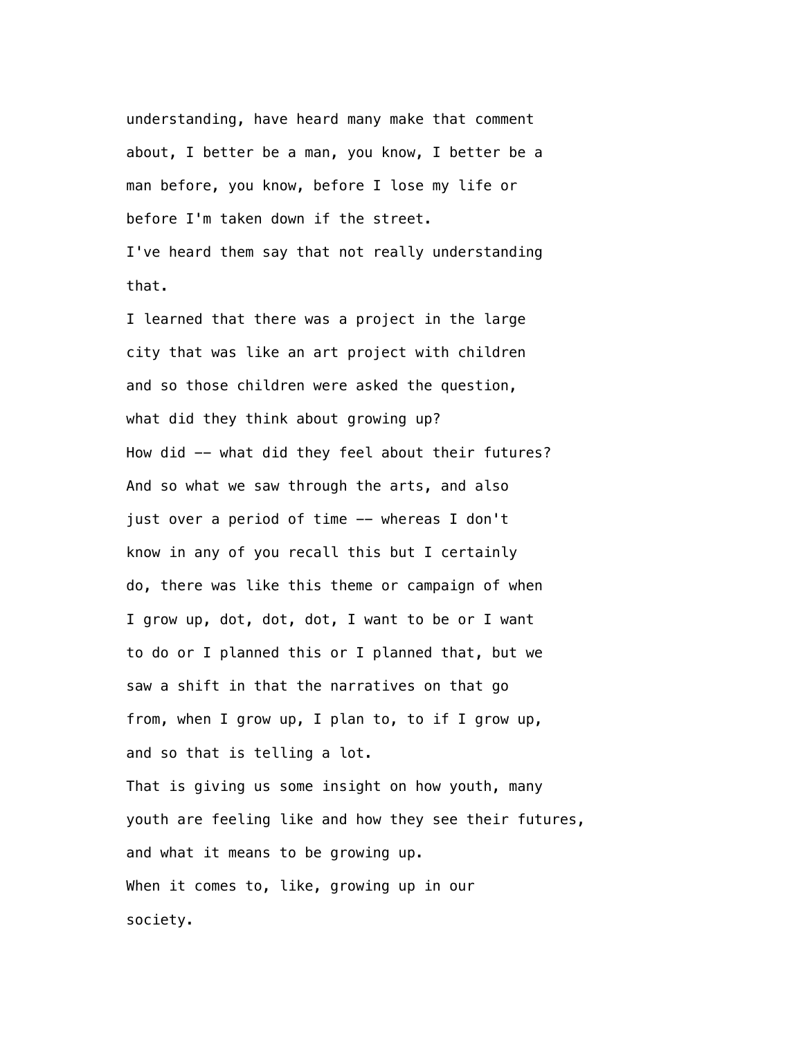understanding, have heard many make that comment about, I better be a man, you know, I better be a man before, you know, before I lose my life or before I'm taken down if the street.

I've heard them say that not really understanding that.

I learned that there was a project in the large city that was like an art project with children and so those children were asked the question, what did they think about growing up?

How did -- what did they feel about their futures?

And so what we saw through the arts, and also just over a period of time -- whereas I don't know in any of you recall this but I certainly do, there was like this theme or campaign of when I grow up, dot, dot, dot, I want to be or I want to do or I planned this or I planned that, but we saw a shift in that the narratives on that go from, when I grow up, I plan to, to if I grow up, and so that is telling a lot.

That is giving us some insight on how youth, many youth are feeling like and how they see their futures, and what it means to be growing up.

When it comes to, like, growing up in our society.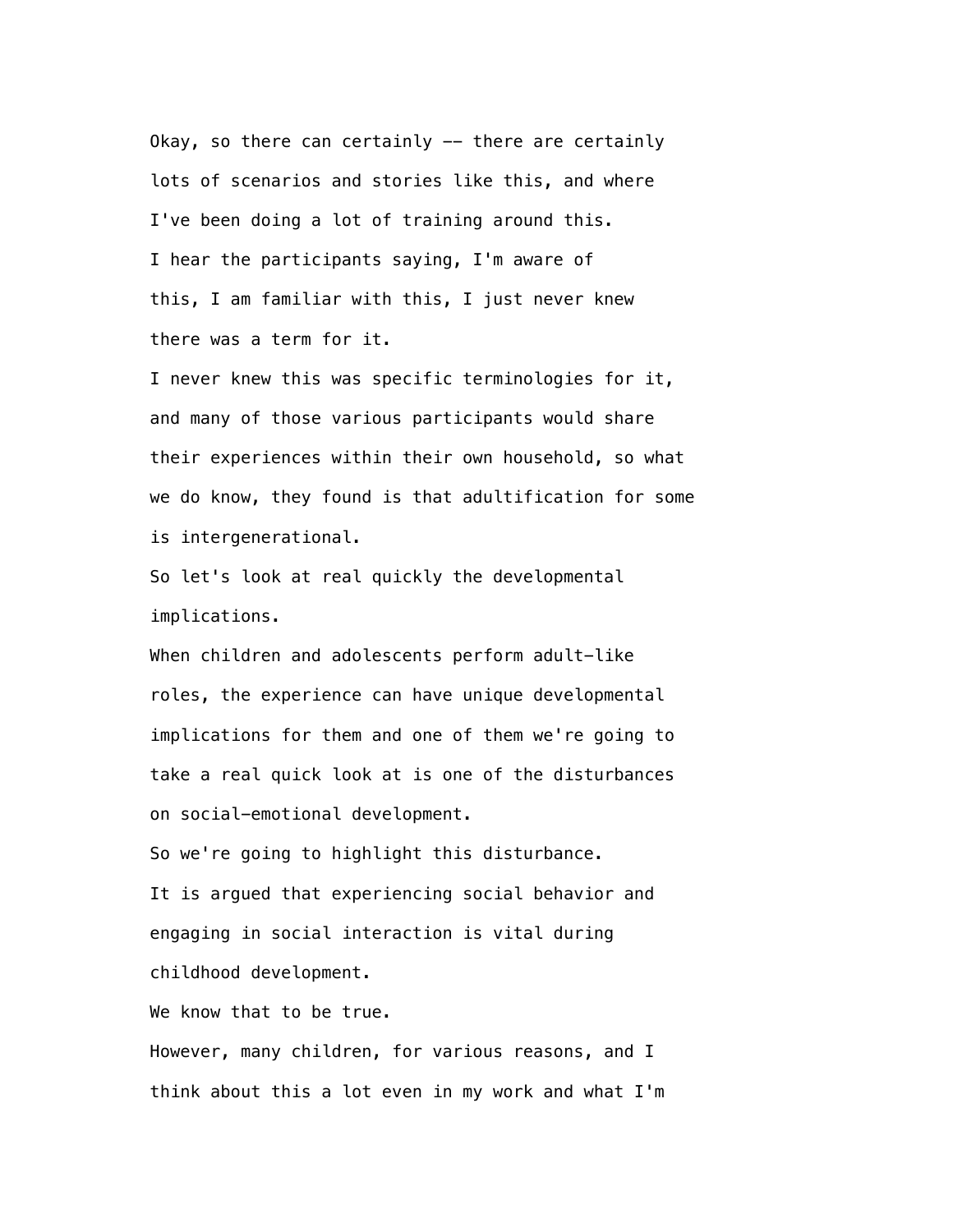Okay, so there can certainly -- there are certainly lots of scenarios and stories like this, and where I've been doing a lot of training around this.

I hear the participants saying, I'm aware of this, I am familiar with this, I just never knew there was a term for it.

I never knew this was specific terminologies for it, and many of those various participants would share their experiences within their own household, so what we do know, they found is that adultification for some is intergenerational.

So let's look at real quickly the developmental implications.

When children and adolescents perform adult-like roles, the experience can have unique developmental implications for them and one of them we're going to take a real quick look at is one of the disturbances on social-emotional development.

So we're going to highlight this disturbance.

It is argued that experiencing social behavior and engaging in social interaction is vital during childhood development.

We know that to be true.

However, many children, for various reasons, and I think about this a lot even in my work and what I'm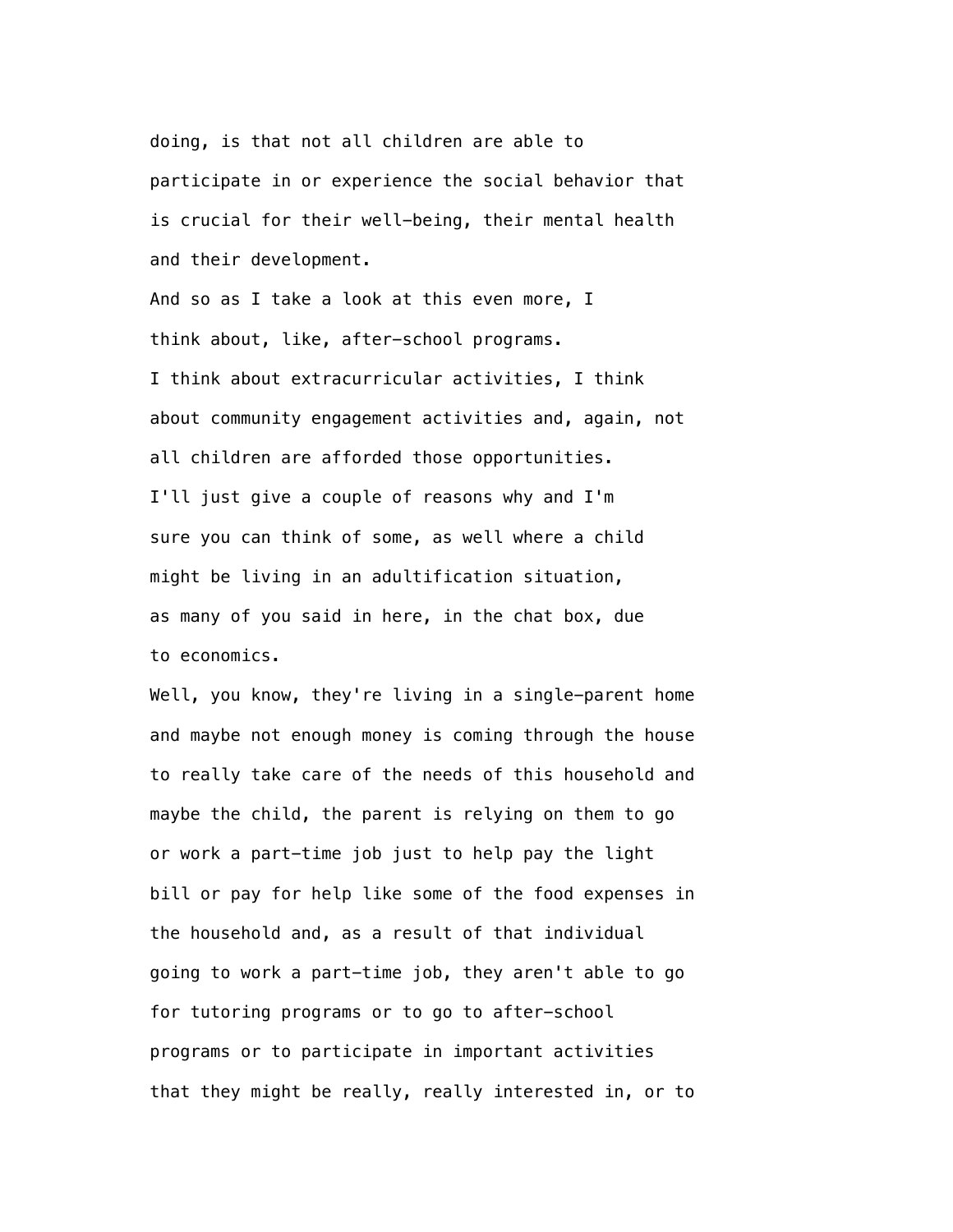doing, is that not all children are able to participate in or experience the social behavior that is crucial for their well-being, their mental health and their development.

And so as I take a look at this even more, I think about, like, after-school programs.

I think about extracurricular activities, I think about community engagement activities and, again, not all children are afforded those opportunities.

I'll just give a couple of reasons why and I'm sure you can think of some, as well where a child might be living in an adultification situation, as many of you said in here, in the chat box, due to economics.

Well, you know, they're living in a single-parent home and maybe not enough money is coming through the house to really take care of the needs of this household and maybe the child, the parent is relying on them to go or work a part-time job just to help pay the light bill or pay for help like some of the food expenses in the household and, as a result of that individual going to work a part-time job, they aren't able to go for tutoring programs or to go to after-school programs or to participate in important activities that they might be really, really interested in, or to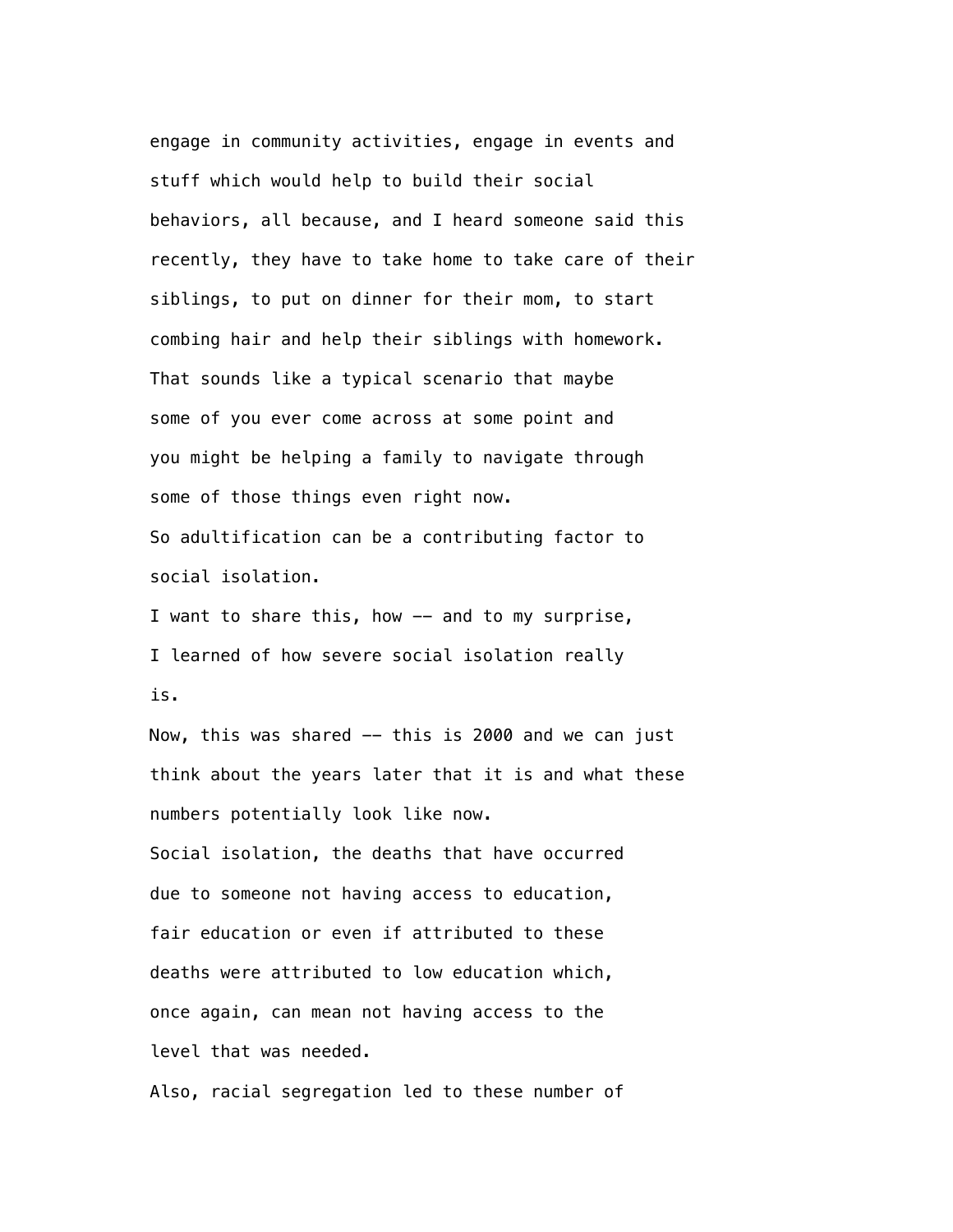engage in community activities, engage in events and stuff which would help to build their social behaviors, all because, and I heard someone said this recently, they have to take home to take care of their siblings, to put on dinner for their mom, to start combing hair and help their siblings with homework. That sounds like a typical scenario that maybe some of you ever come across at some point and you might be helping a family to navigate through some of those things even right now.

So adultification can be a contributing factor to social isolation.

I want to share this, how -- and to my surprise, I learned of how severe social isolation really is.

Now, this was shared -- this is 2000 and we can just think about the years later that it is and what these numbers potentially look like now.

Social isolation, the deaths that have occurred due to someone not having access to education, fair education or even if attributed to these deaths were attributed to low education which, once again, can mean not having access to the level that was needed.

Also, racial segregation led to these number of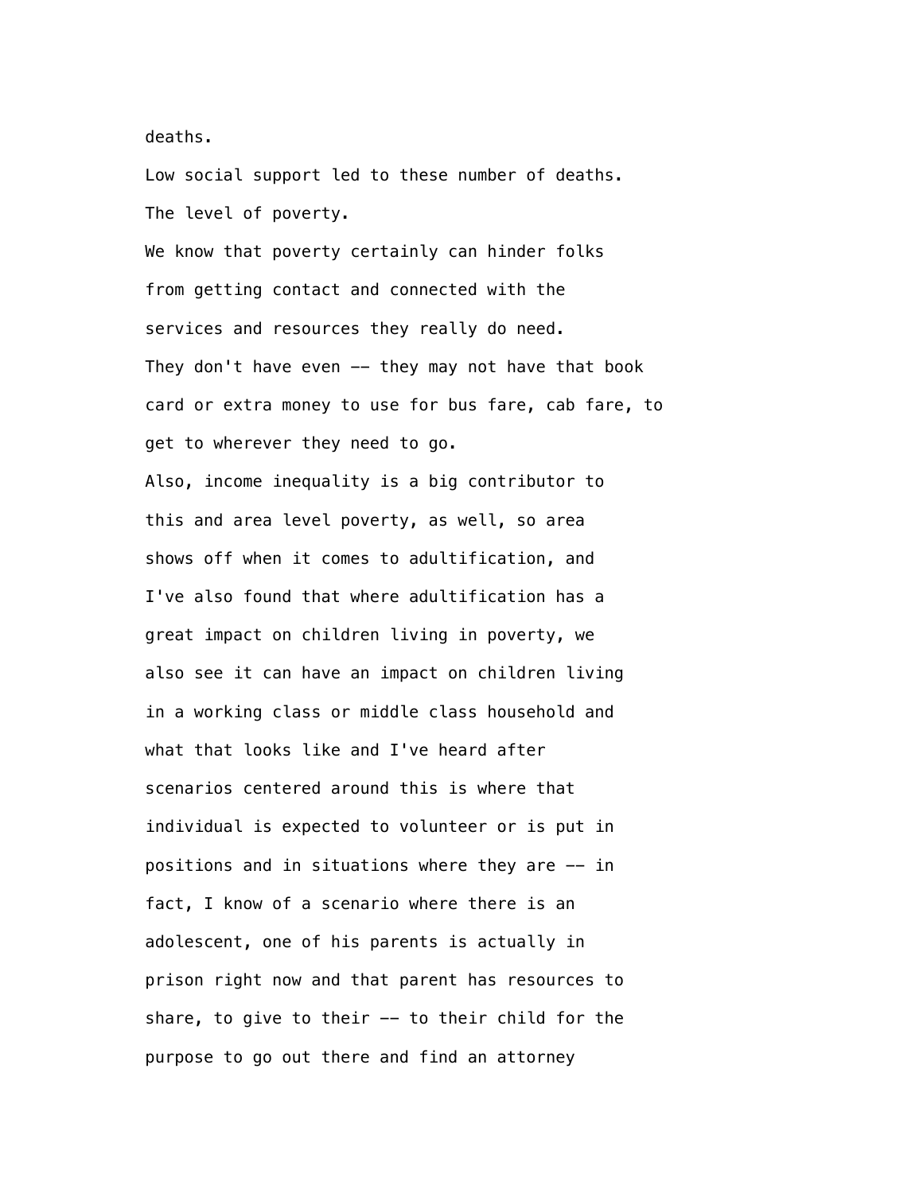deaths.

Low social support led to these number of deaths.

The level of poverty.

We know that poverty certainly can hinder folks from getting contact and connected with the services and resources they really do need.

They don't have even -- they may not have that book card or extra money to use for bus fare, cab fare, to get to wherever they need to go.

Also, income inequality is a big contributor to this and area level poverty, as well, so area shows off when it comes to adultification, and I've also found that where adultification has a great impact on children living in poverty, we also see it can have an impact on children living in a working class or middle class household and what that looks like and I've heard after scenarios centered around this is where that individual is expected to volunteer or is put in positions and in situations where they are -- in fact, I know of a scenario where there is an adolescent, one of his parents is actually in prison right now and that parent has resources to share, to give to their -- to their child for the purpose to go out there and find an attorney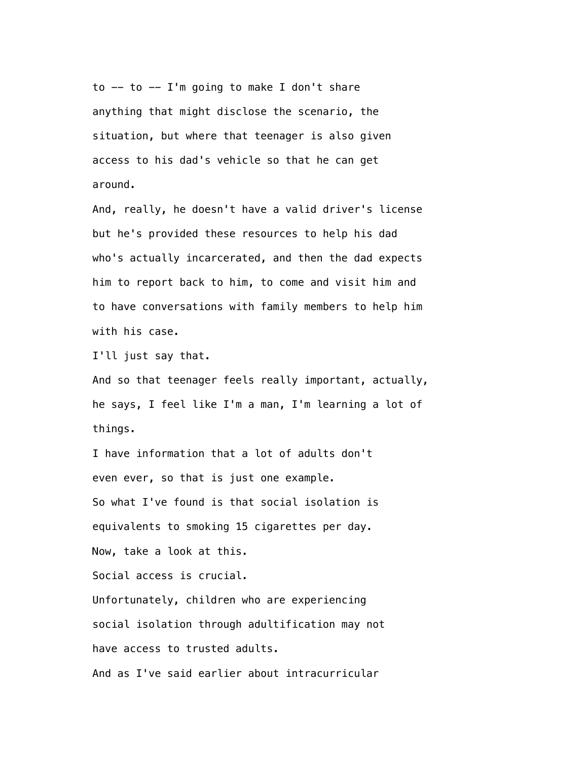to -- to -- I'm going to make I don't share anything that might disclose the scenario, the situation, but where that teenager is also given access to his dad's vehicle so that he can get around.

And, really, he doesn't have a valid driver's license but he's provided these resources to help his dad who's actually incarcerated, and then the dad expects him to report back to him, to come and visit him and to have conversations with family members to help him with his case.

I'll just say that.

And so that teenager feels really important, actually, he says, I feel like I'm a man, I'm learning a lot of things.

I have information that a lot of adults don't even ever, so that is just one example.

So what I've found is that social isolation is equivalents to smoking 15 cigarettes per day.

Now, take a look at this.

Social access is crucial.

Unfortunately, children who are experiencing social isolation through adultification may not have access to trusted adults.

And as I've said earlier about intracurricular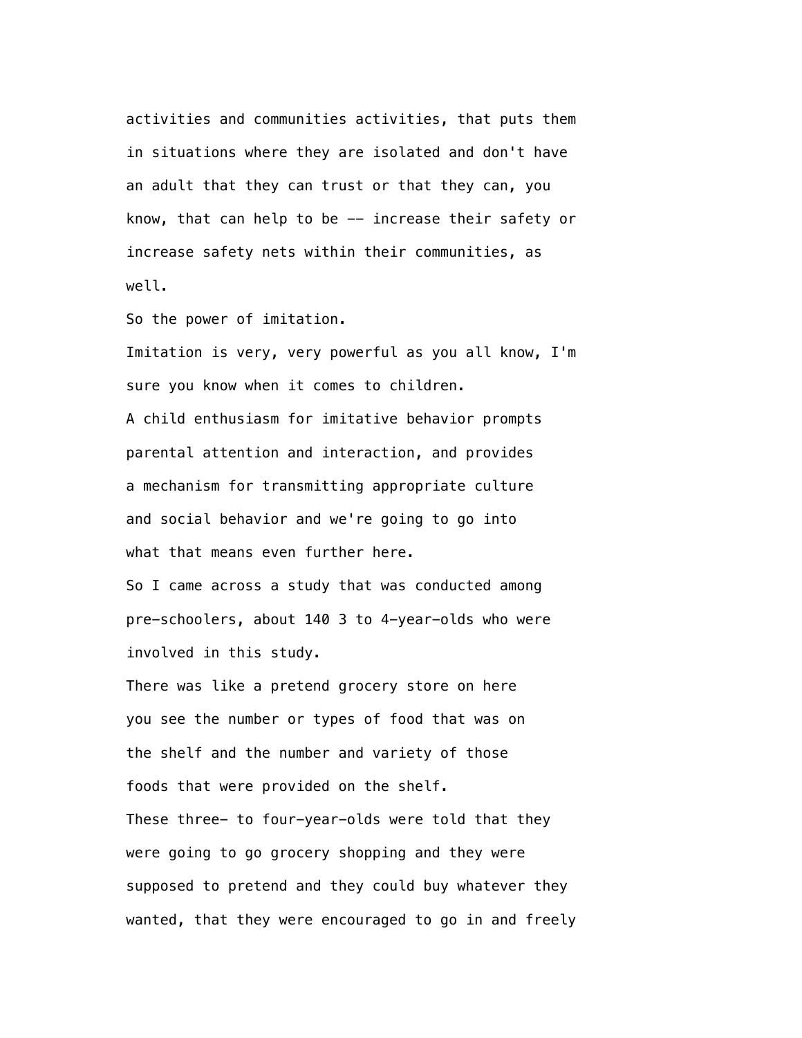activities and communities activities, that puts them in situations where they are isolated and don't have an adult that they can trust or that they can, you know, that can help to be -- increase their safety or increase safety nets within their communities, as well.

So the power of imitation.

Imitation is very, very powerful as you all know, I'm sure you know when it comes to children.

A child enthusiasm for imitative behavior prompts parental attention and interaction, and provides a mechanism for transmitting appropriate culture and social behavior and we're going to go into what that means even further here.

So I came across a study that was conducted among pre-schoolers, about 140 3 to 4-year-olds who were involved in this study.

There was like a pretend grocery store on here you see the number or types of food that was on the shelf and the number and variety of those foods that were provided on the shelf.

These three- to four-year-olds were told that they were going to go grocery shopping and they were supposed to pretend and they could buy whatever they wanted, that they were encouraged to go in and freely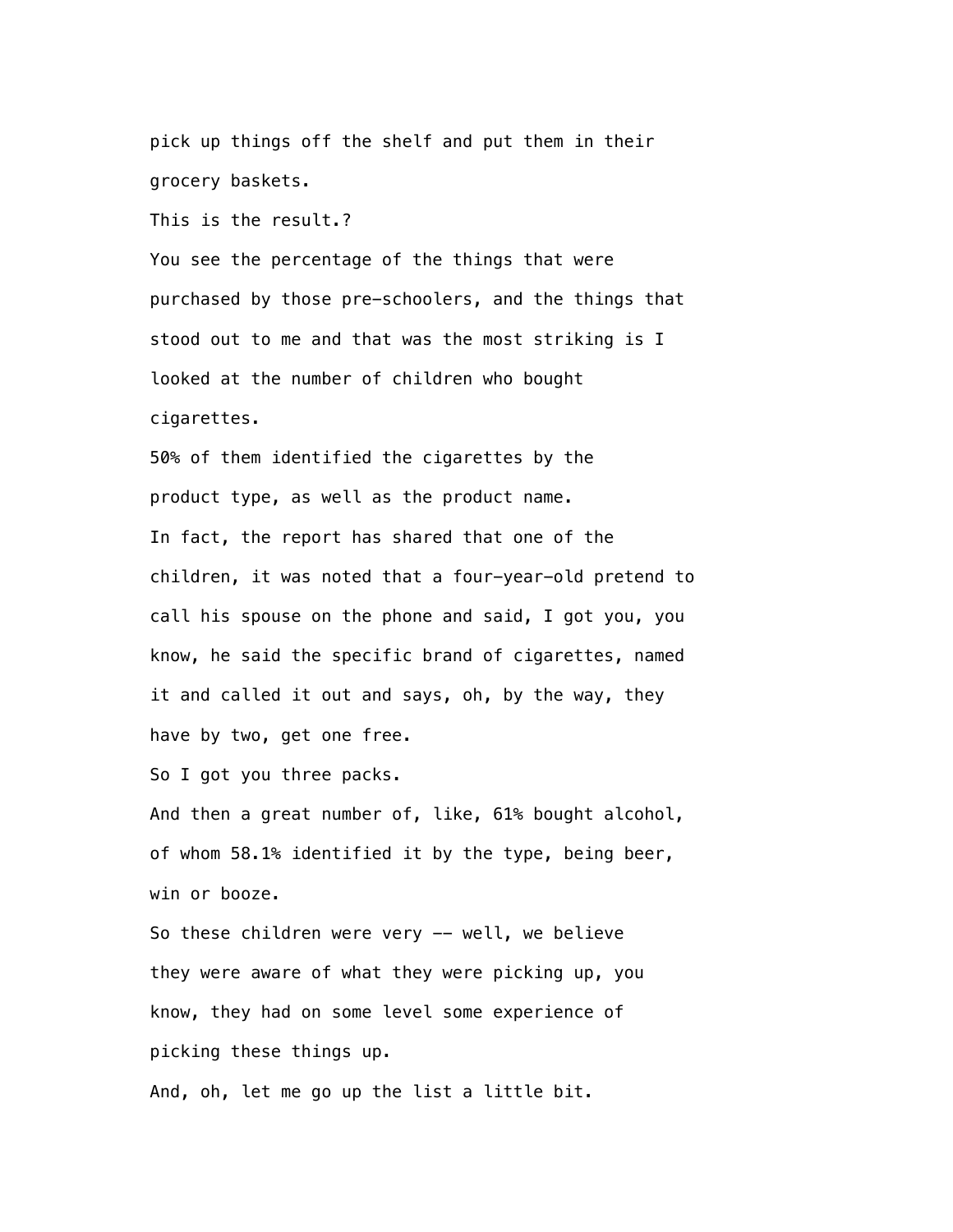pick up things off the shelf and put them in their grocery baskets.

This is the result.?

You see the percentage of the things that were purchased by those pre-schoolers, and the things that stood out to me and that was the most striking is I looked at the number of children who bought cigarettes.

50% of them identified the cigarettes by the product type, as well as the product name.

In fact, the report has shared that one of the children, it was noted that a four-year-old pretend to call his spouse on the phone and said, I got you, you know, he said the specific brand of cigarettes, named it and called it out and says, oh, by the way, they have by two, get one free.

So I got you three packs.

And then a great number of, like, 61% bought alcohol, of whom 58.1% identified it by the type, being beer, win or booze.

So these children were very -- well, we believe they were aware of what they were picking up, you know, they had on some level some experience of picking these things up.

And, oh, let me go up the list a little bit.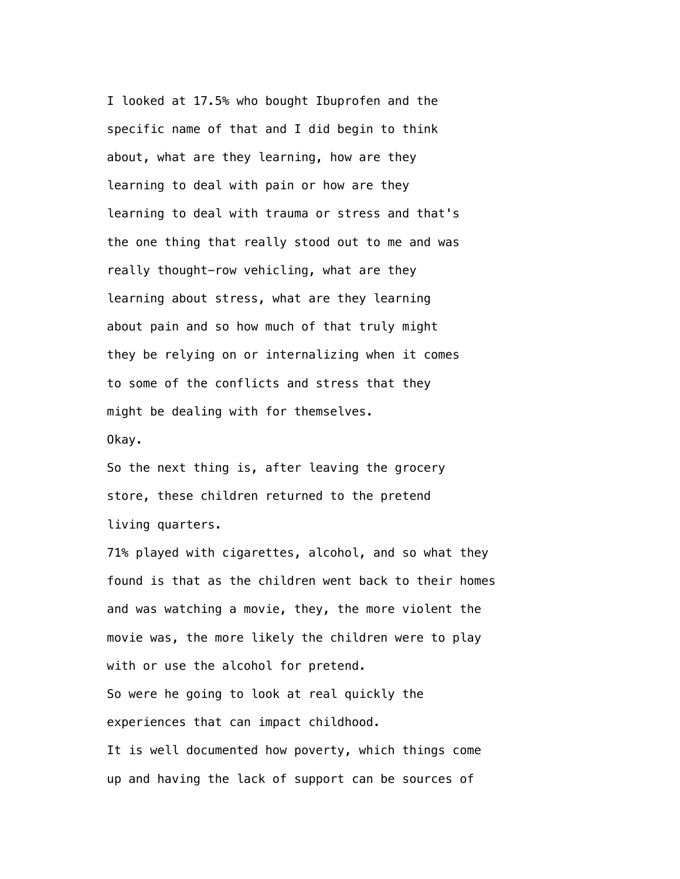I looked at 17.5% who bought Ibuprofen and the specific name of that and I did begin to think about, what are they learning, how are they learning to deal with pain or how are they learning to deal with trauma or stress and that's the one thing that really stood out to me and was really thought-row vehicling, what are they learning about stress, what are they learning about pain and so how much of that truly might they be relying on or internalizing when it comes to some of the conflicts and stress that they might be dealing with for themselves.

Okay.

So the next thing is, after leaving the grocery store, these children returned to the pretend living quarters.

71% played with cigarettes, alcohol, and so what they found is that as the children went back to their homes and was watching a movie, they, the more violent the movie was, the more likely the children were to play with or use the alcohol for pretend.

So were he going to look at real quickly the experiences that can impact childhood.

It is well documented how poverty, which things come up and having the lack of support can be sources of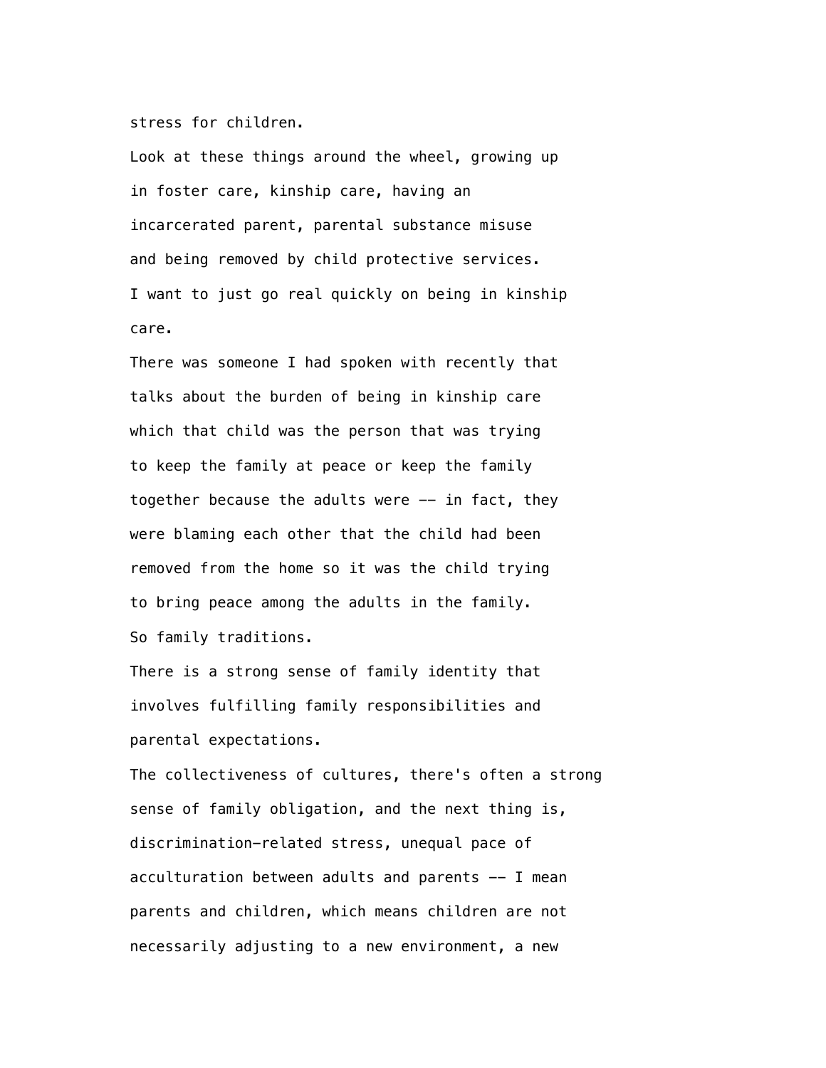stress for children.

Look at these things around the wheel, growing up in foster care, kinship care, having an incarcerated parent, parental substance misuse and being removed by child protective services.

I want to just go real quickly on being in kinship care.

There was someone I had spoken with recently that talks about the burden of being in kinship care which that child was the person that was trying to keep the family at peace or keep the family together because the adults were -- in fact, they were blaming each other that the child had been removed from the home so it was the child trying to bring peace among the adults in the family.

So family traditions.

There is a strong sense of family identity that involves fulfilling family responsibilities and parental expectations.

The collectiveness of cultures, there's often a strong sense of family obligation, and the next thing is, discrimination-related stress, unequal pace of acculturation between adults and parents -- I mean parents and children, which means children are not necessarily adjusting to a new environment, a new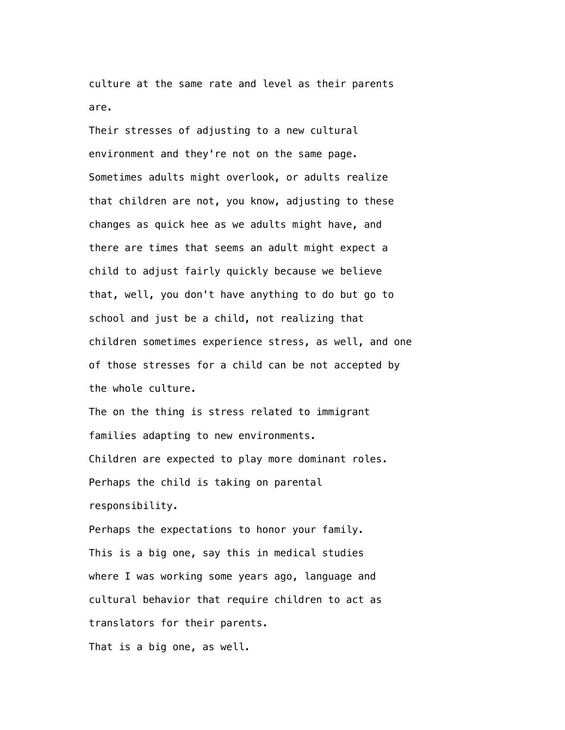culture at the same rate and level as their parents are.

Their stresses of adjusting to a new cultural environment and they're not on the same page.

Sometimes adults might overlook, or adults realize that children are not, you know, adjusting to these changes as quick hee as we adults might have, and there are times that seems an adult might expect a child to adjust fairly quickly because we believe that, well, you don't have anything to do but go to school and just be a child, not realizing that children sometimes experience stress, as well, and one of those stresses for a child can be not accepted by the whole culture.

The on the thing is stress related to immigrant families adapting to new environments.

Children are expected to play more dominant roles.

Perhaps the child is taking on parental responsibility.

Perhaps the expectations to honor your family.

This is a big one, say this in medical studies where I was working some years ago, language and cultural behavior that require children to act as translators for their parents.

That is a big one, as well.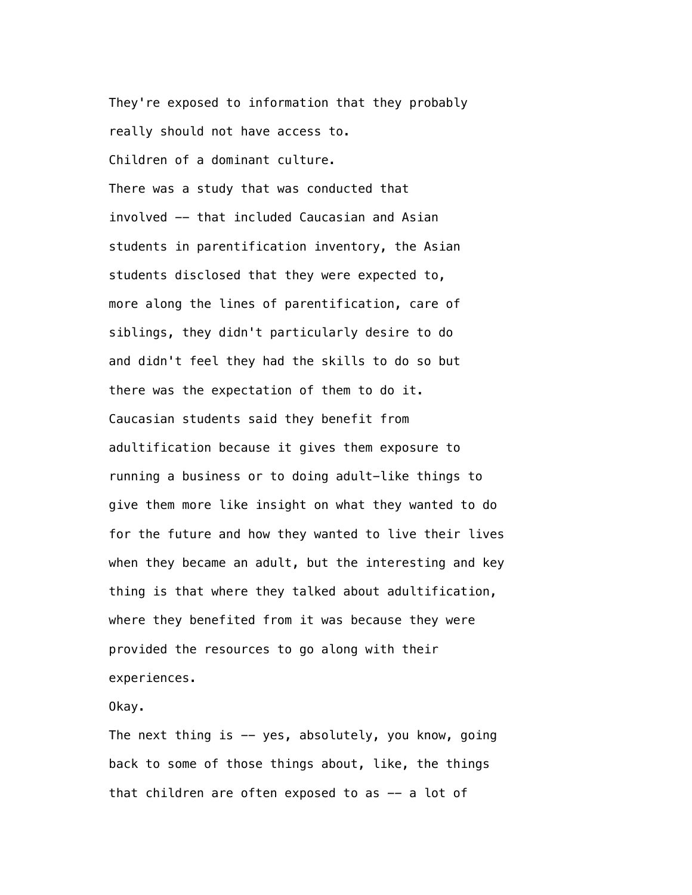They're exposed to information that they probably really should not have access to.

Children of a dominant culture.

There was a study that was conducted that involved -- that included Caucasian and Asian students in parentification inventory, the Asian students disclosed that they were expected to, more along the lines of parentification, care of siblings, they didn't particularly desire to do and didn't feel they had the skills to do so but there was the expectation of them to do it.

Caucasian students said they benefit from adultification because it gives them exposure to running a business or to doing adult-like things to give them more like insight on what they wanted to do for the future and how they wanted to live their lives when they became an adult, but the interesting and key thing is that where they talked about adultification, where they benefited from it was because they were provided the resources to go along with their experiences.

Okay.

The next thing is -- yes, absolutely, you know, going back to some of those things about, like, the things that children are often exposed to as -- a lot of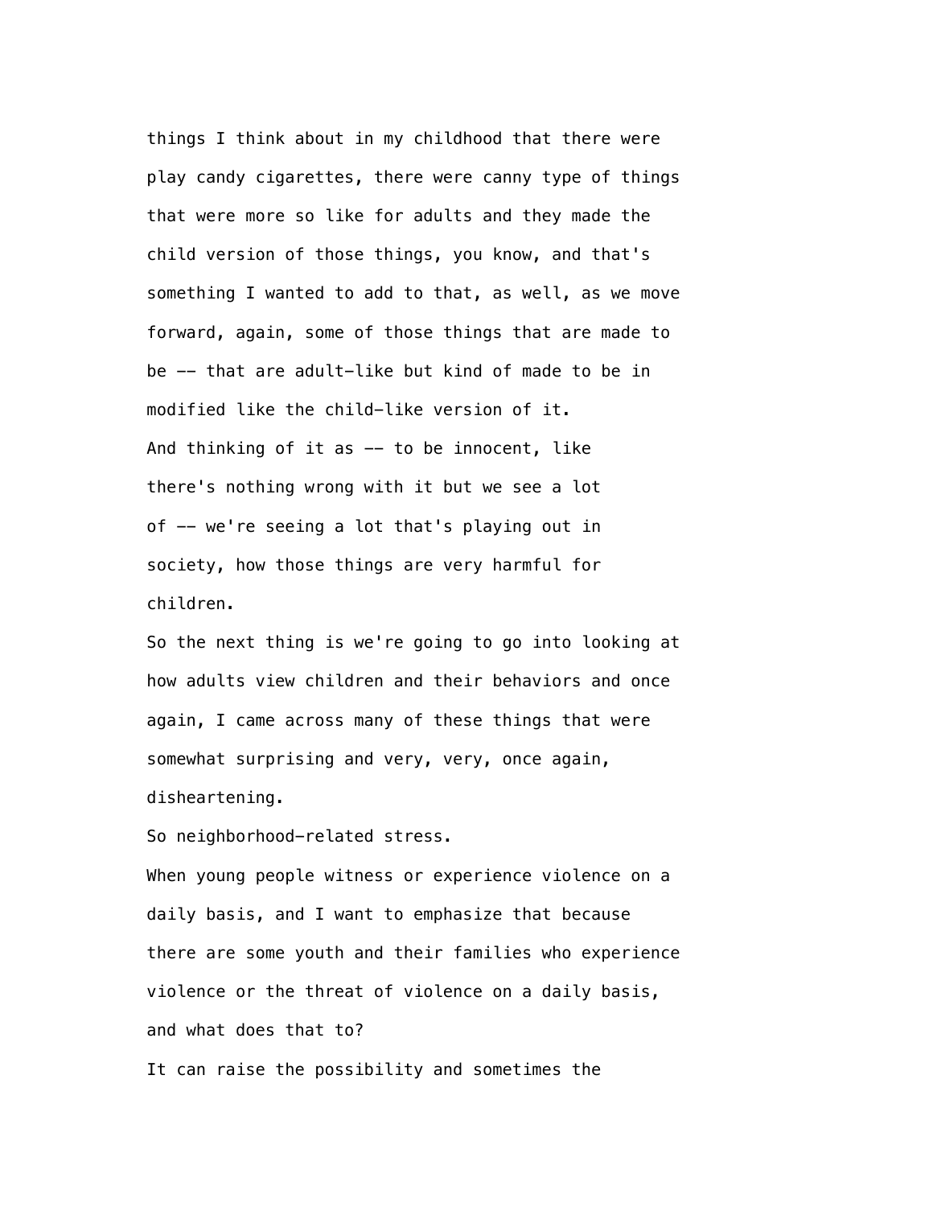things I think about in my childhood that there were play candy cigarettes, there were canny type of things that were more so like for adults and they made the child version of those things, you know, and that's something I wanted to add to that, as well, as we move forward, again, some of those things that are made to be -- that are adult-like but kind of made to be in modified like the child-like version of it.

And thinking of it as -- to be innocent, like there's nothing wrong with it but we see a lot of -- we're seeing a lot that's playing out in society, how those things are very harmful for children.

So the next thing is we're going to go into looking at how adults view children and their behaviors and once again, I came across many of these things that were somewhat surprising and very, very, once again, disheartening.

So neighborhood-related stress.

When young people witness or experience violence on a daily basis, and I want to emphasize that because there are some youth and their families who experience violence or the threat of violence on a daily basis, and what does that to?

It can raise the possibility and sometimes the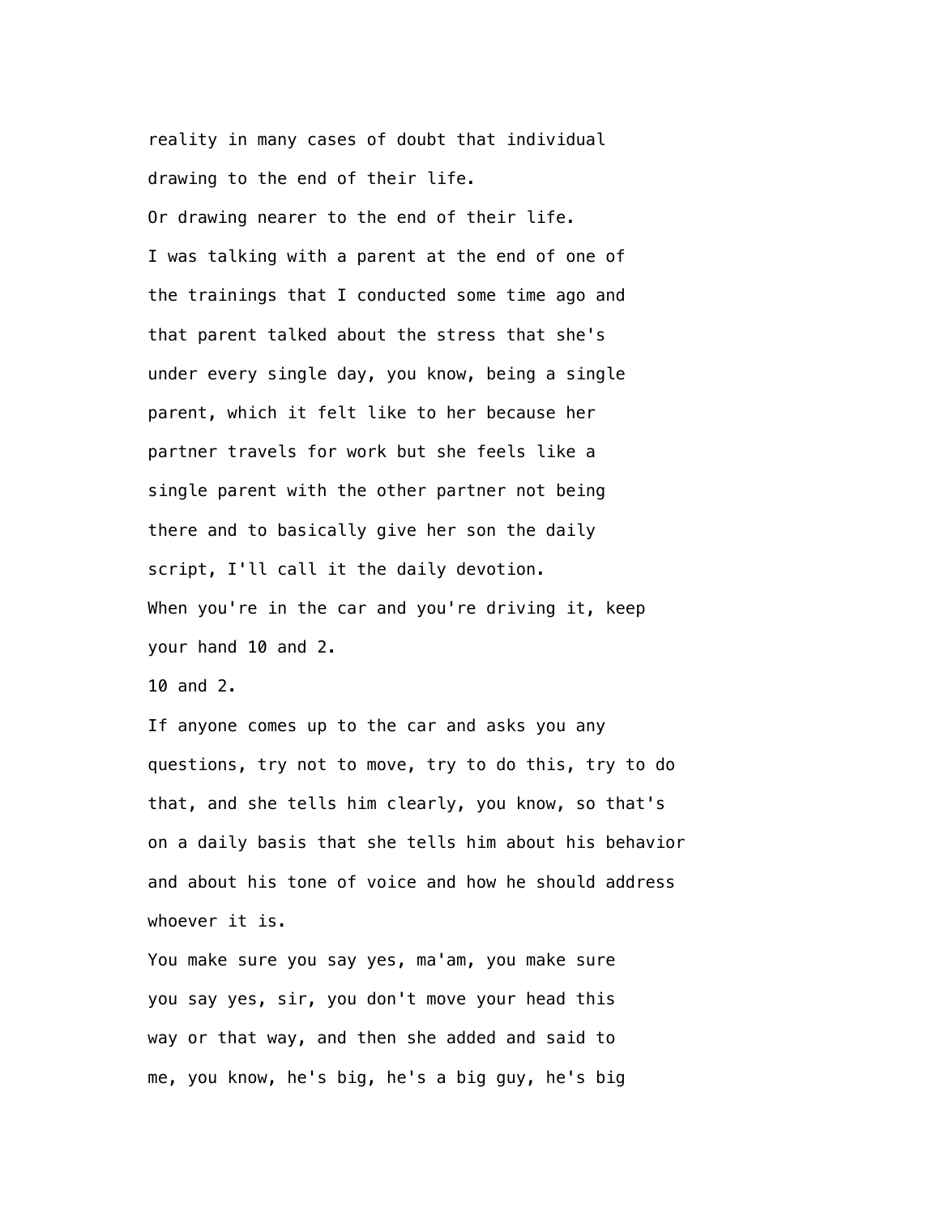reality in many cases of doubt that individual
drawing to the end of their life.
Or drawing nearer to the end of their life.
I was talking with a parent at the end of one of
the trainings that I conducted some time ago and
that parent talked about the stress that she's
under every single day, you know, being a single
parent, which it felt like to her because her
partner travels for work but she feels like a
single parent with the other partner not being
there and to basically give her son the daily
script, I'll call it the daily devotion.
When you're in the car and you're driving it, keep
your hand 10 and 2.
10 and 2.
If anyone comes up to the car and asks you any
questions, try not to move, try to do this, try to do
that, and she tells him clearly, you know, so that's
on a daily basis that she tells him about his behavior
and about his tone of voice and how he should address
whoever it is.
You make sure you say yes, ma'am, you make sure
you say yes, sir, you don't move your head this
way or that way, and then she added and said to
me, you know, he's big, he's a big guy, he's big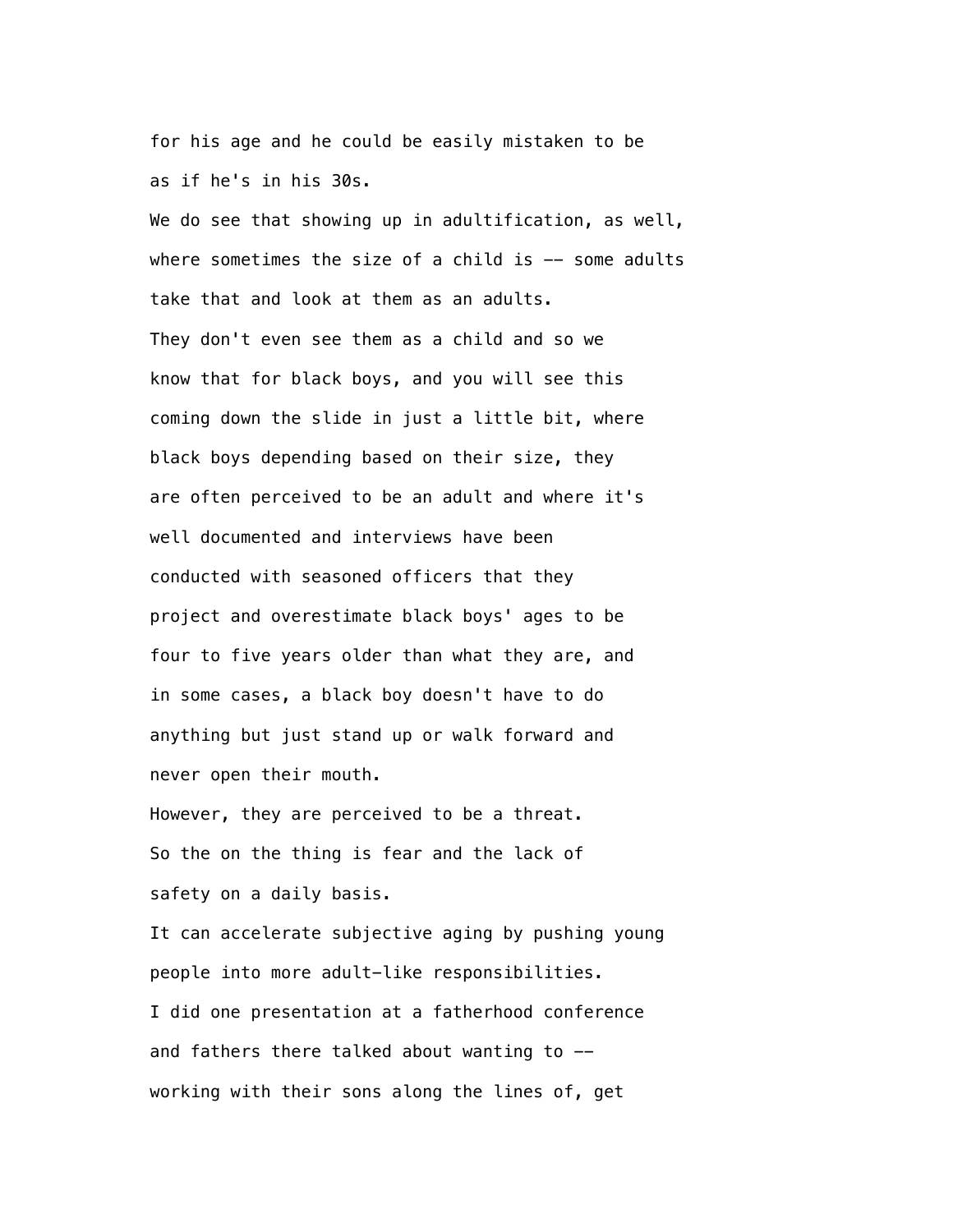for his age and he could be easily mistaken to be as if he's in his 30s.

We do see that showing up in adultification, as well, where sometimes the size of a child is -- some adults take that and look at them as an adults.

They don't even see them as a child and so we know that for black boys, and you will see this coming down the slide in just a little bit, where black boys depending based on their size, they are often perceived to be an adult and where it's well documented and interviews have been conducted with seasoned officers that they project and overestimate black boys' ages to be four to five years older than what they are, and in some cases, a black boy doesn't have to do anything but just stand up or walk forward and never open their mouth.

However, they are perceived to be a threat.

So the on the thing is fear and the lack of safety on a daily basis.

It can accelerate subjective aging by pushing young people into more adult-like responsibilities.

I did one presentation at a fatherhood conference and fathers there talked about wanting to -- working with their sons along the lines of, get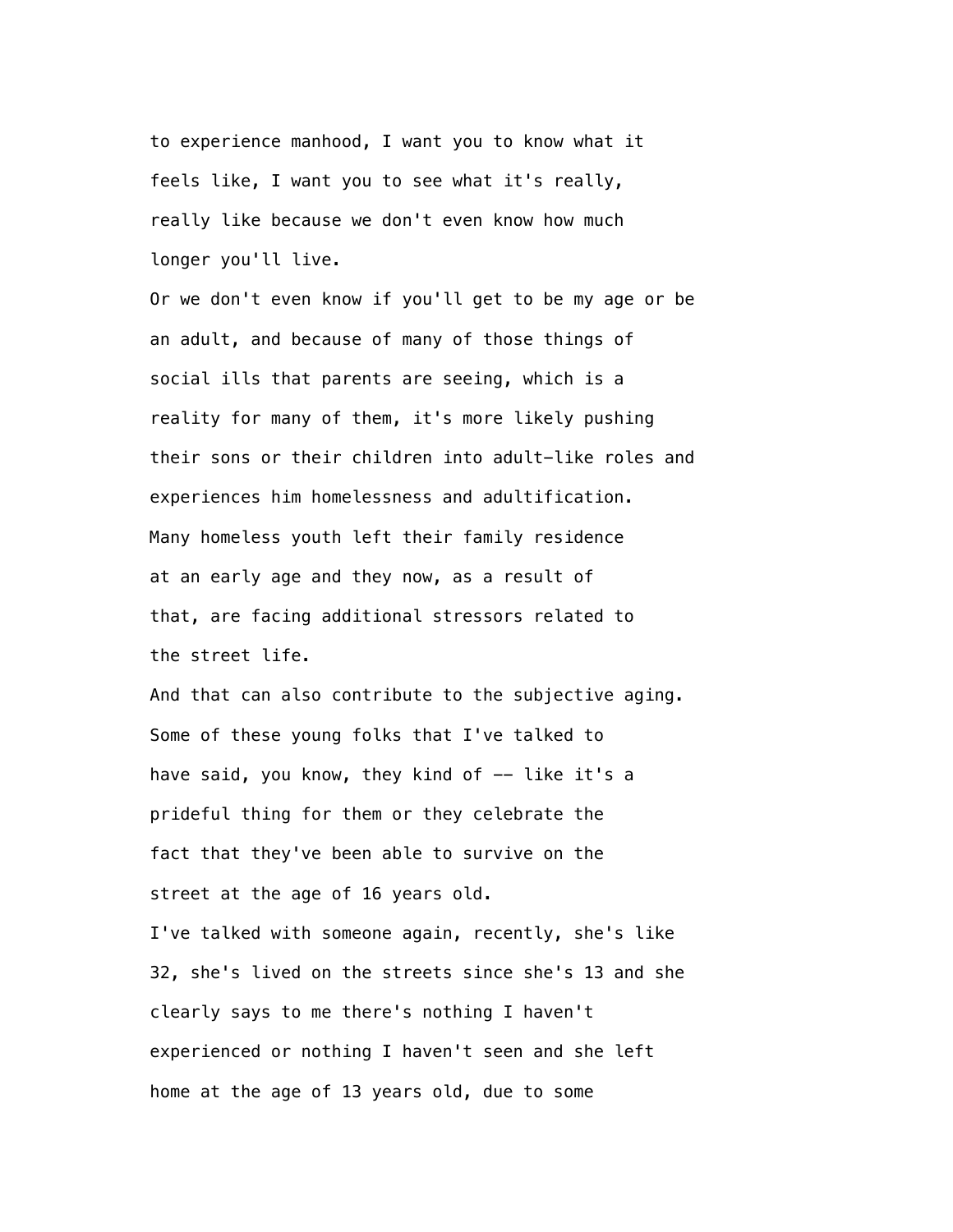to experience manhood, I want you to know what it feels like, I want you to see what it's really, really like because we don't even know how much longer you'll live.

Or we don't even know if you'll get to be my age or be an adult, and because of many of those things of social ills that parents are seeing, which is a reality for many of them, it's more likely pushing their sons or their children into adult-like roles and experiences him homelessness and adultification.

Many homeless youth left their family residence at an early age and they now, as a result of that, are facing additional stressors related to the street life.

And that can also contribute to the subjective aging.

Some of these young folks that I've talked to have said, you know, they kind of -- like it's a prideful thing for them or they celebrate the fact that they've been able to survive on the street at the age of 16 years old.

I've talked with someone again, recently, she's like 32, she's lived on the streets since she's 13 and she clearly says to me there's nothing I haven't experienced or nothing I haven't seen and she left home at the age of 13 years old, due to some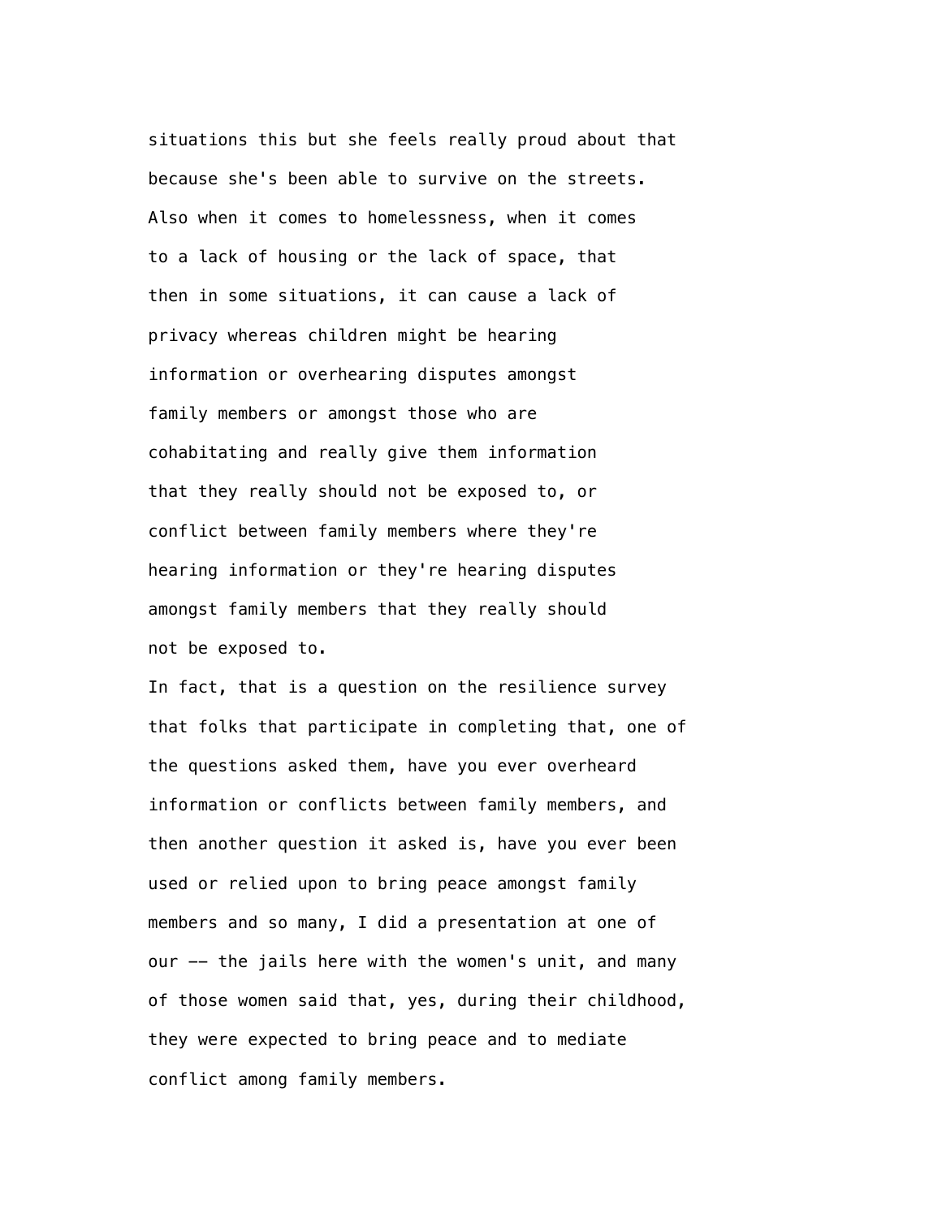situations this but she feels really proud about that because she's been able to survive on the streets. Also when it comes to homelessness, when it comes to a lack of housing or the lack of space, that then in some situations, it can cause a lack of privacy whereas children might be hearing information or overhearing disputes amongst family members or amongst those who are cohabitating and really give them information that they really should not be exposed to, or conflict between family members where they're hearing information or they're hearing disputes amongst family members that they really should not be exposed to.

In fact, that is a question on the resilience survey that folks that participate in completing that, one of the questions asked them, have you ever overheard information or conflicts between family members, and then another question it asked is, have you ever been used or relied upon to bring peace amongst family members and so many, I did a presentation at one of our -- the jails here with the women's unit, and many of those women said that, yes, during their childhood, they were expected to bring peace and to mediate conflict among family members.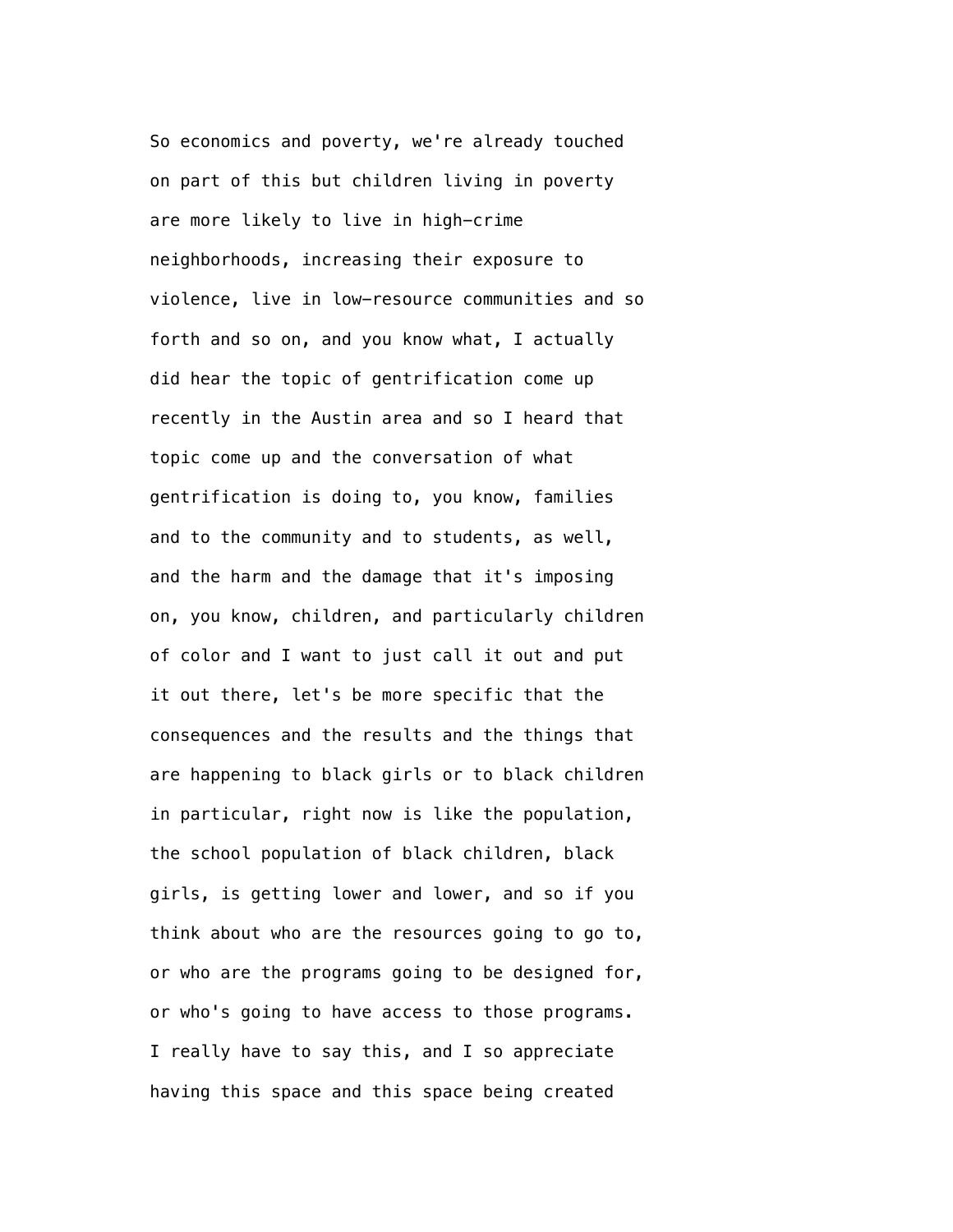So economics and poverty, we're already touched on part of this but children living in poverty are more likely to live in high-crime neighborhoods, increasing their exposure to violence, live in low-resource communities and so forth and so on, and you know what, I actually did hear the topic of gentrification come up recently in the Austin area and so I heard that topic come up and the conversation of what gentrification is doing to, you know, families and to the community and to students, as well, and the harm and the damage that it's imposing on, you know, children, and particularly children of color and I want to just call it out and put it out there, let's be more specific that the consequences and the results and the things that are happening to black girls or to black children in particular, right now is like the population, the school population of black children, black girls, is getting lower and lower, and so if you think about who are the resources going to go to, or who are the programs going to be designed for, or who's going to have access to those programs. I really have to say this, and I so appreciate having this space and this space being created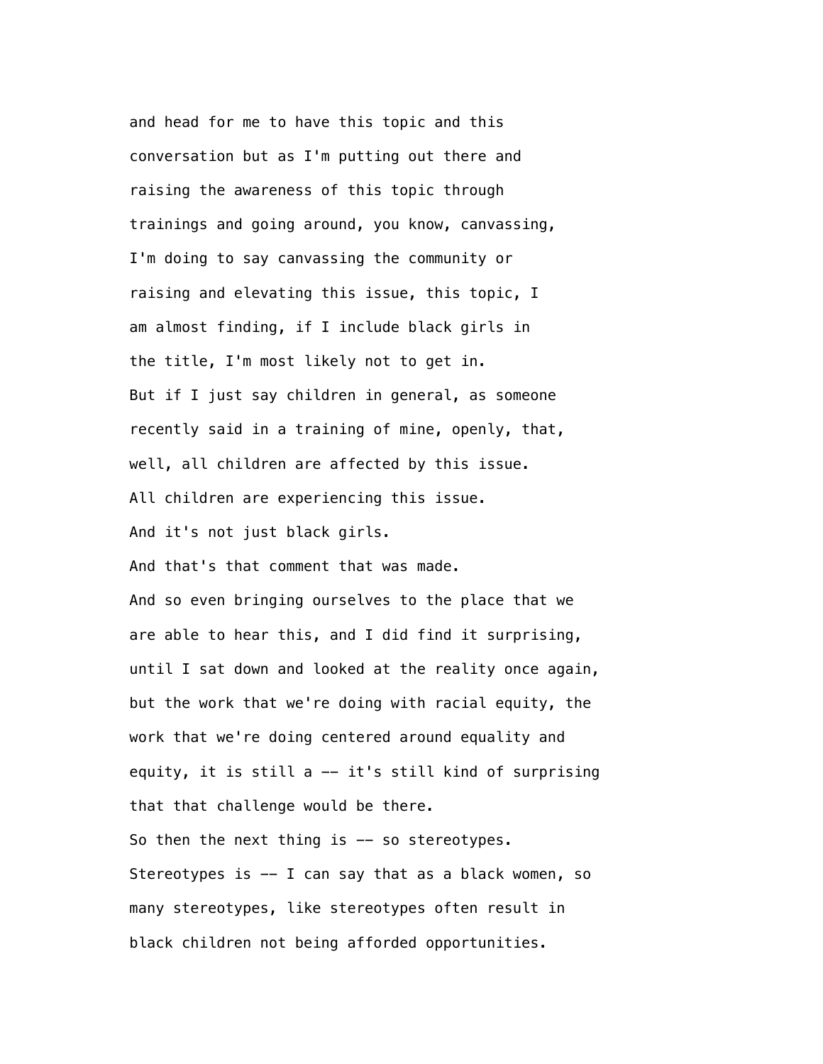and head for me to have this topic and this
conversation but as I'm putting out there and
raising the awareness of this topic through
trainings and going around, you know, canvassing,
I'm doing to say canvassing the community or
raising and elevating this issue, this topic, I
am almost finding, if I include black girls in
the title, I'm most likely not to get in.
But if I just say children in general, as someone
recently said in a training of mine, openly, that,
well, all children are affected by this issue.
All children are experiencing this issue.
And it's not just black girls.
And that's that comment that was made.
And so even bringing ourselves to the place that we
are able to hear this, and I did find it surprising,
until I sat down and looked at the reality once again,
but the work that we're doing with racial equity, the
work that we're doing centered around equality and
equity, it is still a -- it's still kind of surprising
that that challenge would be there.
So then the next thing is -- so stereotypes.
Stereotypes is -- I can say that as a black women, so
many stereotypes, like stereotypes often result in
black children not being afforded opportunities.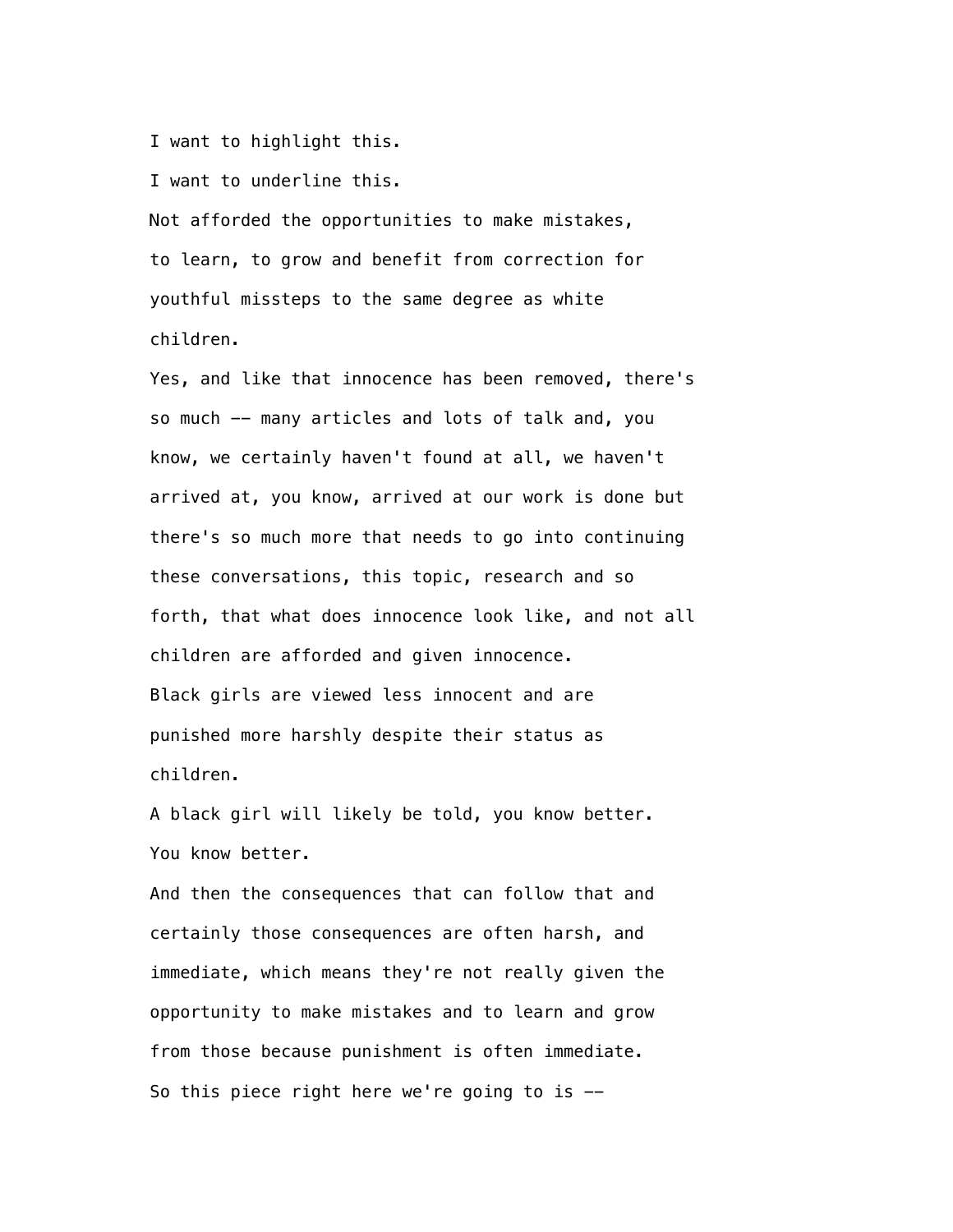I want to highlight this.

I want to underline this.

Not afforded the opportunities to make mistakes, to learn, to grow and benefit from correction for youthful missteps to the same degree as white children.

Yes, and like that innocence has been removed, there's so much -- many articles and lots of talk and, you know, we certainly haven't found at all, we haven't arrived at, you know, arrived at our work is done but there's so much more that needs to go into continuing these conversations, this topic, research and so forth, that what does innocence look like, and not all children are afforded and given innocence.

Black girls are viewed less innocent and are punished more harshly despite their status as children.

A black girl will likely be told, you know better. You know better.

And then the consequences that can follow that and certainly those consequences are often harsh, and immediate, which means they're not really given the opportunity to make mistakes and to learn and grow from those because punishment is often immediate.

So this piece right here we're going to is --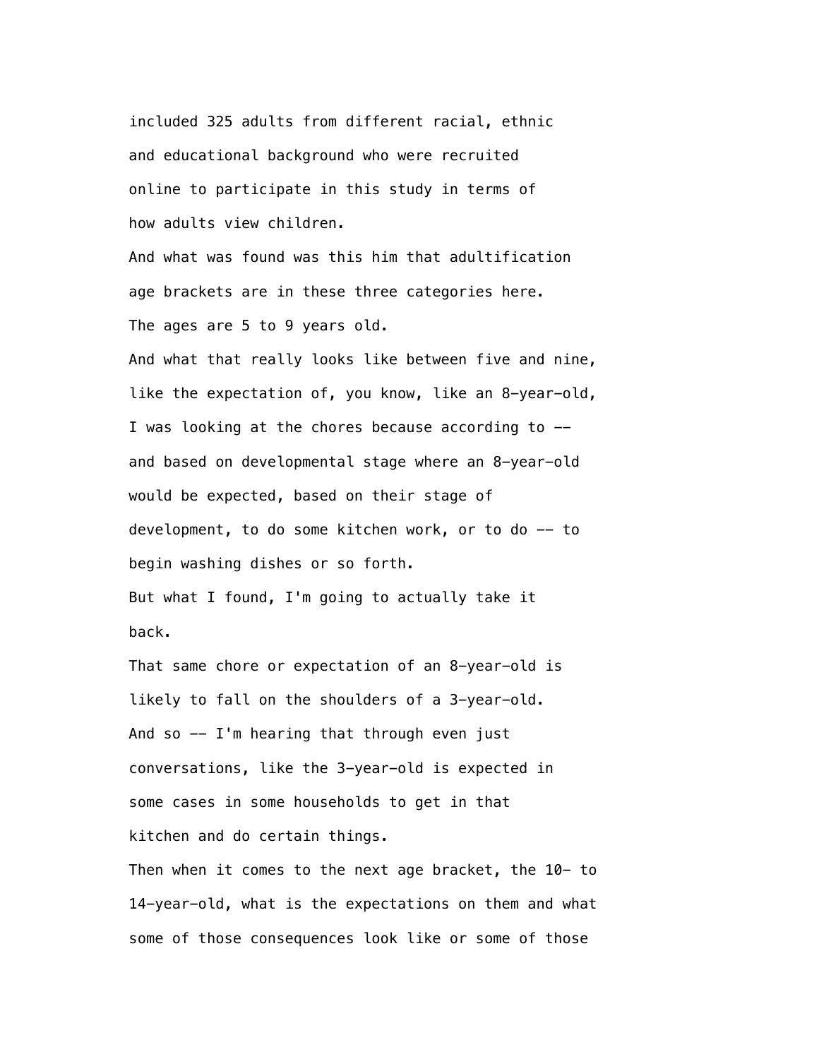included 325 adults from different racial, ethnic and educational background who were recruited online to participate in this study in terms of how adults view children.

And what was found was this him that adultification age brackets are in these three categories here.

The ages are 5 to 9 years old.

And what that really looks like between five and nine, like the expectation of, you know, like an 8-year-old, I was looking at the chores because according to -- and based on developmental stage where an 8-year-old would be expected, based on their stage of development, to do some kitchen work, or to do -- to begin washing dishes or so forth.

But what I found, I'm going to actually take it back.

That same chore or expectation of an 8-year-old is likely to fall on the shoulders of a 3-year-old.

And so -- I'm hearing that through even just conversations, like the 3-year-old is expected in some cases in some households to get in that kitchen and do certain things.

Then when it comes to the next age bracket, the 10- to 14-year-old, what is the expectations on them and what some of those consequences look like or some of those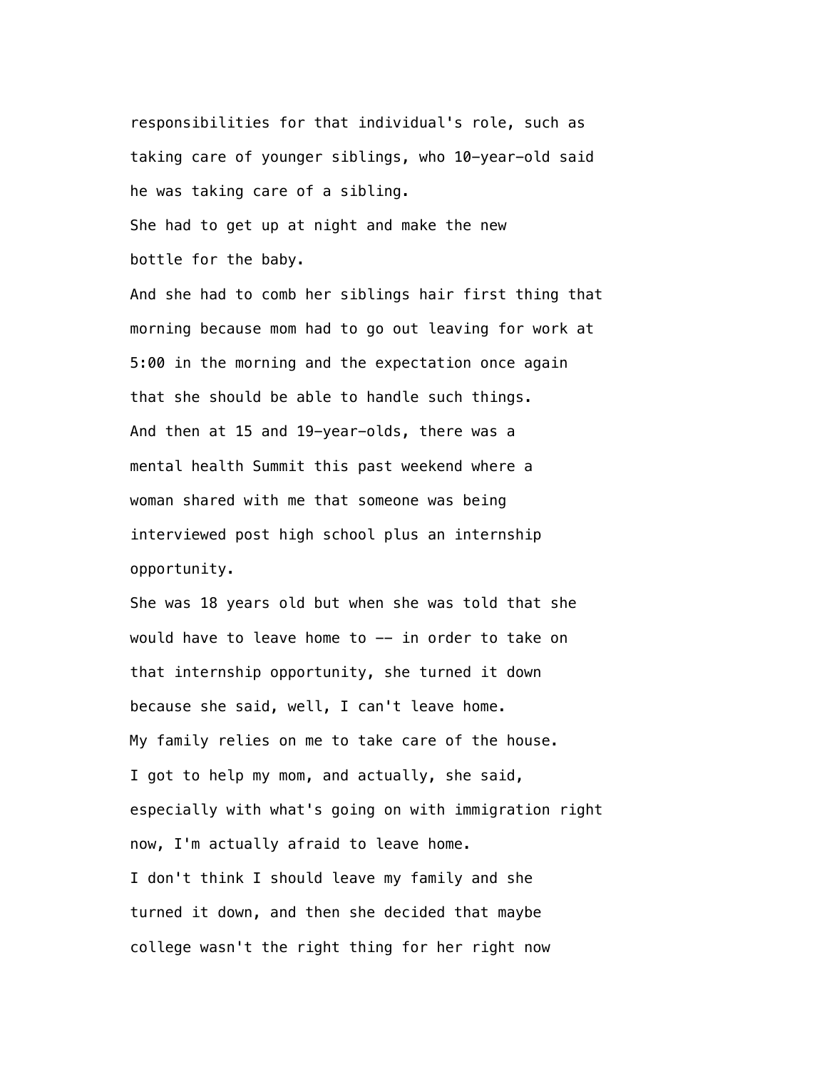responsibilities for that individual's role, such as
taking care of younger siblings, who 10-year-old said
he was taking care of a sibling.
She had to get up at night and make the new
bottle for the baby.
And she had to comb her siblings hair first thing that
morning because mom had to go out leaving for work at
5:00 in the morning and the expectation once again
that she should be able to handle such things.
And then at 15 and 19-year-olds, there was a
mental health Summit this past weekend where a
woman shared with me that someone was being
interviewed post high school plus an internship
opportunity.
She was 18 years old but when she was told that she
would have to leave home to -- in order to take on
that internship opportunity, she turned it down
because she said, well, I can't leave home.
My family relies on me to take care of the house.
I got to help my mom, and actually, she said,
especially with what's going on with immigration right
now, I'm actually afraid to leave home.
I don't think I should leave my family and she
turned it down, and then she decided that maybe
college wasn't the right thing for her right now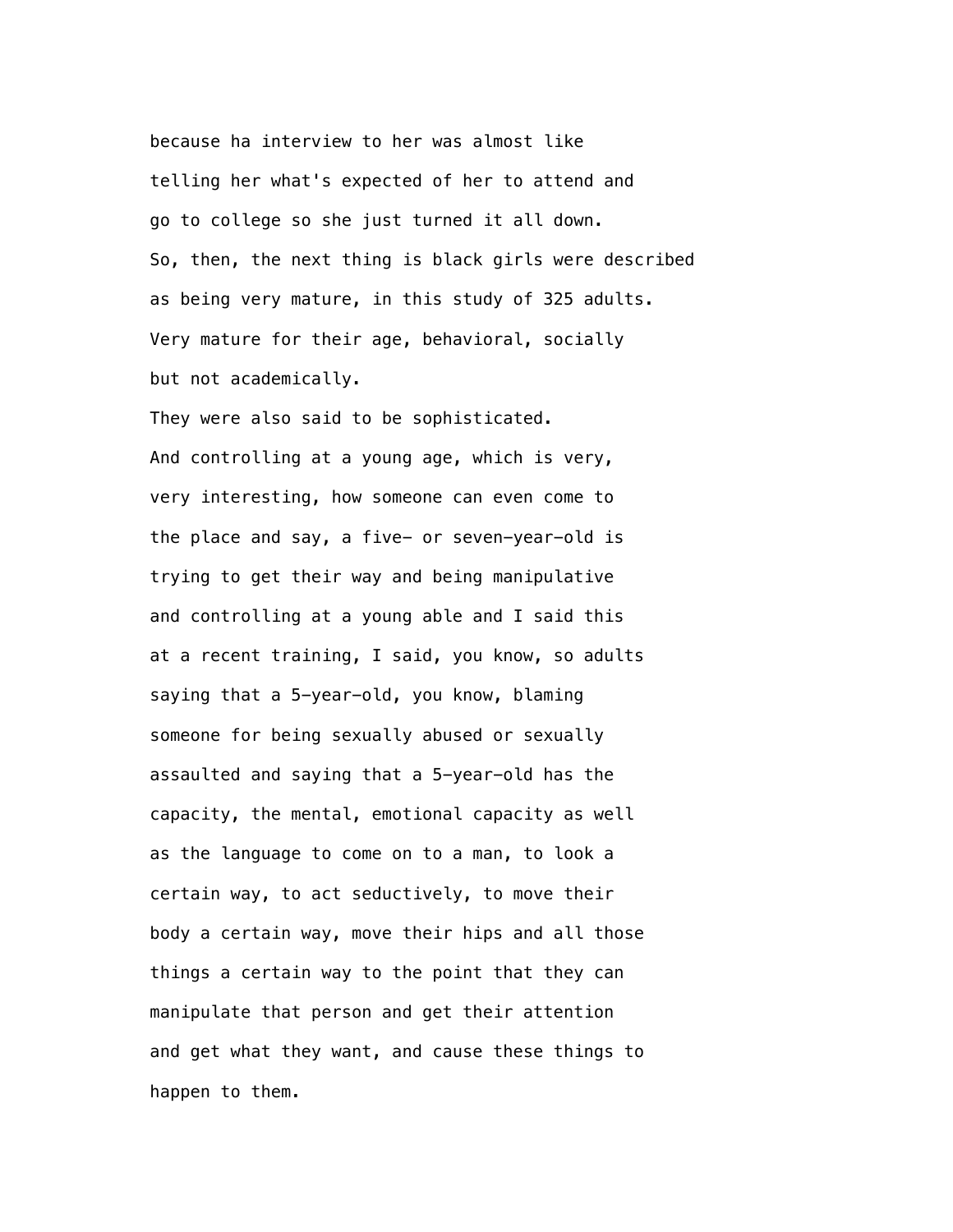because ha interview to her was almost like telling her what's expected of her to attend and go to college so she just turned it all down.

So, then, the next thing is black girls were described as being very mature, in this study of 325 adults. Very mature for their age, behavioral, socially but not academically.

They were also said to be sophisticated.

And controlling at a young age, which is very, very interesting, how someone can even come to the place and say, a five- or seven-year-old is trying to get their way and being manipulative and controlling at a young able and I said this at a recent training, I said, you know, so adults saying that a 5-year-old, you know, blaming someone for being sexually abused or sexually assaulted and saying that a 5-year-old has the capacity, the mental, emotional capacity as well as the language to come on to a man, to look a certain way, to act seductively, to move their body a certain way, move their hips and all those things a certain way to the point that they can manipulate that person and get their attention and get what they want, and cause these things to happen to them.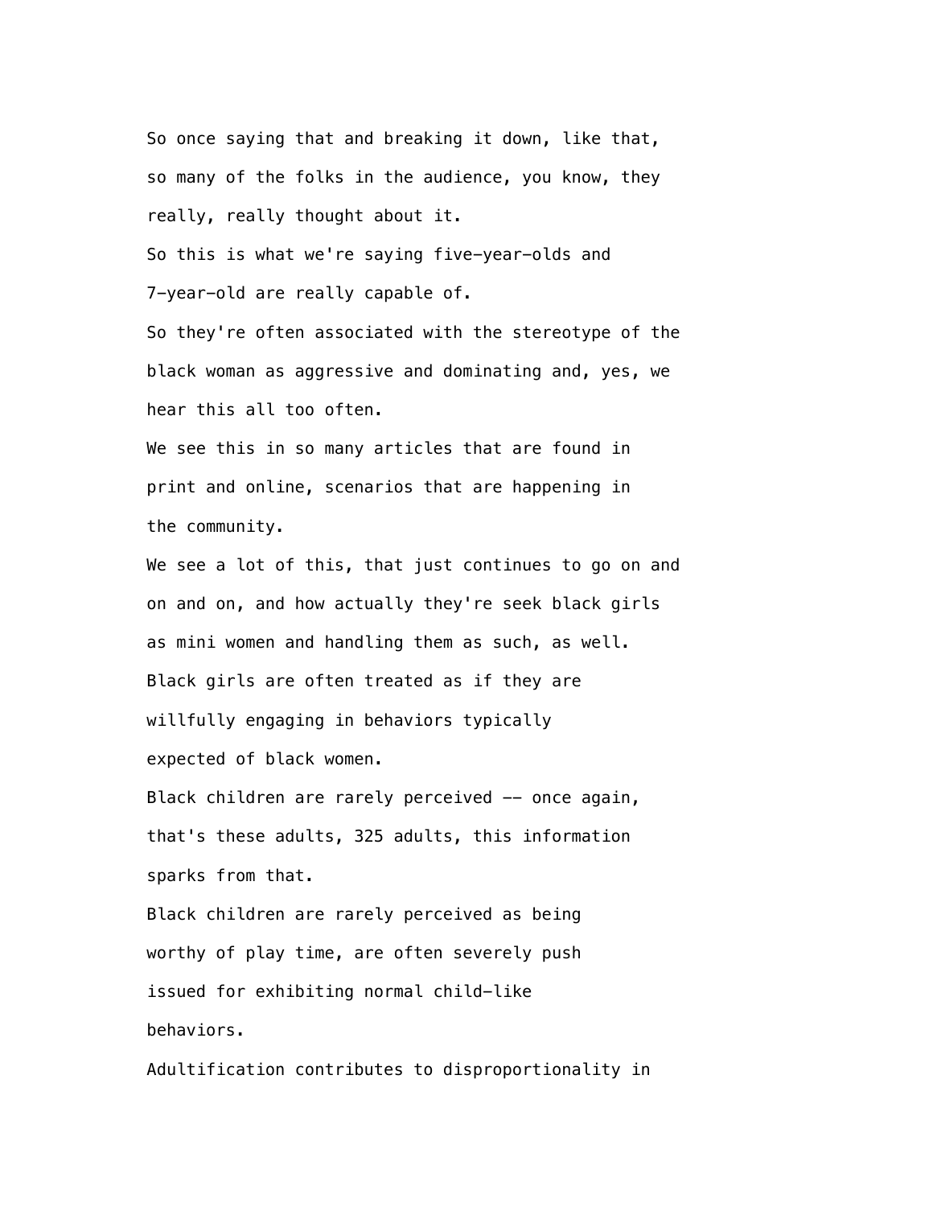So once saying that and breaking it down, like that, so many of the folks in the audience, you know, they really, really thought about it.

So this is what we're saying five-year-olds and 7-year-old are really capable of.

So they're often associated with the stereotype of the black woman as aggressive and dominating and, yes, we hear this all too often.

We see this in so many articles that are found in print and online, scenarios that are happening in the community.

We see a lot of this, that just continues to go on and on and on, and how actually they're seek black girls as mini women and handling them as such, as well.

Black girls are often treated as if they are willfully engaging in behaviors typically expected of black women.

Black children are rarely perceived -- once again, that's these adults, 325 adults, this information sparks from that.

Black children are rarely perceived as being worthy of play time, are often severely push issued for exhibiting normal child-like behaviors.

Adultification contributes to disproportionality in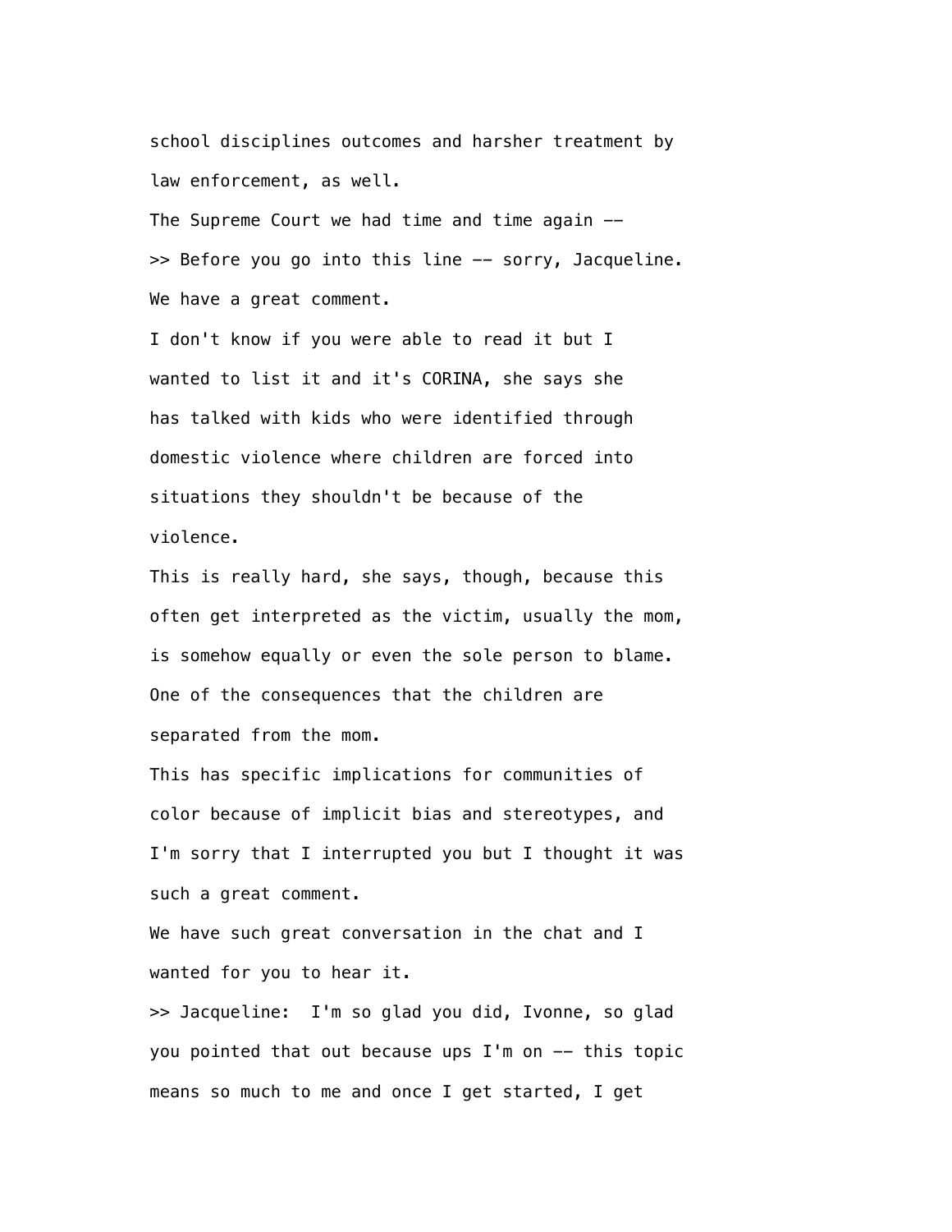school disciplines outcomes and harsher treatment by law enforcement, as well.

The Supreme Court we had time and time again --

>> Before you go into this line -- sorry, Jacqueline.

We have a great comment.

I don't know if you were able to read it but I wanted to list it and it's CORINA, she says she has talked with kids who were identified through domestic violence where children are forced into situations they shouldn't be because of the violence.

This is really hard, she says, though, because this often get interpreted as the victim, usually the mom, is somehow equally or even the sole person to blame.

One of the consequences that the children are separated from the mom.

This has specific implications for communities of color because of implicit bias and stereotypes, and I'm sorry that I interrupted you but I thought it was such a great comment.

We have such great conversation in the chat and I wanted for you to hear it.

>> Jacqueline: I'm so glad you did, Ivonne, so glad you pointed that out because ups I'm on -- this topic means so much to me and once I get started, I get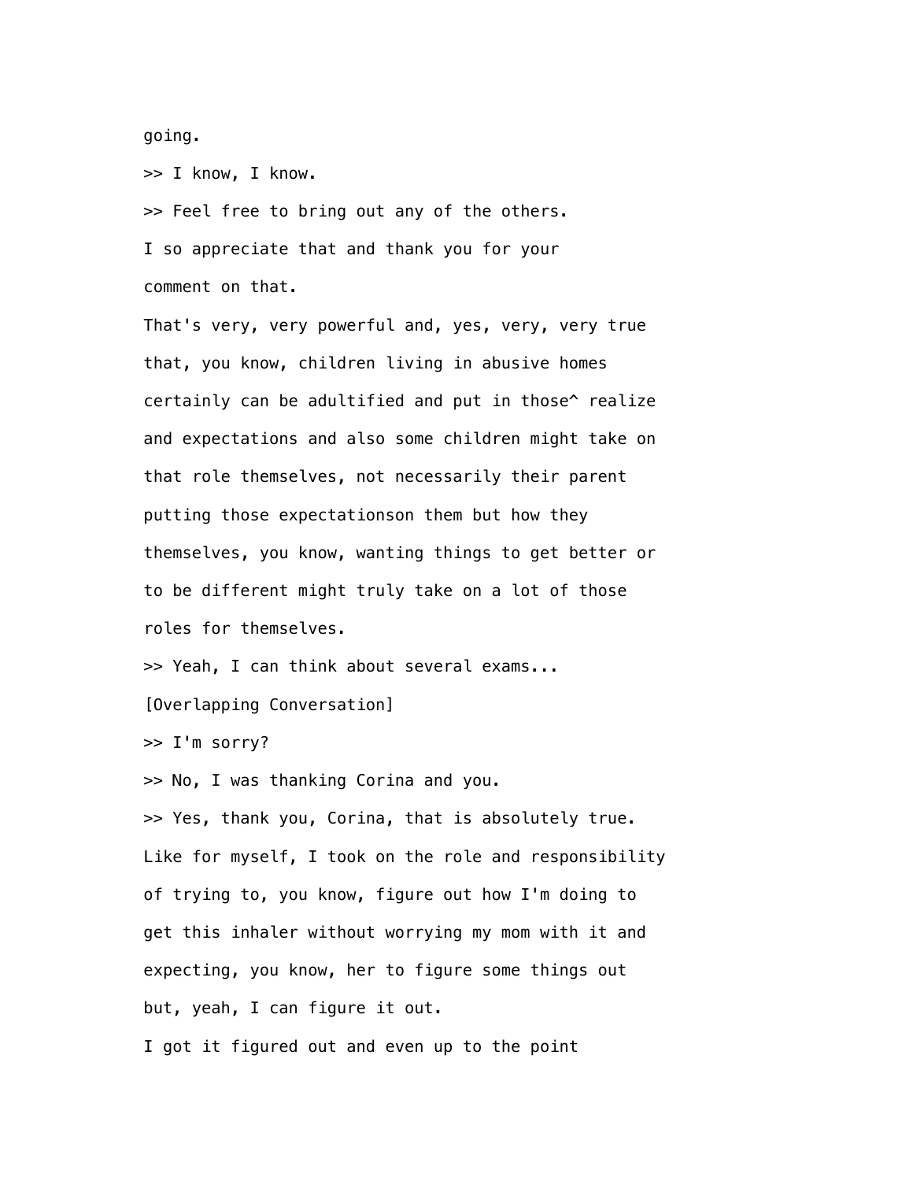going.

>> I know, I know.

>> Feel free to bring out any of the others.

I so appreciate that and thank you for your comment on that.

That's very, very powerful and, yes, very, very true that, you know, children living in abusive homes certainly can be adultified and put in those^ realize and expectations and also some children might take on that role themselves, not necessarily their parent putting those expectationson them but how they themselves, you know, wanting things to get better or to be different might truly take on a lot of those roles for themselves.

>> Yeah, I can think about several exams...

[Overlapping Conversation]

>> I'm sorry?

>> No, I was thanking Corina and you.

>> Yes, thank you, Corina, that is absolutely true.

Like for myself, I took on the role and responsibility of trying to, you know, figure out how I'm doing to get this inhaler without worrying my mom with it and expecting, you know, her to figure some things out but, yeah, I can figure it out.

I got it figured out and even up to the point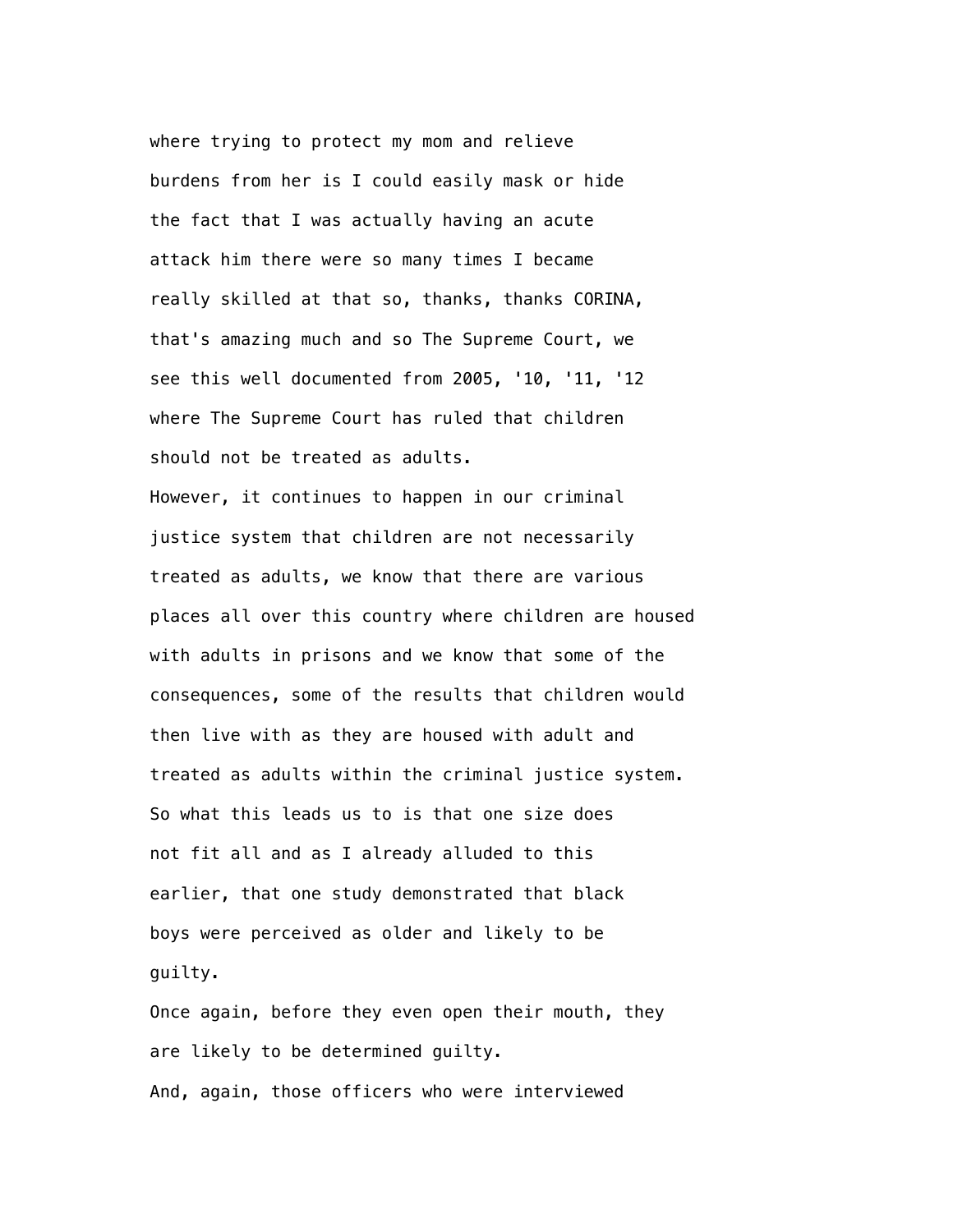where trying to protect my mom and relieve burdens from her is I could easily mask or hide the fact that I was actually having an acute attack him there were so many times I became really skilled at that so, thanks, thanks CORINA, that's amazing much and so The Supreme Court, we see this well documented from 2005, '10, '11, '12 where The Supreme Court has ruled that children should not be treated as adults.

However, it continues to happen in our criminal justice system that children are not necessarily treated as adults, we know that there are various places all over this country where children are housed with adults in prisons and we know that some of the consequences, some of the results that children would then live with as they are housed with adult and treated as adults within the criminal justice system.

So what this leads us to is that one size does not fit all and as I already alluded to this earlier, that one study demonstrated that black boys were perceived as older and likely to be guilty.

Once again, before they even open their mouth, they are likely to be determined guilty.

And, again, those officers who were interviewed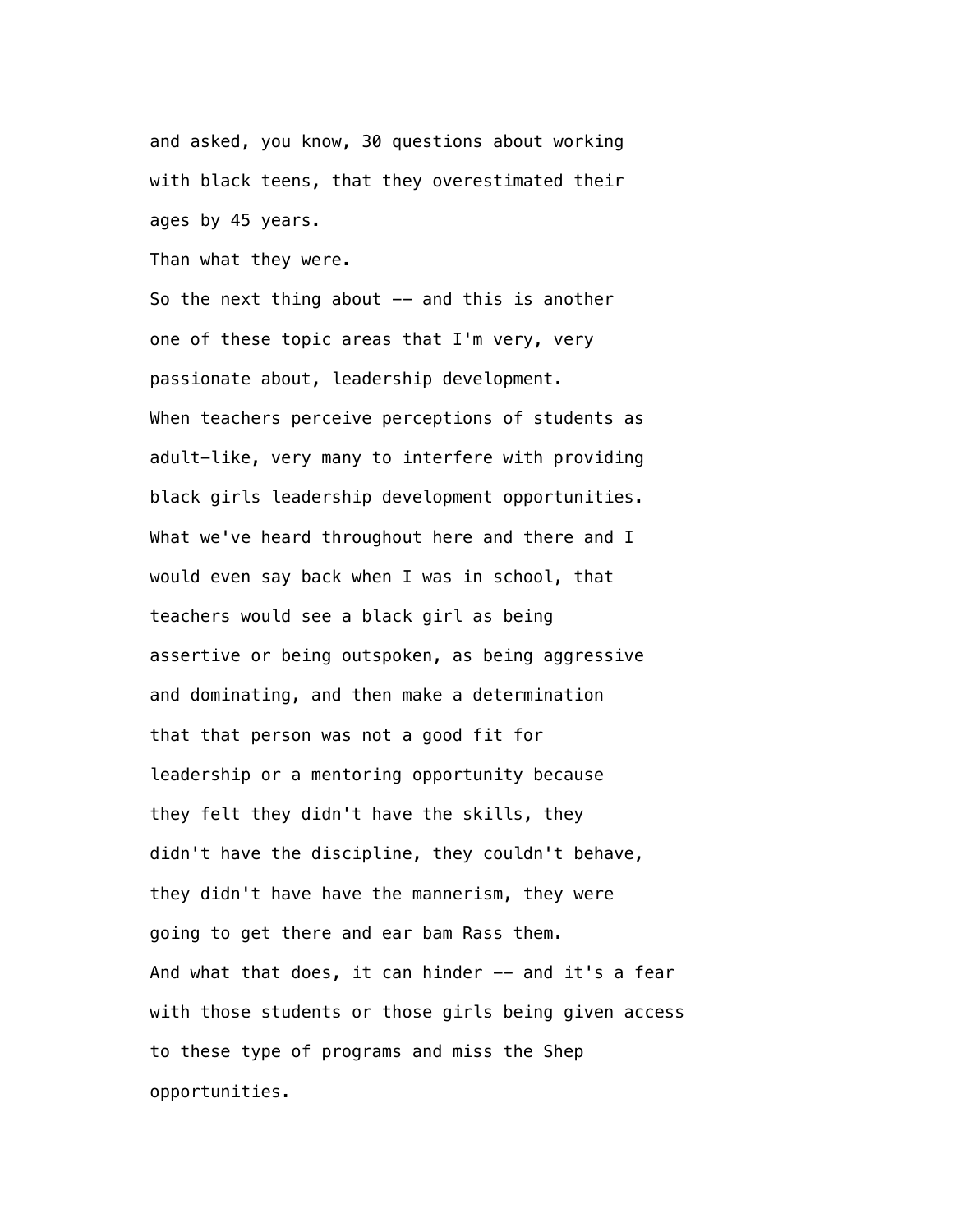and asked, you know, 30 questions about working with black teens, that they overestimated their ages by 45 years.

Than what they were.

So the next thing about -- and this is another one of these topic areas that I'm very, very passionate about, leadership development.

When teachers perceive perceptions of students as adult-like, very many to interfere with providing black girls leadership development opportunities.

What we've heard throughout here and there and I would even say back when I was in school, that teachers would see a black girl as being assertive or being outspoken, as being aggressive and dominating, and then make a determination that that person was not a good fit for leadership or a mentoring opportunity because they felt they didn't have the skills, they didn't have the discipline, they couldn't behave, they didn't have have the mannerism, they were going to get there and ear bam Rass them.

And what that does, it can hinder -- and it's a fear with those students or those girls being given access to these type of programs and miss the Shep opportunities.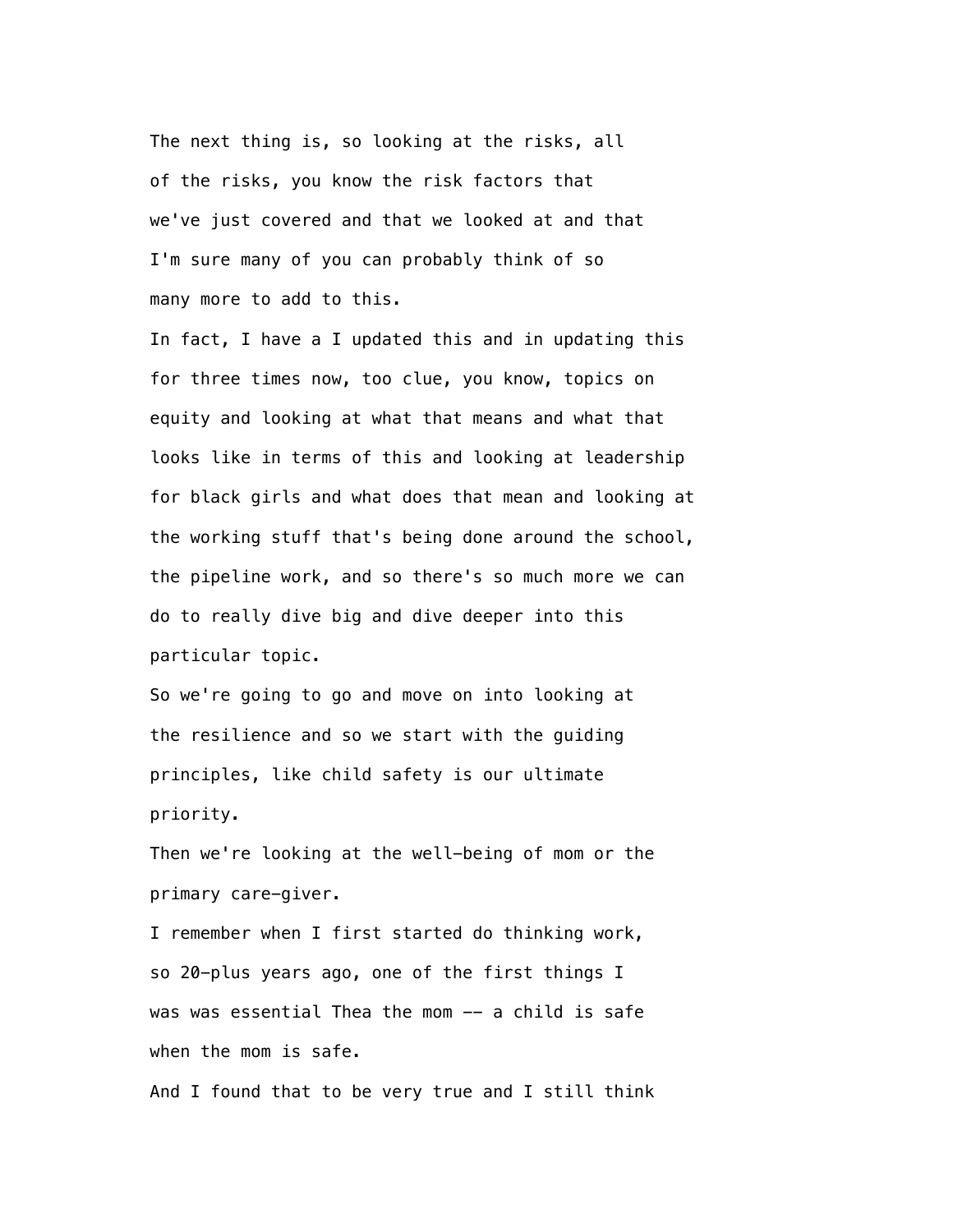The next thing is, so looking at the risks, all of the risks, you know the risk factors that we've just covered and that we looked at and that I'm sure many of you can probably think of so many more to add to this.

In fact, I have a I updated this and in updating this for three times now, too clue, you know, topics on equity and looking at what that means and what that looks like in terms of this and looking at leadership for black girls and what does that mean and looking at the working stuff that's being done around the school, the pipeline work, and so there's so much more we can do to really dive big and dive deeper into this particular topic.

So we're going to go and move on into looking at the resilience and so we start with the guiding principles, like child safety is our ultimate priority.

Then we're looking at the well-being of mom or the primary care-giver.

I remember when I first started do thinking work, so 20-plus years ago, one of the first things I was was essential Thea the mom -- a child is safe when the mom is safe.

And I found that to be very true and I still think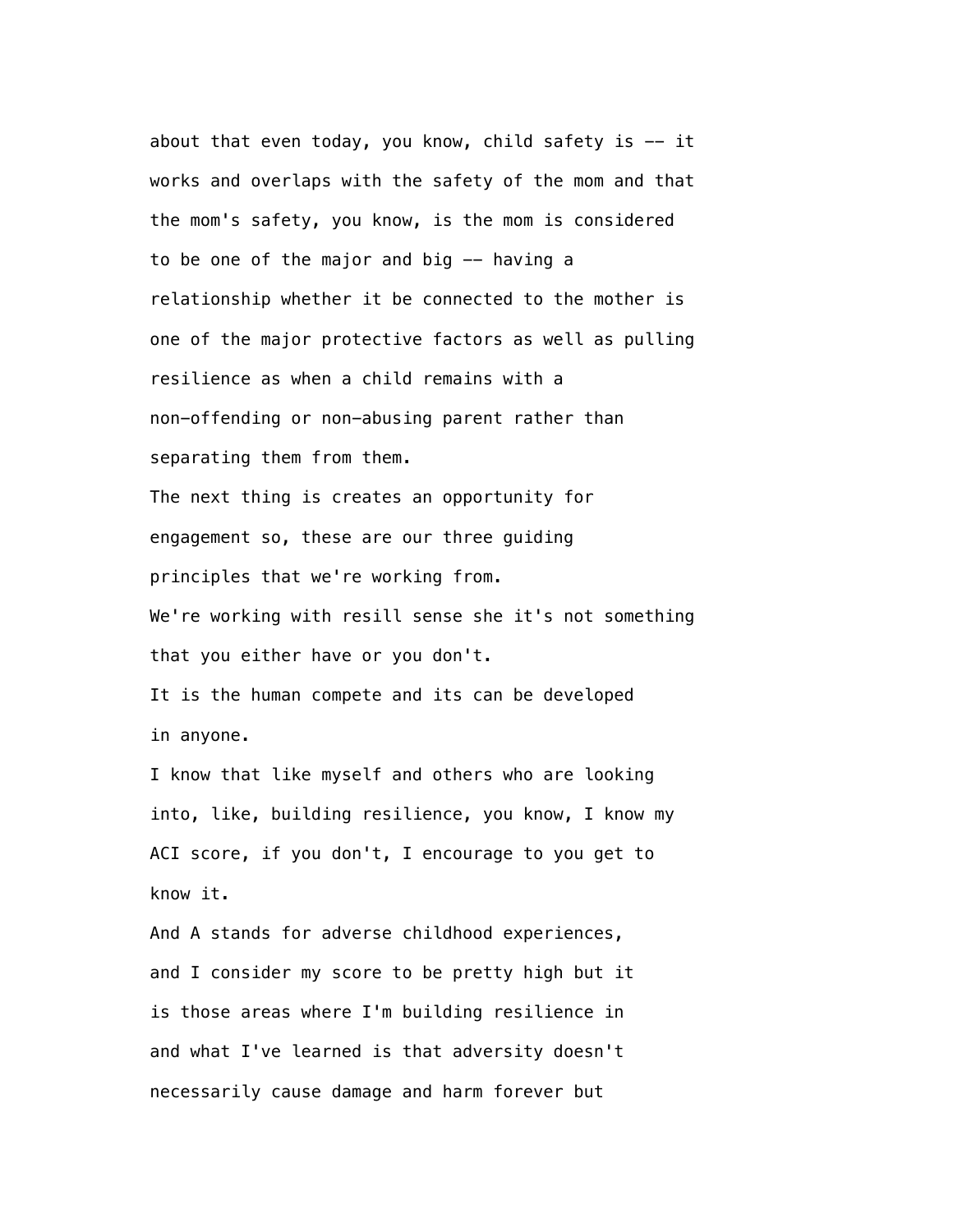about that even today, you know, child safety is -- it works and overlaps with the safety of the mom and that the mom's safety, you know, is the mom is considered to be one of the major and big -- having a relationship whether it be connected to the mother is one of the major protective factors as well as pulling resilience as when a child remains with a non-offending or non-abusing parent rather than separating them from them.

The next thing is creates an opportunity for engagement so, these are our three guiding principles that we're working from.

We're working with resill sense she it's not something that you either have or you don't.

It is the human compete and its can be developed in anyone.

I know that like myself and others who are looking into, like, building resilience, you know, I know my ACI score, if you don't, I encourage to you get to know it.

And A stands for adverse childhood experiences, and I consider my score to be pretty high but it is those areas where I'm building resilience in and what I've learned is that adversity doesn't necessarily cause damage and harm forever but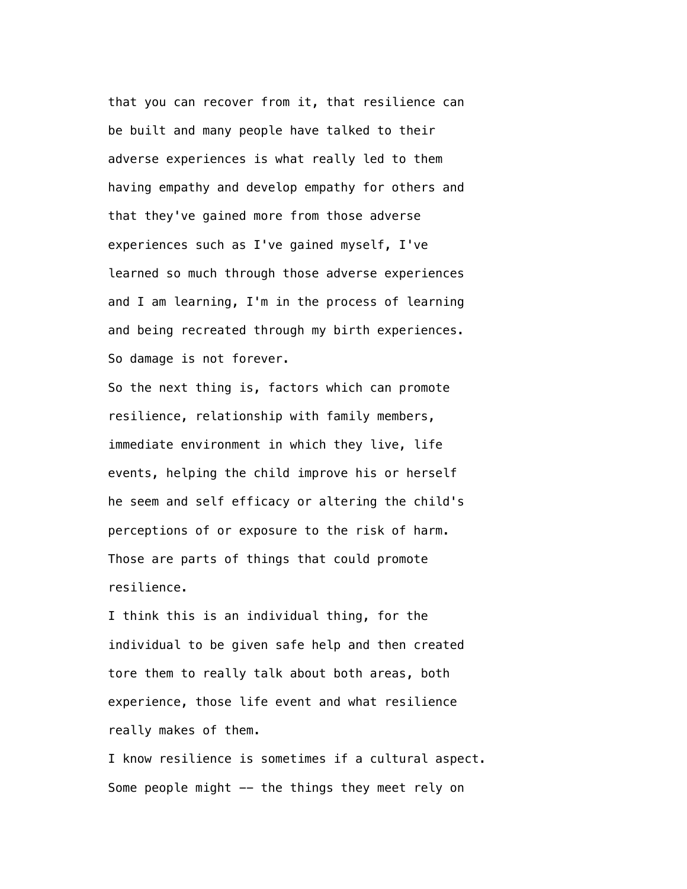that you can recover from it, that resilience can be built and many people have talked to their adverse experiences is what really led to them having empathy and develop empathy for others and that they've gained more from those adverse experiences such as I've gained myself, I've learned so much through those adverse experiences and I am learning, I'm in the process of learning and being recreated through my birth experiences. So damage is not forever.

So the next thing is, factors which can promote resilience, relationship with family members, immediate environment in which they live, life events, helping the child improve his or herself he seem and self efficacy or altering the child's perceptions of or exposure to the risk of harm. Those are parts of things that could promote resilience.

I think this is an individual thing, for the individual to be given safe help and then created tore them to really talk about both areas, both experience, those life event and what resilience really makes of them.

I know resilience is sometimes if a cultural aspect. Some people might -- the things they meet rely on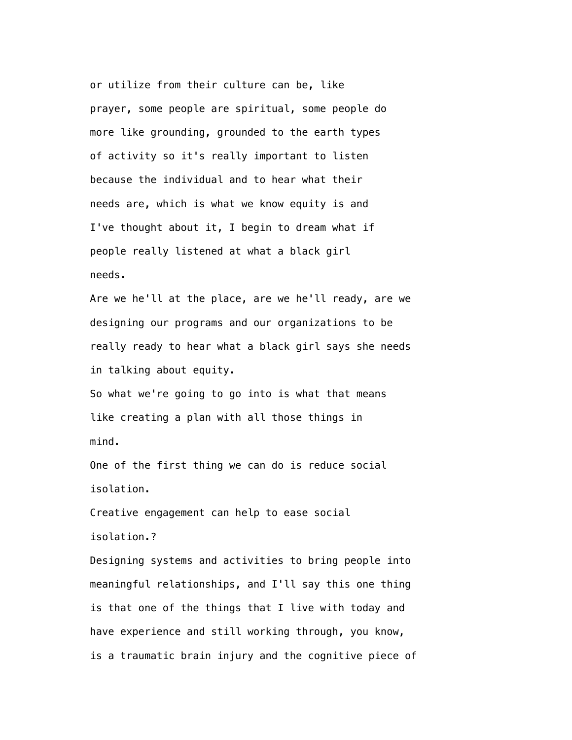or utilize from their culture can be, like prayer, some people are spiritual, some people do more like grounding, grounded to the earth types of activity so it's really important to listen because the individual and to hear what their needs are, which is what we know equity is and I've thought about it, I begin to dream what if people really listened at what a black girl needs.

Are we he'll at the place, are we he'll ready, are we designing our programs and our organizations to be really ready to hear what a black girl says she needs in talking about equity.

So what we're going to go into is what that means like creating a plan with all those things in mind.

One of the first thing we can do is reduce social isolation.

Creative engagement can help to ease social isolation.?

Designing systems and activities to bring people into meaningful relationships, and I'll say this one thing is that one of the things that I live with today and have experience and still working through, you know, is a traumatic brain injury and the cognitive piece of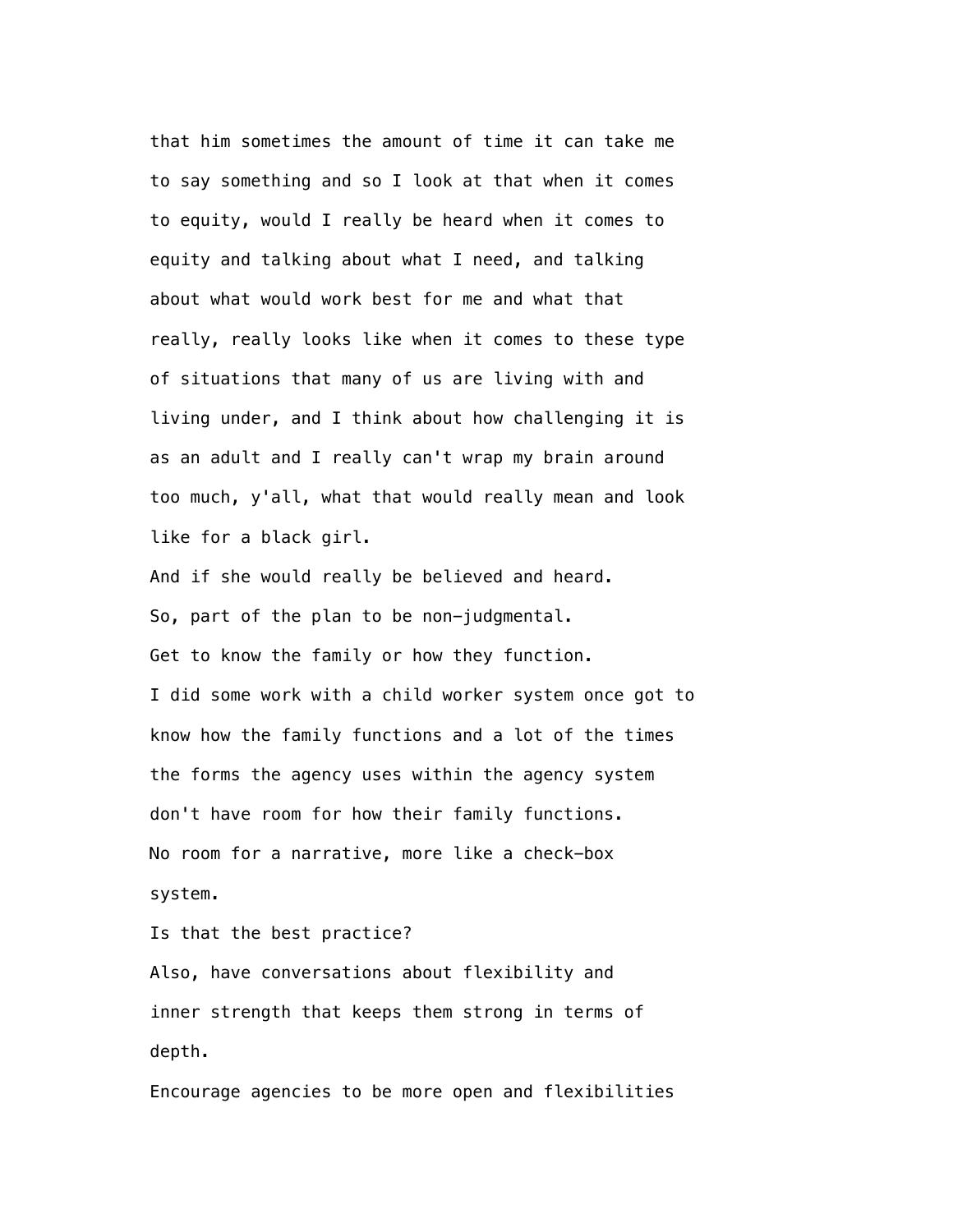that him sometimes the amount of time it can take me to say something and so I look at that when it comes to equity, would I really be heard when it comes to equity and talking about what I need, and talking about what would work best for me and what that really, really looks like when it comes to these type of situations that many of us are living with and living under, and I think about how challenging it is as an adult and I really can't wrap my brain around too much, y'all, what that would really mean and look like for a black girl.

And if she would really be believed and heard.

So, part of the plan to be non-judgmental.

Get to know the family or how they function.

I did some work with a child worker system once got to know how the family functions and a lot of the times the forms the agency uses within the agency system don't have room for how their family functions.

No room for a narrative, more like a check-box system.

Is that the best practice?

Also, have conversations about flexibility and inner strength that keeps them strong in terms of depth.

Encourage agencies to be more open and flexibilities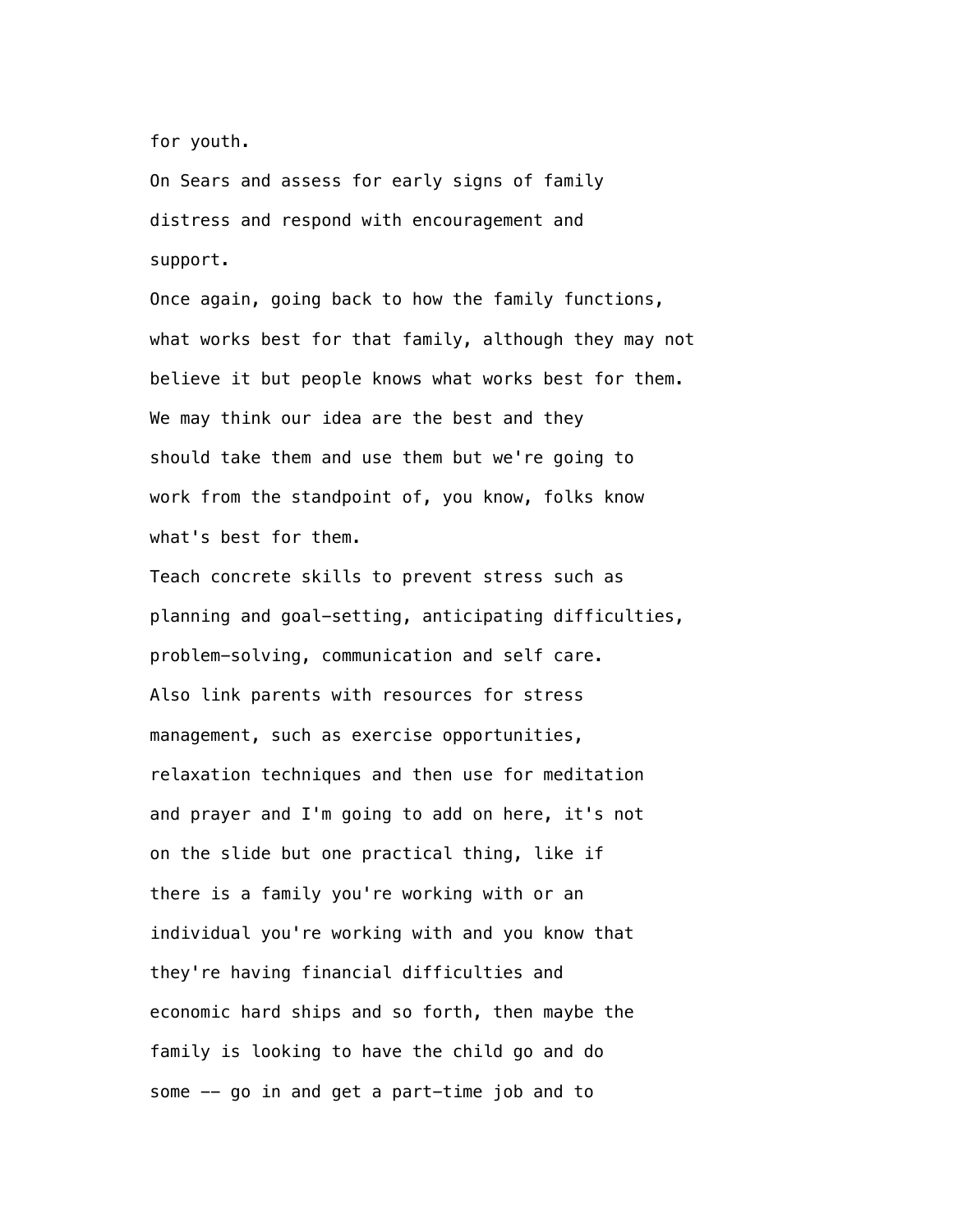for youth.

On Sears and assess for early signs of family distress and respond with encouragement and support.

Once again, going back to how the family functions, what works best for that family, although they may not believe it but people knows what works best for them. We may think our idea are the best and they should take them and use them but we're going to work from the standpoint of, you know, folks know what's best for them.

Teach concrete skills to prevent stress such as planning and goal-setting, anticipating difficulties, problem-solving, communication and self care.

Also link parents with resources for stress management, such as exercise opportunities, relaxation techniques and then use for meditation and prayer and I'm going to add on here, it's not on the slide but one practical thing, like if there is a family you're working with or an individual you're working with and you know that they're having financial difficulties and economic hard ships and so forth, then maybe the family is looking to have the child go and do some -- go in and get a part-time job and to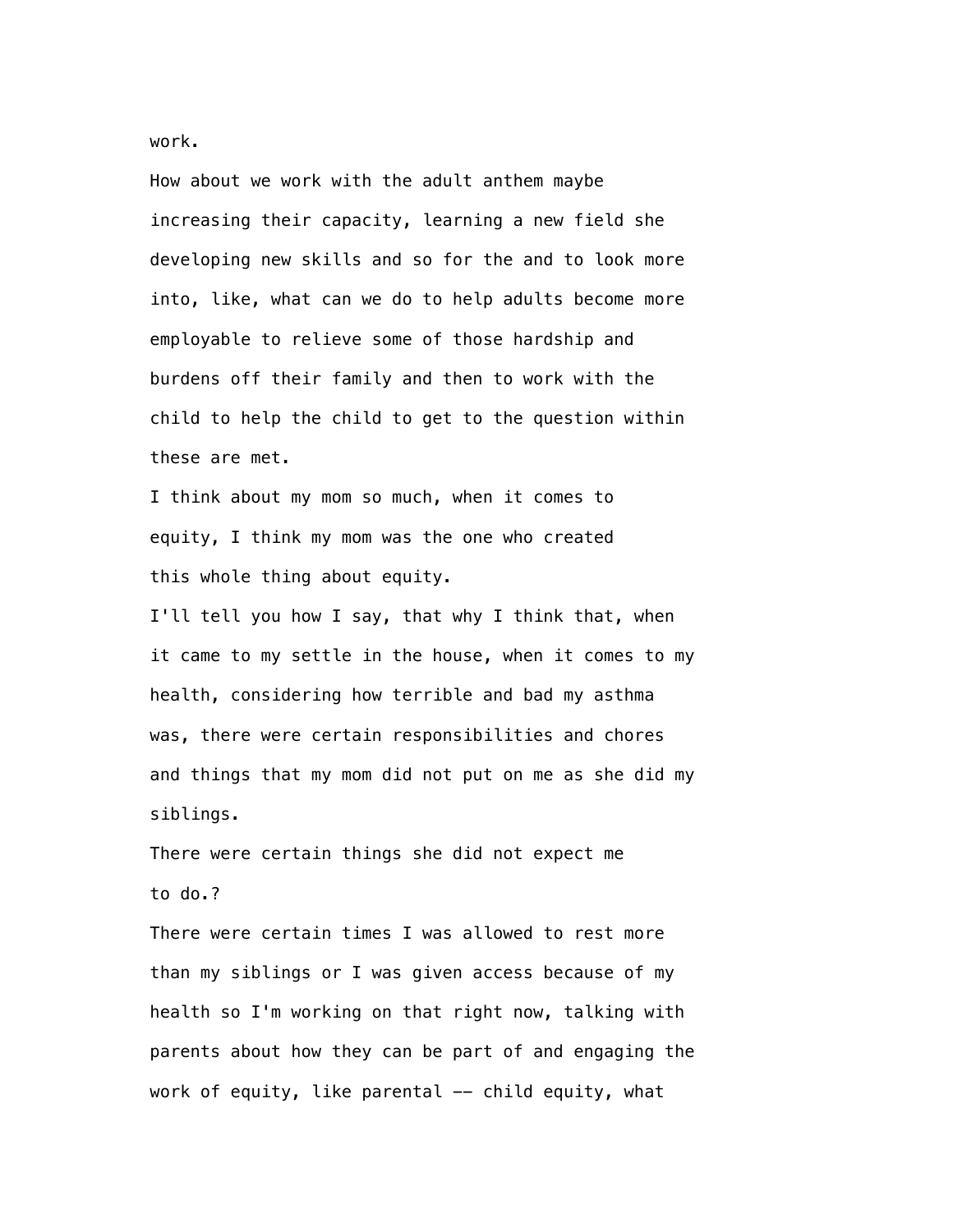work.

How about we work with the adult anthem maybe increasing their capacity, learning a new field she developing new skills and so for the and to look more into, like, what can we do to help adults become more employable to relieve some of those hardship and burdens off their family and then to work with the child to help the child to get to the question within these are met.

I think about my mom so much, when it comes to equity, I think my mom was the one who created this whole thing about equity.

I'll tell you how I say, that why I think that, when it came to my settle in the house, when it comes to my health, considering how terrible and bad my asthma was, there were certain responsibilities and chores and things that my mom did not put on me as she did my siblings.

There were certain things she did not expect me to do.?

There were certain times I was allowed to rest more than my siblings or I was given access because of my health so I'm working on that right now, talking with parents about how they can be part of and engaging the work of equity, like parental -- child equity, what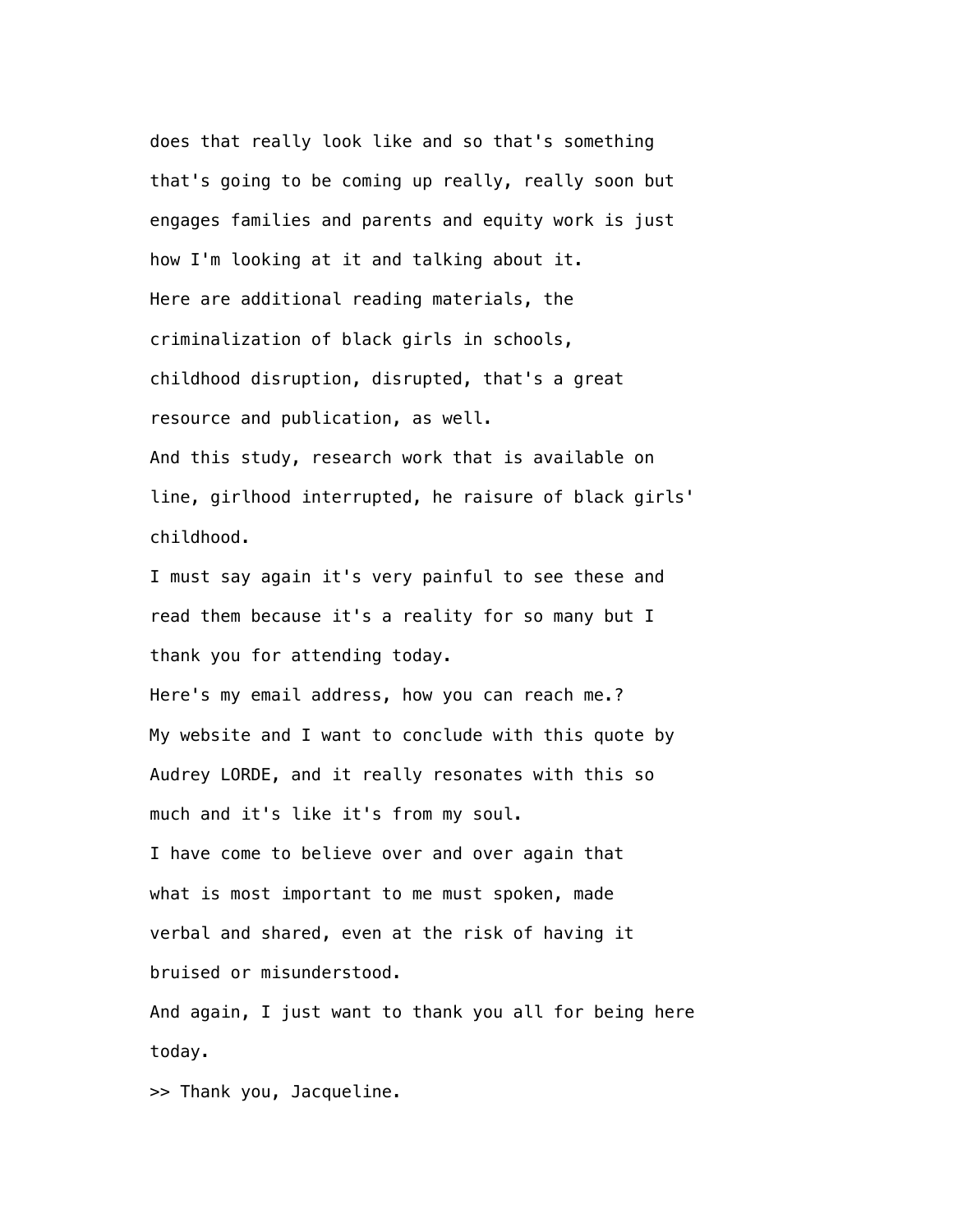does that really look like and so that's something that's going to be coming up really, really soon but engages families and parents and equity work is just how I'm looking at it and talking about it.

Here are additional reading materials, the criminalization of black girls in schools, childhood disruption, disrupted, that's a great resource and publication, as well.

And this study, research work that is available on line, girlhood interrupted, he raisure of black girls' childhood.

I must say again it's very painful to see these and read them because it's a reality for so many but I thank you for attending today.

Here's my email address, how you can reach me.?

My website and I want to conclude with this quote by Audrey LORDE, and it really resonates with this so much and it's like it's from my soul.

I have come to believe over and over again that what is most important to me must spoken, made verbal and shared, even at the risk of having it bruised or misunderstood.

And again, I just want to thank you all for being here today.

>> Thank you, Jacqueline.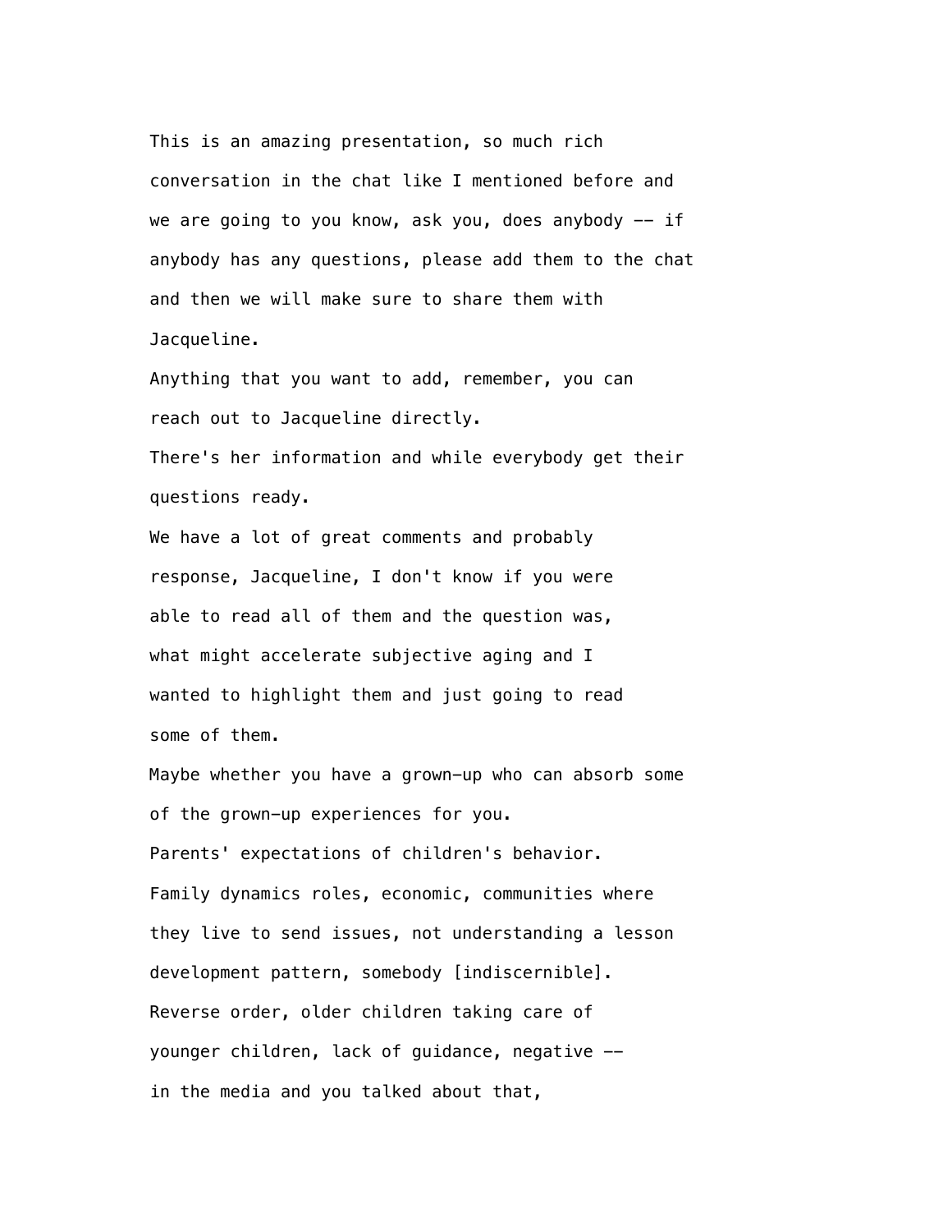This is an amazing presentation, so much rich conversation in the chat like I mentioned before and we are going to you know, ask you, does anybody -- if anybody has any questions, please add them to the chat and then we will make sure to share them with Jacqueline.

Anything that you want to add, remember, you can reach out to Jacqueline directly.

There's her information and while everybody get their questions ready.

We have a lot of great comments and probably response, Jacqueline, I don't know if you were able to read all of them and the question was, what might accelerate subjective aging and I wanted to highlight them and just going to read some of them.

Maybe whether you have a grown-up who can absorb some of the grown-up experiences for you.

Parents' expectations of children's behavior.

Family dynamics roles, economic, communities where they live to send issues, not understanding a lesson development pattern, somebody [indiscernible].

Reverse order, older children taking care of younger children, lack of guidance, negative -- in the media and you talked about that,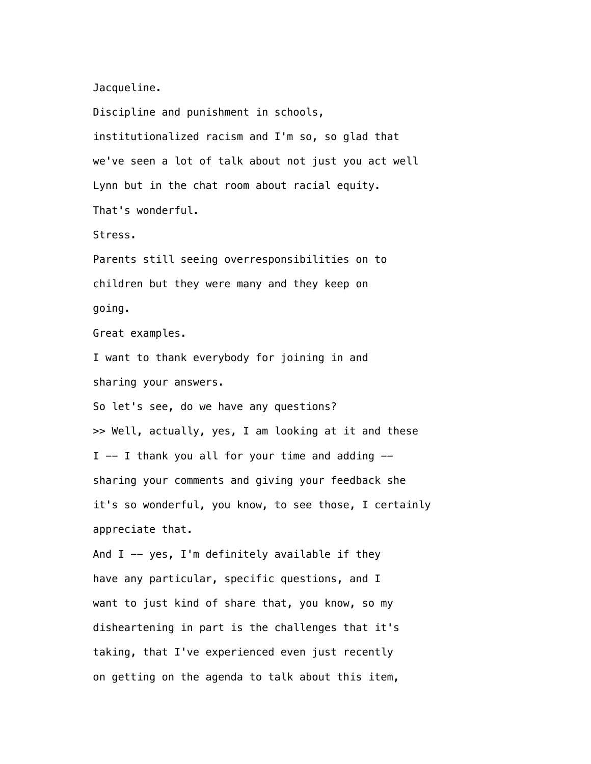Jacqueline.

Discipline and punishment in schools, institutionalized racism and I'm so, so glad that we've seen a lot of talk about not just you act well Lynn but in the chat room about racial equity.

That's wonderful.

Stress.

Parents still seeing overresponsibilities on to children but they were many and they keep on going.

Great examples.

I want to thank everybody for joining in and sharing your answers.

So let's see, do we have any questions?

>> Well, actually, yes, I am looking at it and these I -- I thank you all for your time and adding -- sharing your comments and giving your feedback she it's so wonderful, you know, to see those, I certainly appreciate that.

And I -- yes, I'm definitely available if they have any particular, specific questions, and I want to just kind of share that, you know, so my disheartening in part is the challenges that it's taking, that I've experienced even just recently on getting on the agenda to talk about this item,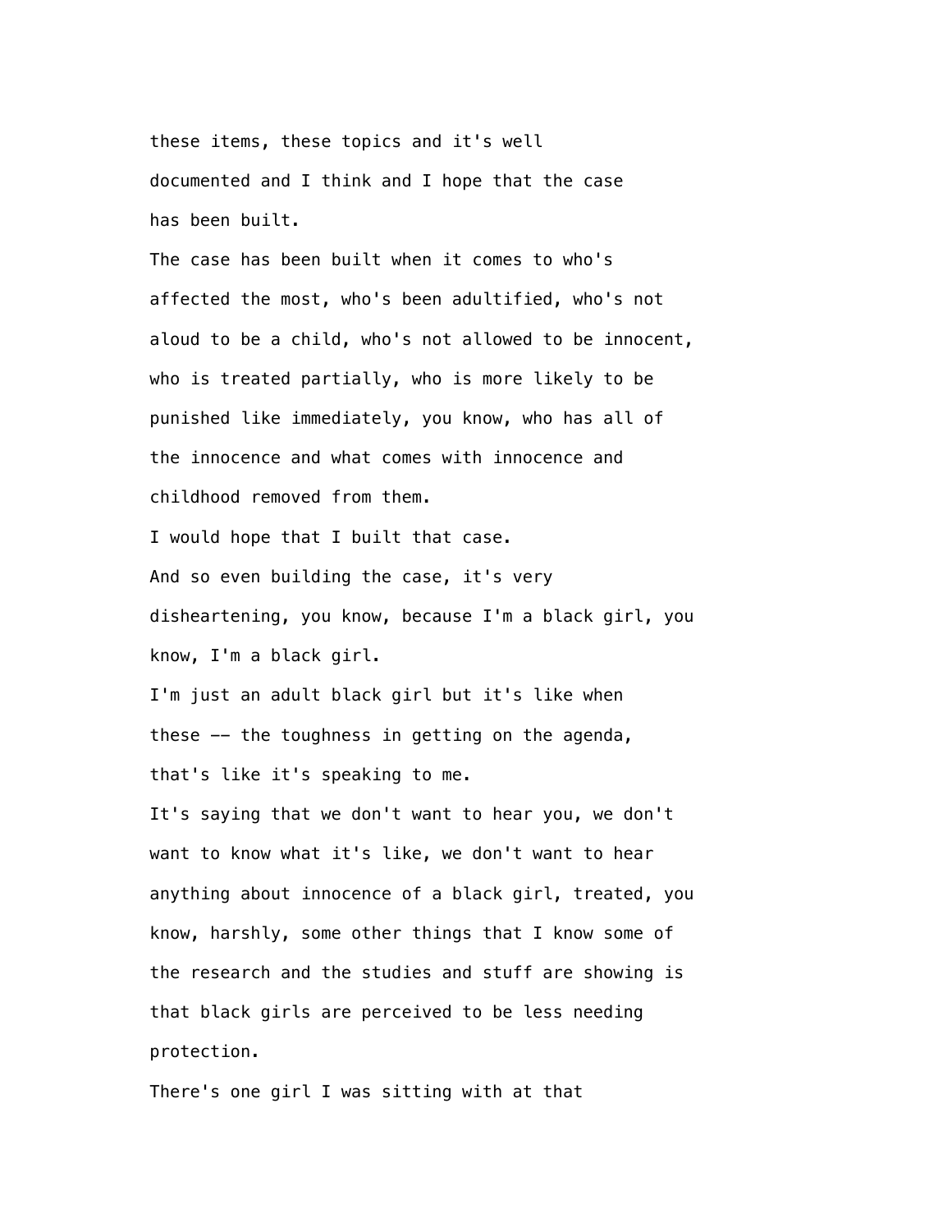these items, these topics and it's well documented and I think and I hope that the case has been built.

The case has been built when it comes to who's affected the most, who's been adultified, who's not aloud to be a child, who's not allowed to be innocent, who is treated partially, who is more likely to be punished like immediately, you know, who has all of the innocence and what comes with innocence and childhood removed from them.

I would hope that I built that case.

And so even building the case, it's very disheartening, you know, because I'm a black girl, you know, I'm a black girl.

I'm just an adult black girl but it's like when these -- the toughness in getting on the agenda, that's like it's speaking to me.

It's saying that we don't want to hear you, we don't want to know what it's like, we don't want to hear anything about innocence of a black girl, treated, you know, harshly, some other things that I know some of the research and the studies and stuff are showing is that black girls are perceived to be less needing protection.

There's one girl I was sitting with at that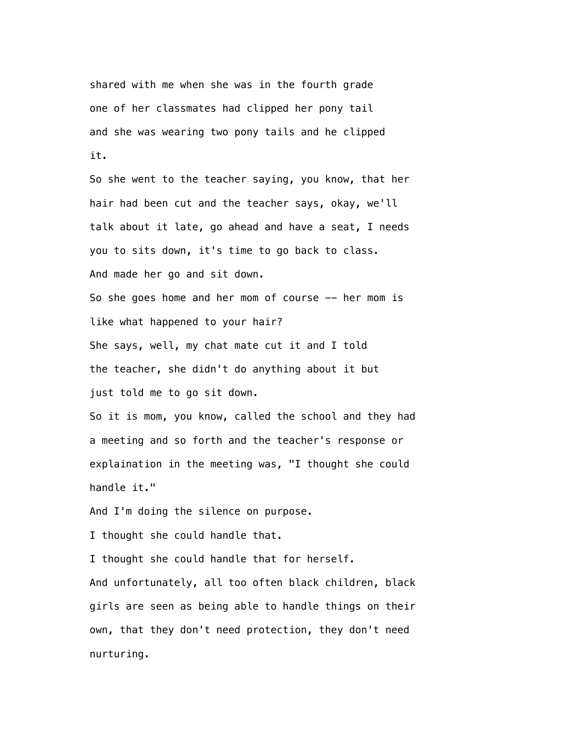shared with me when she was in the fourth grade one of her classmates had clipped her pony tail and she was wearing two pony tails and he clipped it.

So she went to the teacher saying, you know, that her hair had been cut and the teacher says, okay, we'll talk about it late, go ahead and have a seat, I needs you to sits down, it's time to go back to class.

And made her go and sit down.

So she goes home and her mom of course -- her mom is like what happened to your hair?

She says, well, my chat mate cut it and I told the teacher, she didn't do anything about it but just told me to go sit down.

So it is mom, you know, called the school and they had a meeting and so forth and the teacher's response or explaination in the meeting was, "I thought she could handle it."

And I'm doing the silence on purpose.

I thought she could handle that.

I thought she could handle that for herself.

And unfortunately, all too often black children, black girls are seen as being able to handle things on their own, that they don't need protection, they don't need nurturing.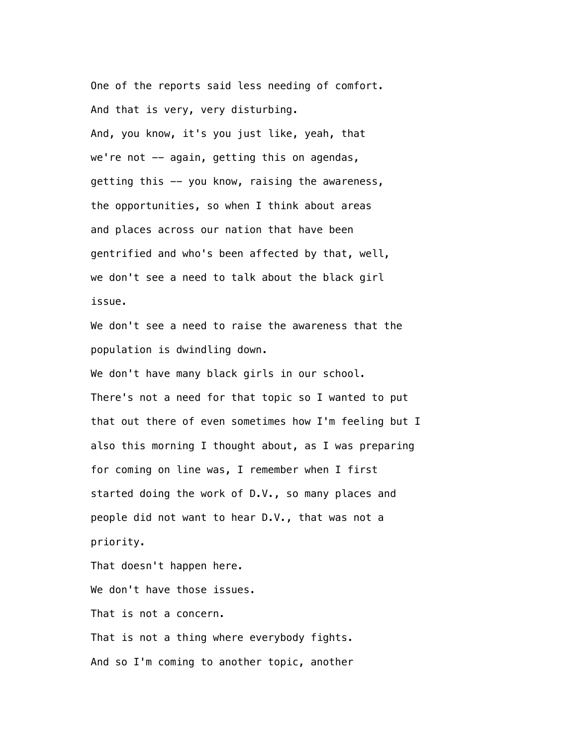One of the reports said less needing of comfort.

And that is very, very disturbing.

And, you know, it's you just like, yeah, that we're not -- again, getting this on agendas, getting this -- you know, raising the awareness, the opportunities, so when I think about areas and places across our nation that have been gentrified and who's been affected by that, well, we don't see a need to talk about the black girl issue.

We don't see a need to raise the awareness that the population is dwindling down.

We don't have many black girls in our school.

There's not a need for that topic so I wanted to put that out there of even sometimes how I'm feeling but I also this morning I thought about, as I was preparing for coming on line was, I remember when I first started doing the work of D.V., so many places and people did not want to hear D.V., that was not a priority.

That doesn't happen here.

We don't have those issues.

That is not a concern.

That is not a thing where everybody fights.

And so I'm coming to another topic, another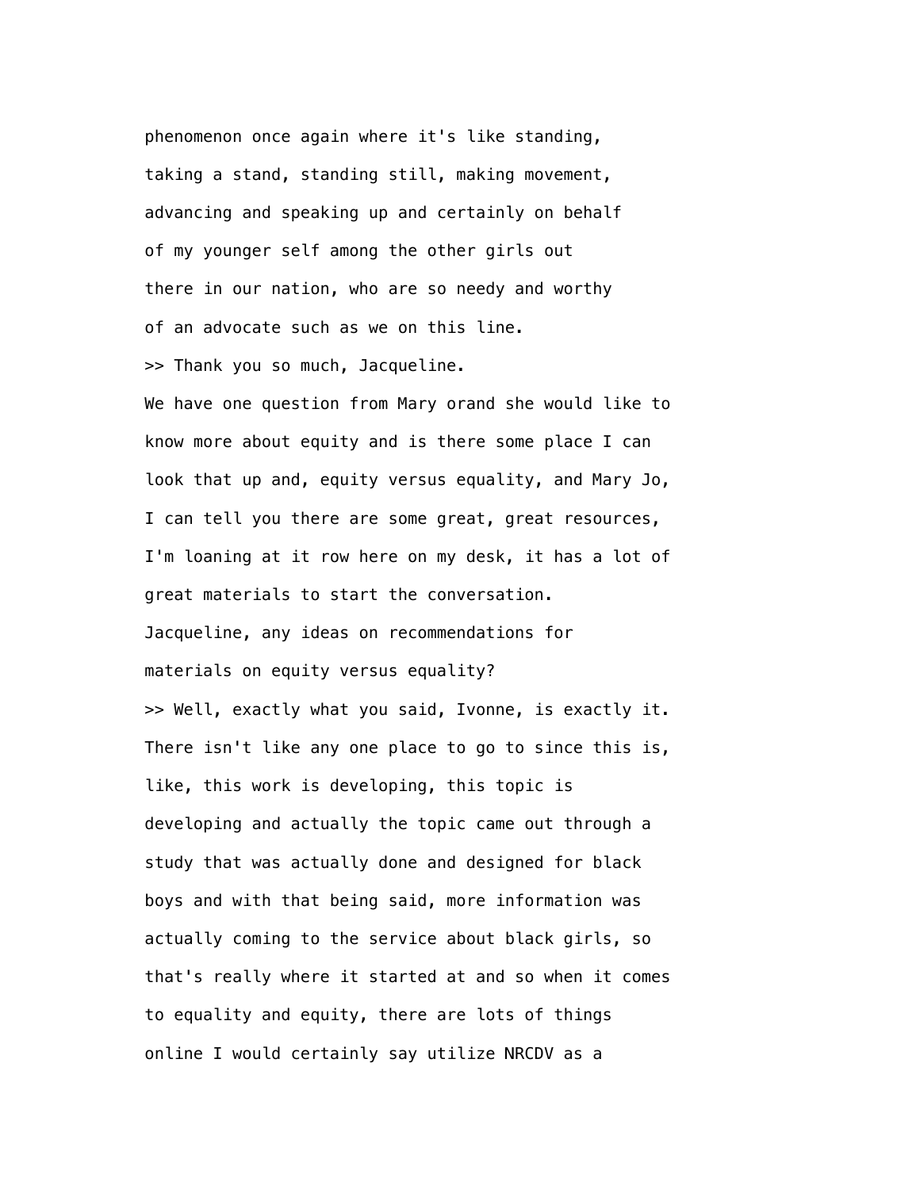phenomenon once again where it's like standing, taking a stand, standing still, making movement, advancing and speaking up and certainly on behalf of my younger self among the other girls out there in our nation, who are so needy and worthy of an advocate such as we on this line.

>> Thank you so much, Jacqueline.

We have one question from Mary orand she would like to know more about equity and is there some place I can look that up and, equity versus equality, and Mary Jo, I can tell you there are some great, great resources, I'm loaning at it row here on my desk, it has a lot of great materials to start the conversation.

Jacqueline, any ideas on recommendations for materials on equity versus equality?

>> Well, exactly what you said, Ivonne, is exactly it. There isn't like any one place to go to since this is, like, this work is developing, this topic is developing and actually the topic came out through a study that was actually done and designed for black boys and with that being said, more information was actually coming to the service about black girls, so that's really where it started at and so when it comes to equality and equity, there are lots of things online I would certainly say utilize NRCDV as a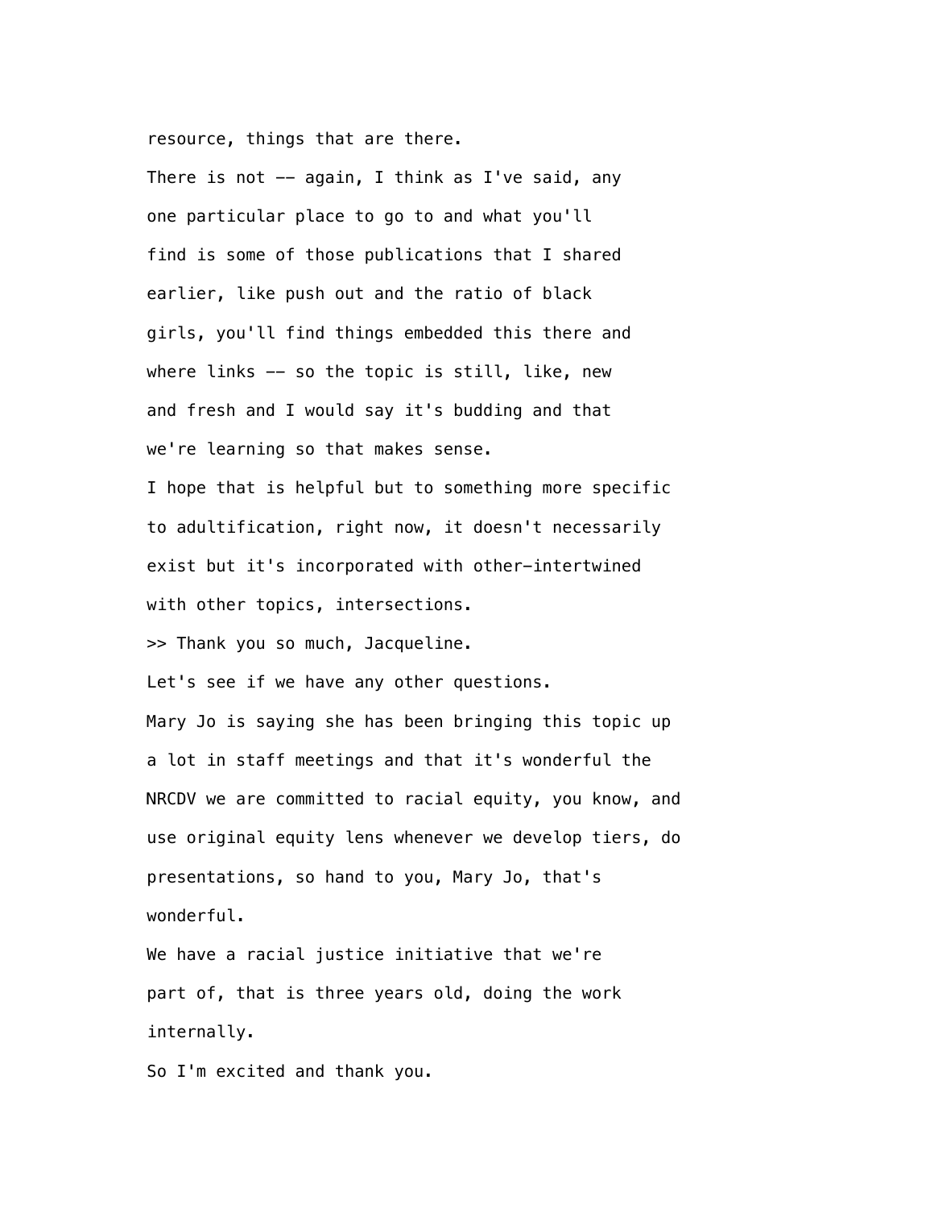resource, things that are there.

There is not -- again, I think as I've said, any one particular place to go to and what you'll find is some of those publications that I shared earlier, like push out and the ratio of black girls, you'll find things embedded this there and where links -- so the topic is still, like, new and fresh and I would say it's budding and that we're learning so that makes sense.

I hope that is helpful but to something more specific to adultification, right now, it doesn't necessarily exist but it's incorporated with other-intertwined with other topics, intersections.

>> Thank you so much, Jacqueline.

Let's see if we have any other questions.

Mary Jo is saying she has been bringing this topic up a lot in staff meetings and that it's wonderful the NRCDV we are committed to racial equity, you know, and use original equity lens whenever we develop tiers, do presentations, so hand to you, Mary Jo, that's wonderful.

We have a racial justice initiative that we're part of, that is three years old, doing the work internally.

So I'm excited and thank you.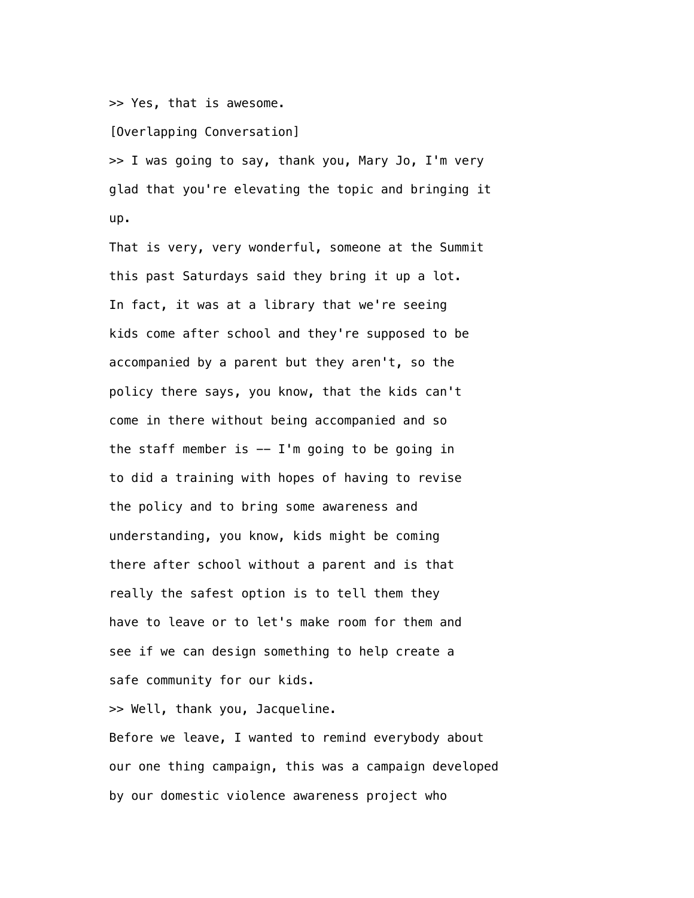>> Yes, that is awesome.

[Overlapping Conversation]

>> I was going to say, thank you, Mary Jo, I'm very glad that you're elevating the topic and bringing it up.

That is very, very wonderful, someone at the Summit this past Saturdays said they bring it up a lot.

In fact, it was at a library that we're seeing kids come after school and they're supposed to be accompanied by a parent but they aren't, so the policy there says, you know, that the kids can't come in there without being accompanied and so the staff member is -- I'm going to be going in to did a training with hopes of having to revise the policy and to bring some awareness and understanding, you know, kids might be coming there after school without a parent and is that really the safest option is to tell them they have to leave or to let's make room for them and see if we can design something to help create a safe community for our kids.

>> Well, thank you, Jacqueline.

Before we leave, I wanted to remind everybody about our one thing campaign, this was a campaign developed by our domestic violence awareness project who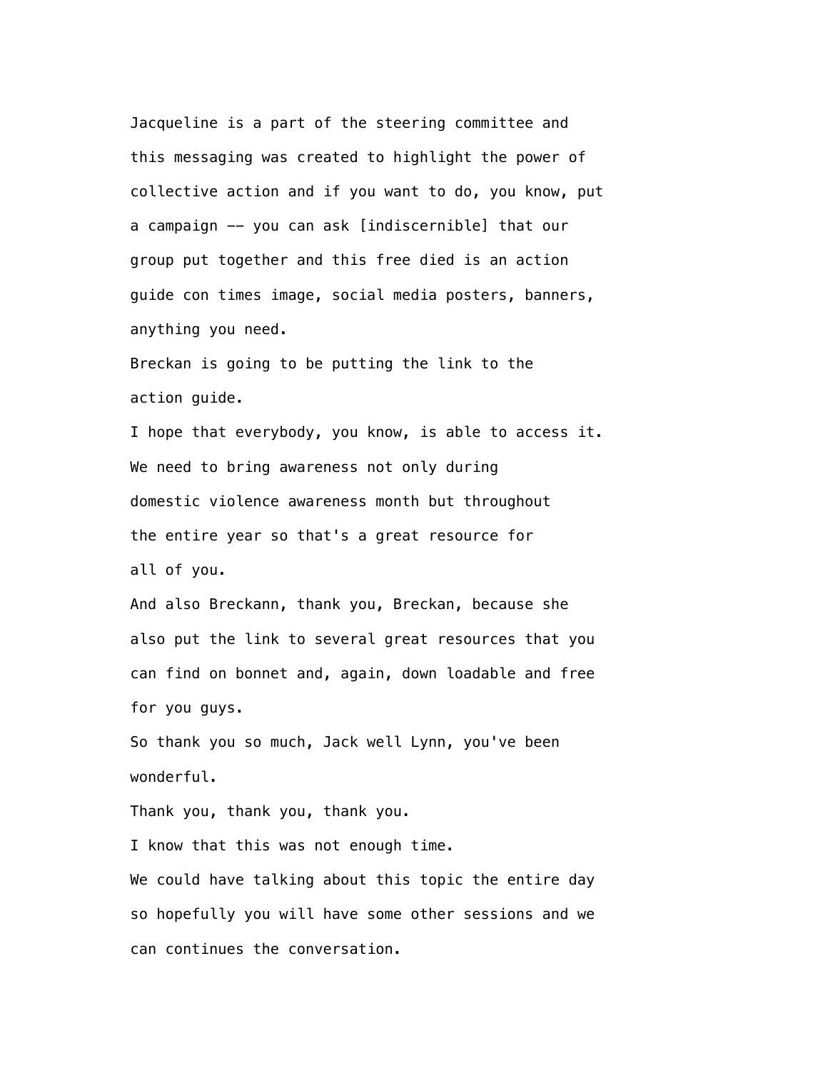Jacqueline is a part of the steering committee and this messaging was created to highlight the power of collective action and if you want to do, you know, put a campaign -- you can ask [indiscernible] that our group put together and this free died is an action guide con times image, social media posters, banners, anything you need.

Breckan is going to be putting the link to the action guide.

I hope that everybody, you know, is able to access it.

We need to bring awareness not only during domestic violence awareness month but throughout the entire year so that's a great resource for all of you.

And also Breckann, thank you, Breckan, because she also put the link to several great resources that you can find on bonnet and, again, down loadable and free for you guys.

So thank you so much, Jack well Lynn, you've been wonderful.

Thank you, thank you, thank you.

I know that this was not enough time.

We could have talking about this topic the entire day so hopefully you will have some other sessions and we can continues the conversation.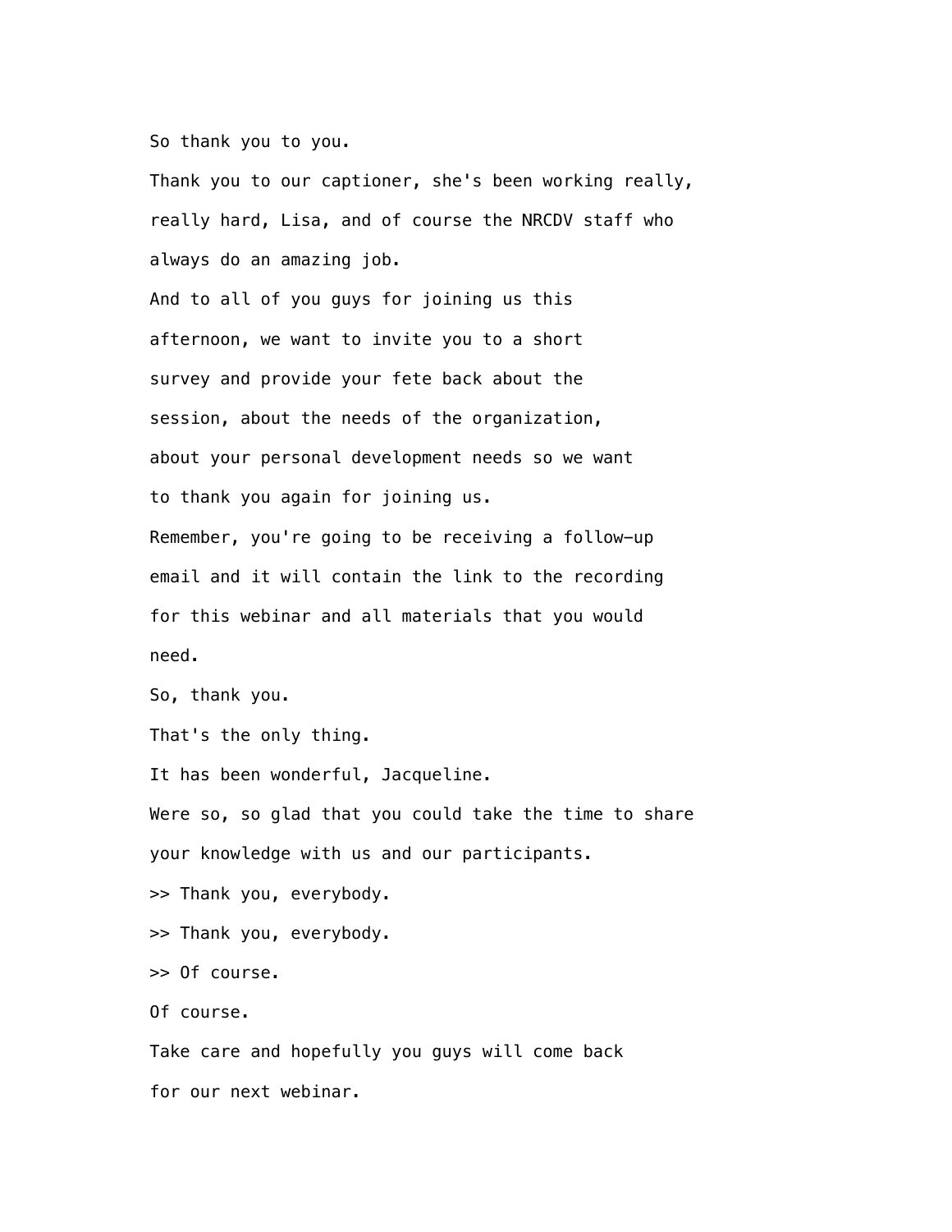So thank you to you.

Thank you to our captioner, she's been working really, really hard, Lisa, and of course the NRCDV staff who always do an amazing job.

And to all of you guys for joining us this afternoon, we want to invite you to a short survey and provide your fete back about the session, about the needs of the organization, about your personal development needs so we want to thank you again for joining us.

Remember, you're going to be receiving a follow-up email and it will contain the link to the recording for this webinar and all materials that you would need.

So, thank you.

That's the only thing.

It has been wonderful, Jacqueline.

Were so, so glad that you could take the time to share your knowledge with us and our participants.

>> Thank you, everybody.

>> Thank you, everybody.

>> Of course.

Of course.

Take care and hopefully you guys will come back for our next webinar.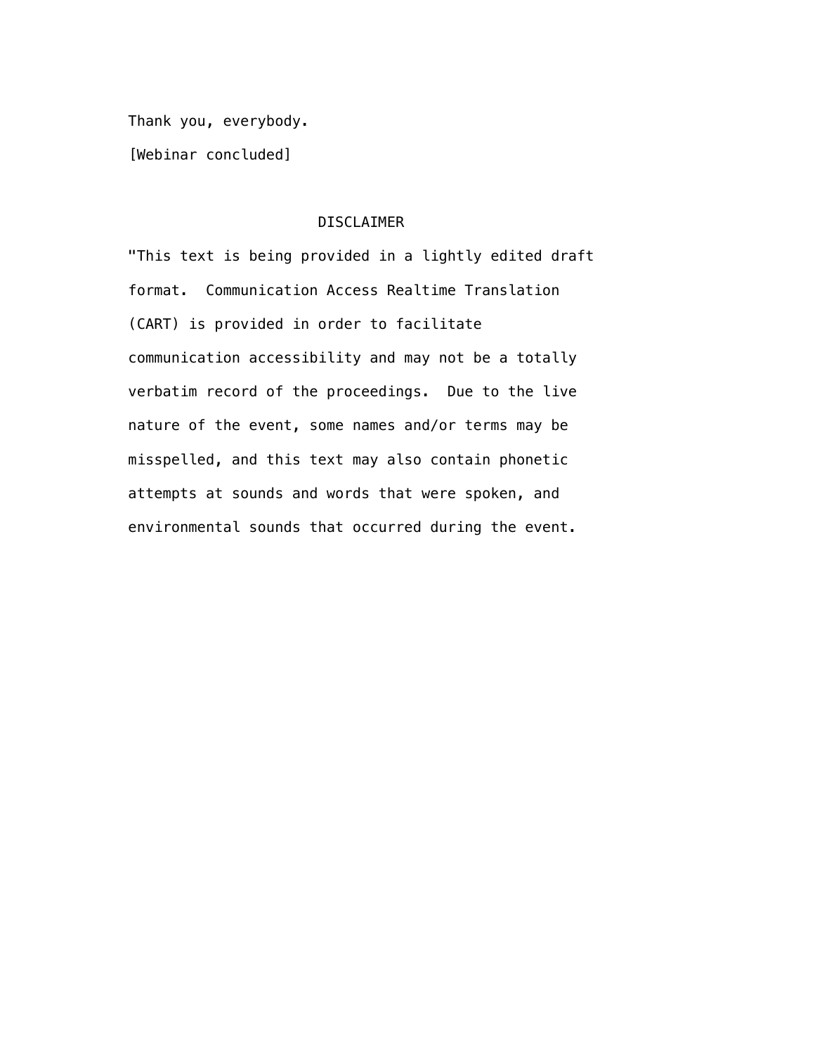Thank you, everybody.

[Webinar concluded]

DISCLAIMER

"This text is being provided in a lightly edited draft format. Communication Access Realtime Translation (CART) is provided in order to facilitate communication accessibility and may not be a totally verbatim record of the proceedings. Due to the live nature of the event, some names and/or terms may be misspelled, and this text may also contain phonetic attempts at sounds and words that were spoken, and environmental sounds that occurred during the event.